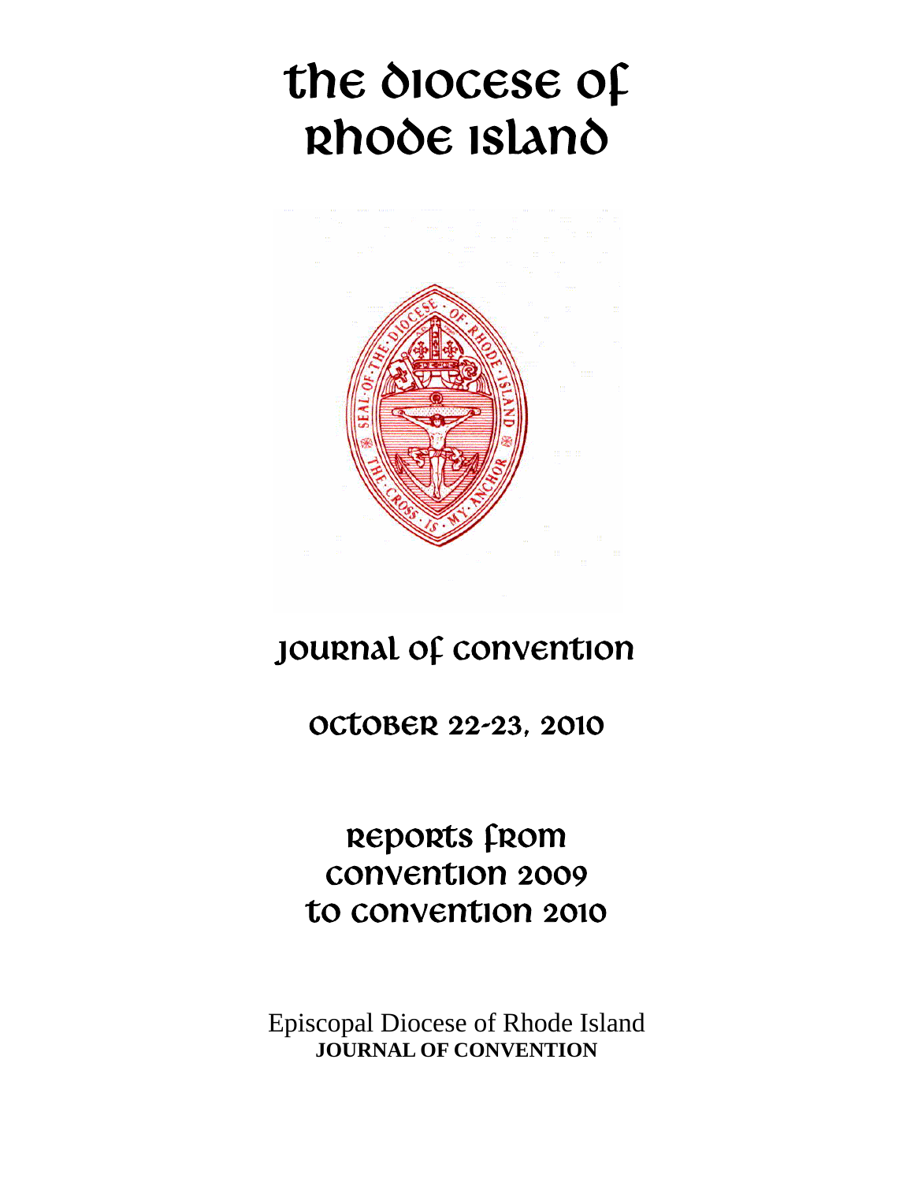# The Diocese of Rhode Island

## Journal of Convention

## October 22-23, 2010

## Reports from Convention 2009 to Convention 2010

Episcopal Diocese of Rhode Island
**JOURNAL OF CONVENTION**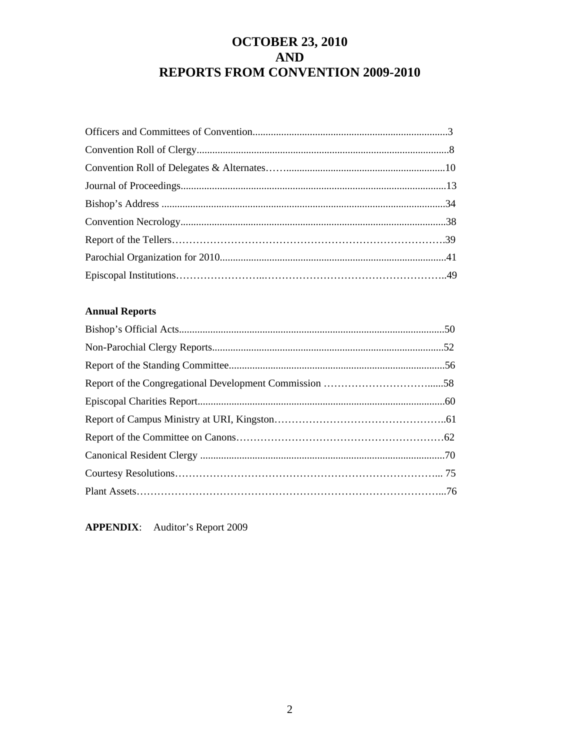# OCTOBER 23, 2010
# AND
# REPORTS FROM CONVENTION 2009-2010

Officers and Committees of Convention..........................................................................3

Convention Roll of Clergy.................................................................................................8

Convention Roll of Delegates & Alternates……...........................................................10

Journal of Proceedings.....................................................................................................13

Bishop's Address ............................................................................................................34

Convention Necrology.....................................................................................................38

Report of the Tellers……………………………………………………………………39

Parochial Organization for 2010......................................................................................41

Episcopal Institutions……………………..……………………………………………..49

**Annual Reports**

Bishop's Official Acts.....................................................................................................50

Non-Parochial Clergy Reports........................................................................................52

Report of the Standing Committee..................................................................................56

Report of the Congregational Development Commission …………………………......58

Episcopal Charities Report..............................................................................................60

Report of Campus Ministry at URI, Kingston…………………………………………..61

Report of the Committee on Canons……………………………………………………62

Canonical Resident Clergy .............................................................................................70

Courtesy Resolutions…………………………………………………………………... 75

Plant Assets……………………………………………………………………………...76

**APPENDIX**: Auditor's Report 2009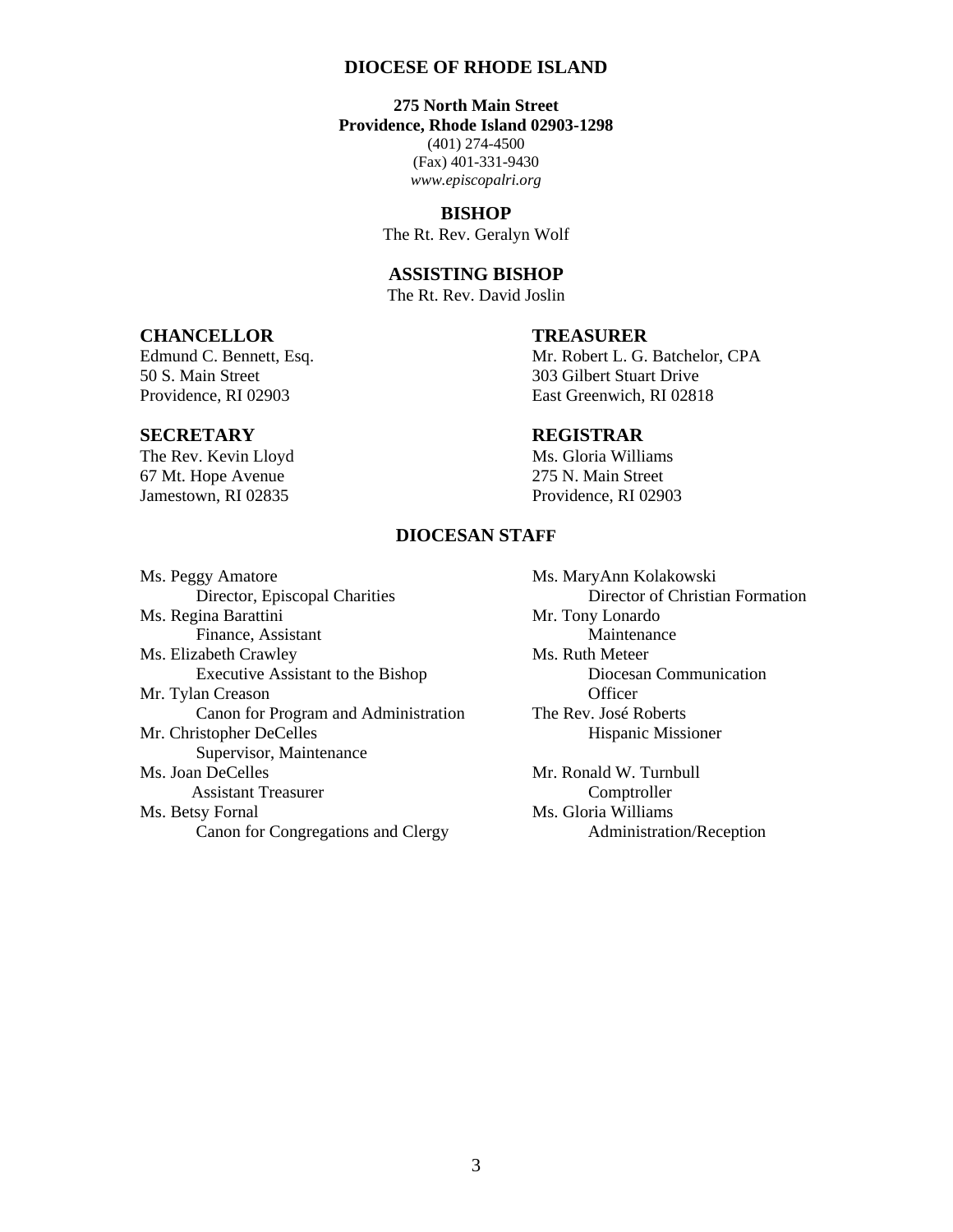# DIOCESE OF RHODE ISLAND

**275 North Main Street**
**Providence, Rhode Island 02903-1298**

(401) 274-4500
(Fax) 401-331-9430
*www.episcopalri.org*

## BISHOP

The Rt. Rev. Geralyn Wolf

## ASSISTING BISHOP

The Rt. Rev. David Joslin

## CHANCELLOR

Edmund C. Bennett, Esq.
50 S. Main Street
Providence, RI 02903

## TREASURER

Mr. Robert L. G. Batchelor, CPA
303 Gilbert Stuart Drive
East Greenwich, RI 02818

## SECRETARY

The Rev. Kevin Lloyd
67 Mt. Hope Avenue
Jamestown, RI 02835

## REGISTRAR

Ms. Gloria Williams
275 N. Main Street
Providence, RI 02903

## DIOCESAN STAFF

Ms. Peggy Amatore
Director, Episcopal Charities

Ms. Regina Barattini
Finance, Assistant

Ms. Elizabeth Crawley
Executive Assistant to the Bishop

Mr. Tylan Creason
Canon for Program and Administration

Mr. Christopher DeCelles
Supervisor, Maintenance

Ms. Joan DeCelles
Assistant Treasurer

Ms. Betsy Fornal
Canon for Congregations and Clergy

Ms. MaryAnn Kolakowski
Director of Christian Formation

Mr. Tony Lonardo
Maintenance

Ms. Ruth Meteer
Diocesan Communication Officer

The Rev. José Roberts
Hispanic Missioner

Mr. Ronald W. Turnbull
Comptroller

Ms. Gloria Williams
Administration/Reception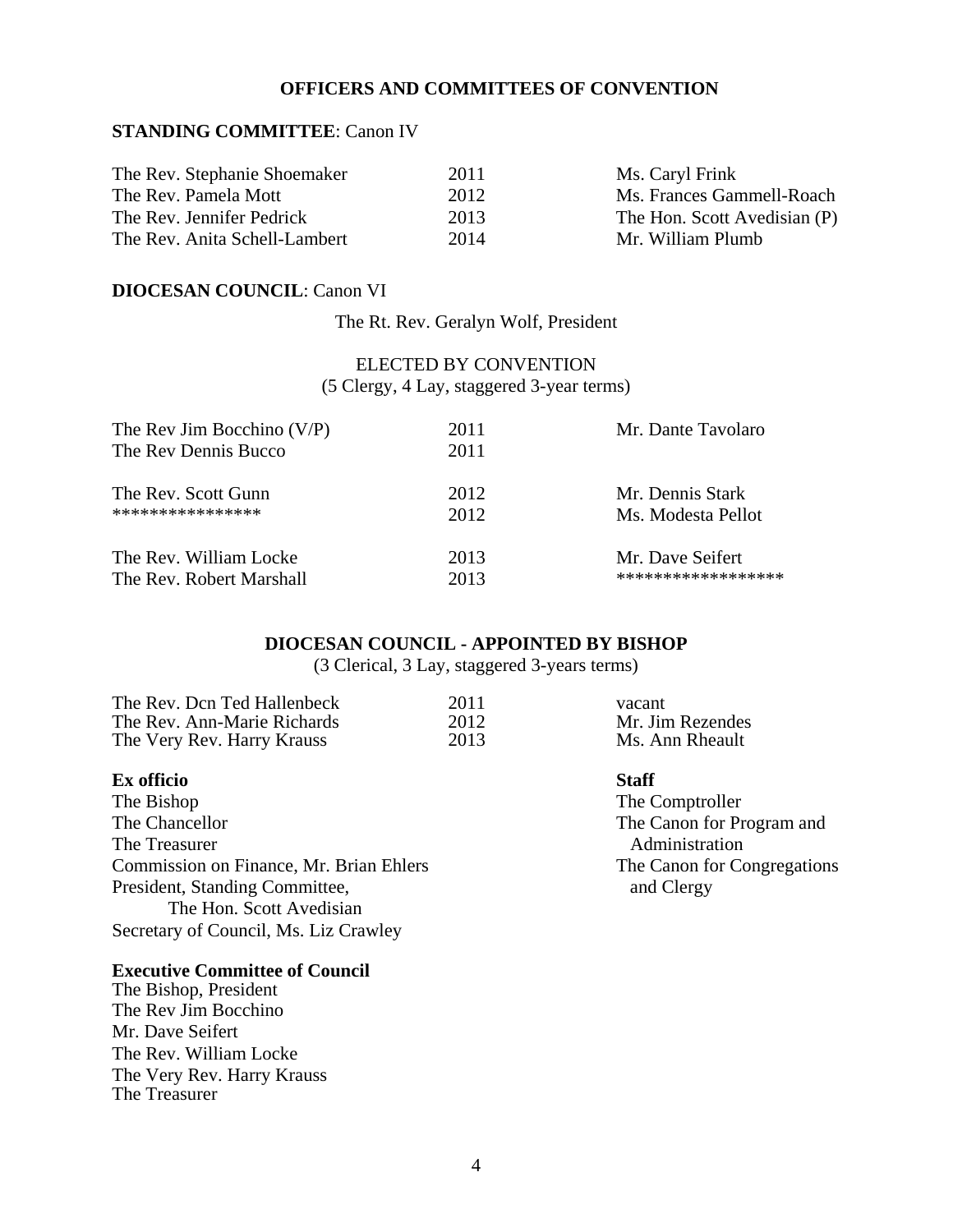# OFFICERS AND COMMITTEES OF CONVENTION

## STANDING COMMITTEE: Canon IV

| | | |
|---|---|---|
| The Rev. Stephanie Shoemaker | 2011 | Ms. Caryl Frink |
| The Rev. Pamela Mott | 2012 | Ms. Frances Gammell-Roach |
| The Rev. Jennifer Pedrick | 2013 | The Hon. Scott Avedisian (P) |
| The Rev. Anita Schell-Lambert | 2014 | Mr. William Plumb |

## DIOCESAN COUNCIL: Canon VI

The Rt. Rev. Geralyn Wolf, President

ELECTED BY CONVENTION
(5 Clergy, 4 Lay, staggered 3-year terms)

| | | |
|---|---|---|
| The Rev Jim Bocchino (V/P) | 2011 | Mr. Dante Tavolaro |
| The Rev Dennis Bucco | 2011 | |
| The Rev. Scott Gunn | 2012 | Mr. Dennis Stark |
| **************** | 2012 | Ms. Modesta Pellot |
| The Rev. William Locke | 2013 | Mr. Dave Seifert |
| The Rev. Robert Marshall | 2013 | ***************** |

## DIOCESAN COUNCIL - APPOINTED BY BISHOP

(3 Clerical, 3 Lay, staggered 3-years terms)

| | | |
|---|---|---|
| The Rev. Dcn Ted Hallenbeck | 2011 | vacant |
| The Rev. Ann-Marie Richards | 2012 | Mr. Jim Rezendes |
| The Very Rev. Harry Krauss | 2013 | Ms. Ann Rheault |

**Ex officio**

The Bishop
The Chancellor
The Treasurer
Commission on Finance, Mr. Brian Ehlers
President, Standing Committee,
The Hon. Scott Avedisian
Secretary of Council, Ms. Liz Crawley

**Staff**

The Comptroller
The Canon for Program and Administration
The Canon for Congregations and Clergy

**Executive Committee of Council**

The Bishop, President
The Rev Jim Bocchino
Mr. Dave Seifert
The Rev. William Locke
The Very Rev. Harry Krauss
The Treasurer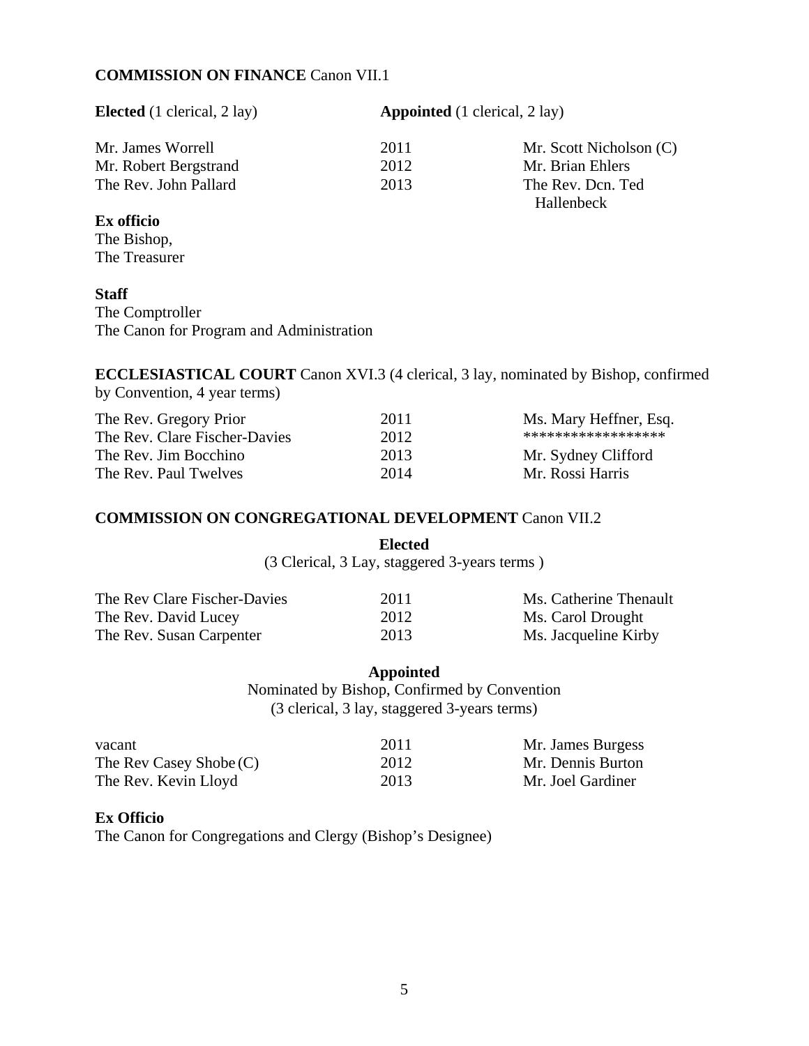**COMMISSION ON FINANCE** Canon VII.1

| **Elected** (1 clerical, 2 lay) | **Appointed** (1 clerical, 2 lay) | |
|---|---|---|
| Mr. James Worrell | 2011 | Mr. Scott Nicholson (C) |
| Mr. Robert Bergstrand | 2012 | Mr. Brian Ehlers |
| The Rev. John Pallard | 2013 | The Rev. Dcn. Ted Hallenbeck |

**Ex officio**
The Bishop,
The Treasurer

**Staff**
The Comptroller
The Canon for Program and Administration

**ECCLESIASTICAL COURT** Canon XVI.3 (4 clerical, 3 lay, nominated by Bishop, confirmed by Convention, 4 year terms)

| | | |
|---|---|---|
| The Rev. Gregory Prior | 2011 | Ms. Mary Heffner, Esq. |
| The Rev. Clare Fischer-Davies | 2012 | ***************** |
| The Rev. Jim Bocchino | 2013 | Mr. Sydney Clifford |
| The Rev. Paul Twelves | 2014 | Mr. Rossi Harris |

**COMMISSION ON CONGREGATIONAL DEVELOPMENT** Canon VII.2

**Elected**
(3 Clerical, 3 Lay, staggered 3-years terms )

| | | |
|---|---|---|
| The Rev Clare Fischer-Davies | 2011 | Ms. Catherine Thenault |
| The Rev. David Lucey | 2012 | Ms. Carol Drought |
| The Rev. Susan Carpenter | 2013 | Ms. Jacqueline Kirby |

**Appointed**
Nominated by Bishop, Confirmed by Convention
(3 clerical, 3 lay, staggered 3-years terms)

| | | |
|---|---|---|
| vacant | 2011 | Mr. James Burgess |
| The Rev Casey Shobe (C) | 2012 | Mr. Dennis Burton |
| The Rev. Kevin Lloyd | 2013 | Mr. Joel Gardiner |

**Ex Officio**
The Canon for Congregations and Clergy (Bishop's Designee)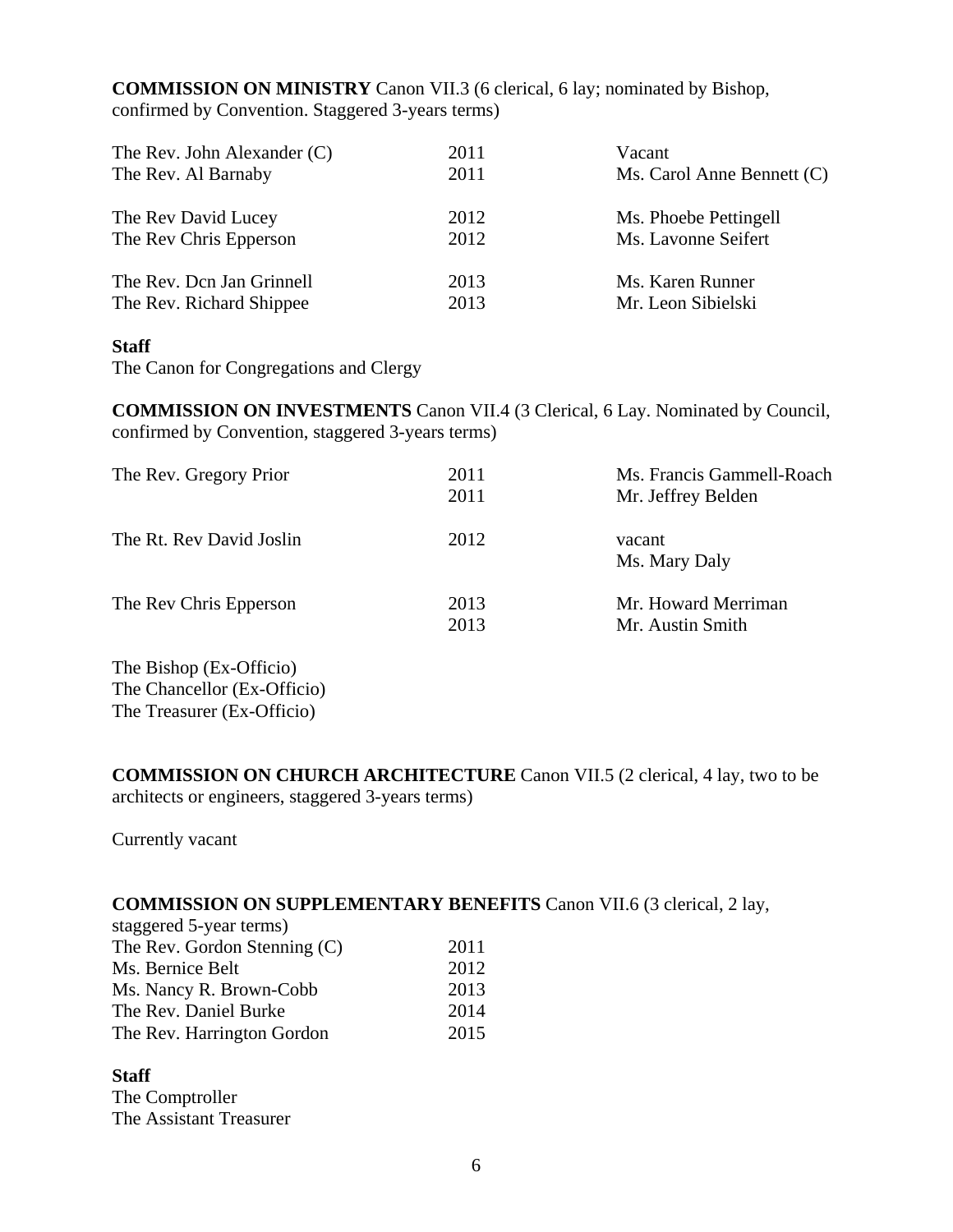**COMMISSION ON MINISTRY** Canon VII.3 (6 clerical, 6 lay; nominated by Bishop, confirmed by Convention. Staggered 3-years terms)

| | | |
|---|---|---|
| The Rev. John Alexander (C) | 2011 | Vacant |
| The Rev. Al Barnaby | 2011 | Ms. Carol Anne Bennett (C) |
| The Rev David Lucey | 2012 | Ms. Phoebe Pettingell |
| The Rev Chris Epperson | 2012 | Ms. Lavonne Seifert |
| The Rev. Dcn Jan Grinnell | 2013 | Ms. Karen Runner |
| The Rev. Richard Shippee | 2013 | Mr. Leon Sibielski |

**Staff**

The Canon for Congregations and Clergy

**COMMISSION ON INVESTMENTS** Canon VII.4 (3 Clerical, 6 Lay. Nominated by Council, confirmed by Convention, staggered 3-years terms)

| | | |
|---|---|---|
| The Rev. Gregory Prior | 2011 | Ms. Francis Gammell-Roach |
| | 2011 | Mr. Jeffrey Belden |
| The Rt. Rev David Joslin | 2012 | vacant |
| | | Ms. Mary Daly |
| The Rev Chris Epperson | 2013 | Mr. Howard Merriman |
| | 2013 | Mr. Austin Smith |

The Bishop (Ex-Officio)
The Chancellor (Ex-Officio)
The Treasurer (Ex-Officio)

**COMMISSION ON CHURCH ARCHITECTURE** Canon VII.5 (2 clerical, 4 lay, two to be architects or engineers, staggered 3-years terms)

Currently vacant

**COMMISSION ON SUPPLEMENTARY BENEFITS** Canon VII.6 (3 clerical, 2 lay, staggered 5-year terms)

| | |
|---|---|
| The Rev. Gordon Stenning (C) | 2011 |
| Ms. Bernice Belt | 2012 |
| Ms. Nancy R. Brown-Cobb | 2013 |
| The Rev. Daniel Burke | 2014 |
| The Rev. Harrington Gordon | 2015 |

**Staff**

The Comptroller
The Assistant Treasurer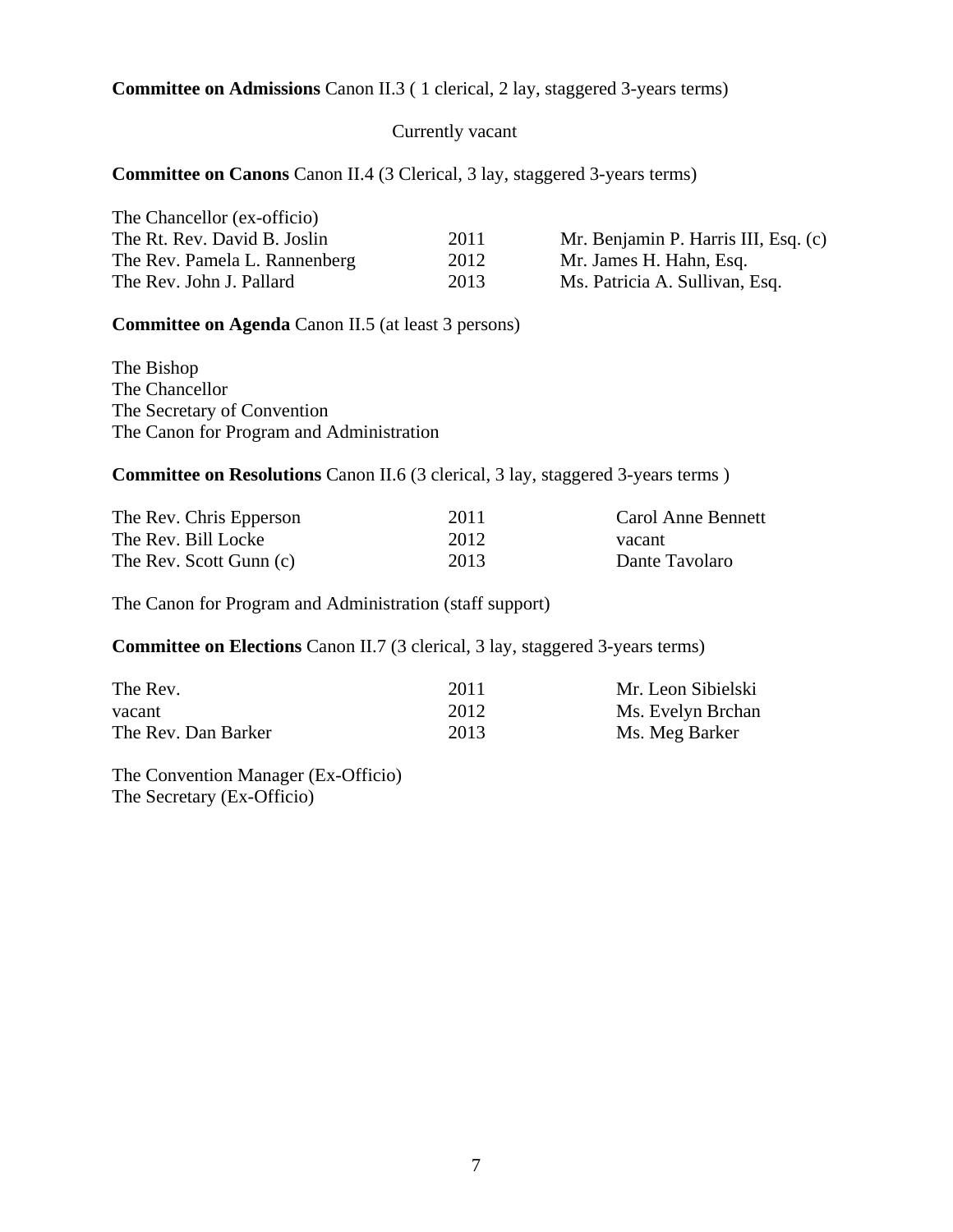**Committee on Admissions** Canon II.3 ( 1 clerical, 2 lay, staggered 3-years terms)

Currently vacant

**Committee on Canons** Canon II.4 (3 Clerical, 3 lay, staggered 3-years terms)

The Chancellor (ex-officio)

| | | |
|---|---|---|
| The Rt. Rev. David B. Joslin | 2011 | Mr. Benjamin P. Harris III, Esq. (c) |
| The Rev. Pamela L. Rannenberg | 2012 | Mr. James H. Hahn, Esq. |
| The Rev. John J. Pallard | 2013 | Ms. Patricia A. Sullivan, Esq. |

**Committee on Agenda** Canon II.5 (at least 3 persons)

The Bishop
The Chancellor
The Secretary of Convention
The Canon for Program and Administration

**Committee on Resolutions** Canon II.6 (3 clerical, 3 lay, staggered 3-years terms )

| | | |
|---|---|---|
| The Rev. Chris Epperson | 2011 | Carol Anne Bennett |
| The Rev. Bill Locke | 2012 | vacant |
| The Rev. Scott Gunn (c) | 2013 | Dante Tavolaro |

The Canon for Program and Administration (staff support)

**Committee on Elections** Canon II.7 (3 clerical, 3 lay, staggered 3-years terms)

| | | |
|---|---|---|
| The Rev. | 2011 | Mr. Leon Sibielski |
| vacant | 2012 | Ms. Evelyn Brchan |
| The Rev. Dan Barker | 2013 | Ms. Meg Barker |

The Convention Manager (Ex-Officio)
The Secretary (Ex-Officio)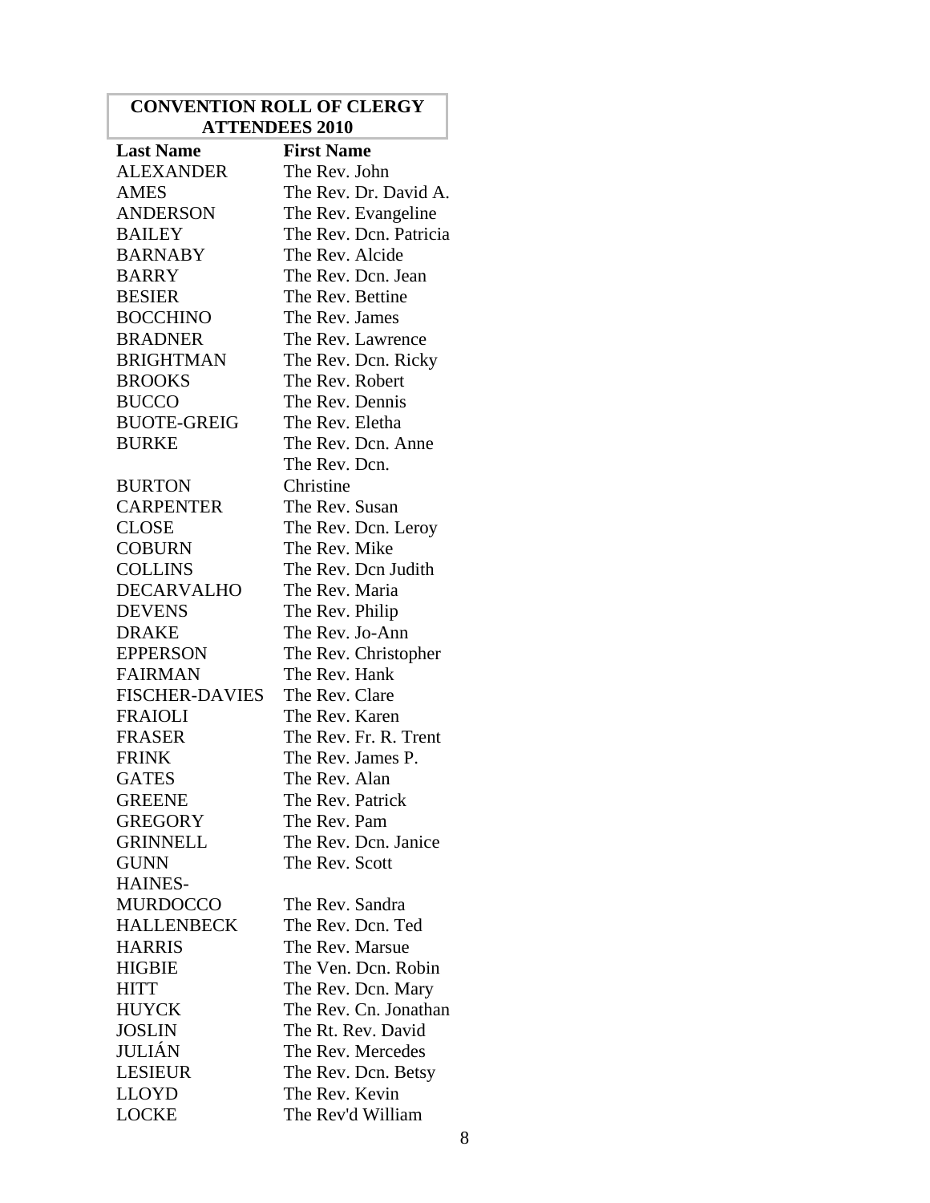| CONVENTION ROLL OF CLERGY ATTENDEES 2010 | |
|---|---|
| **Last Name** | **First Name** |
| ALEXANDER | The Rev. John |
| AMES | The Rev. Dr. David A. |
| ANDERSON | The Rev. Evangeline |
| BAILEY | The Rev. Dcn. Patricia |
| BARNABY | The Rev. Alcide |
| BARRY | The Rev. Dcn. Jean |
| BESIER | The Rev. Bettine |
| BOCCHINO | The Rev. James |
| BRADNER | The Rev. Lawrence |
| BRIGHTMAN | The Rev. Dcn. Ricky |
| BROOKS | The Rev. Robert |
| BUCCO | The Rev. Dennis |
| BUOTE-GREIG | The Rev. Eletha |
| BURKE | The Rev. Dcn. Anne |
| BURTON | The Rev. Dcn. Christine |
| CARPENTER | The Rev. Susan |
| CLOSE | The Rev. Dcn. Leroy |
| COBURN | The Rev. Mike |
| COLLINS | The Rev. Dcn Judith |
| DECARVALHO | The Rev. Maria |
| DEVENS | The Rev. Philip |
| DRAKE | The Rev. Jo-Ann |
| EPPERSON | The Rev. Christopher |
| FAIRMAN | The Rev. Hank |
| FISCHER-DAVIES | The Rev. Clare |
| FRAIOLI | The Rev. Karen |
| FRASER | The Rev. Fr. R. Trent |
| FRINK | The Rev. James P. |
| GATES | The Rev. Alan |
| GREENE | The Rev. Patrick |
| GREGORY | The Rev. Pam |
| GRINNELL | The Rev. Dcn. Janice |
| GUNN | The Rev. Scott |
| HAINES-MURDOCCO | The Rev. Sandra |
| HALLENBECK | The Rev. Dcn. Ted |
| HARRIS | The Rev. Marsue |
| HIGBIE | The Ven. Dcn. Robin |
| HITT | The Rev. Dcn. Mary |
| HUYCK | The Rev. Cn. Jonathan |
| JOSLIN | The Rt. Rev. David |
| JULIÁN | The Rev. Mercedes |
| LESIEUR | The Rev. Dcn. Betsy |
| LLOYD | The Rev. Kevin |
| LOCKE | The Rev'd William |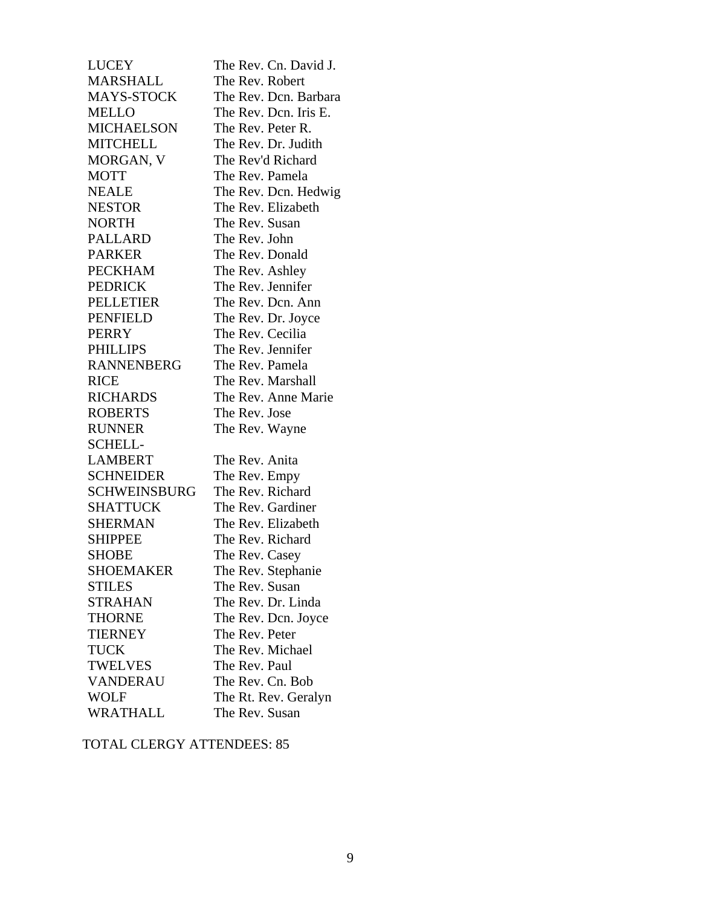| | |
|---|---|
| LUCEY | The Rev. Cn. David J. |
| MARSHALL | The Rev. Robert |
| MAYS-STOCK | The Rev. Dcn. Barbara |
| MELLO | The Rev. Dcn. Iris E. |
| MICHAELSON | The Rev. Peter R. |
| MITCHELL | The Rev. Dr. Judith |
| MORGAN, V | The Rev'd Richard |
| MOTT | The Rev. Pamela |
| NEALE | The Rev. Dcn. Hedwig |
| NESTOR | The Rev. Elizabeth |
| NORTH | The Rev. Susan |
| PALLARD | The Rev. John |
| PARKER | The Rev. Donald |
| PECKHAM | The Rev. Ashley |
| PEDRICK | The Rev. Jennifer |
| PELLETIER | The Rev. Dcn. Ann |
| PENFIELD | The Rev. Dr. Joyce |
| PERRY | The Rev. Cecilia |
| PHILLIPS | The Rev. Jennifer |
| RANNENBERG | The Rev. Pamela |
| RICE | The Rev. Marshall |
| RICHARDS | The Rev. Anne Marie |
| ROBERTS | The Rev. Jose |
| RUNNER | The Rev. Wayne |
| SCHELL-LAMBERT | The Rev. Anita |
| SCHNEIDER | The Rev. Empy |
| SCHWEINSBURG | The Rev. Richard |
| SHATTUCK | The Rev. Gardiner |
| SHERMAN | The Rev. Elizabeth |
| SHIPPEE | The Rev. Richard |
| SHOBE | The Rev. Casey |
| SHOEMAKER | The Rev. Stephanie |
| STILES | The Rev. Susan |
| STRAHAN | The Rev. Dr. Linda |
| THORNE | The Rev. Dcn. Joyce |
| TIERNEY | The Rev. Peter |
| TUCK | The Rev. Michael |
| TWELVES | The Rev. Paul |
| VANDERAU | The Rev. Cn. Bob |
| WOLF | The Rt. Rev. Geralyn |
| WRATHALL | The Rev. Susan |

TOTAL CLERGY ATTENDEES: 85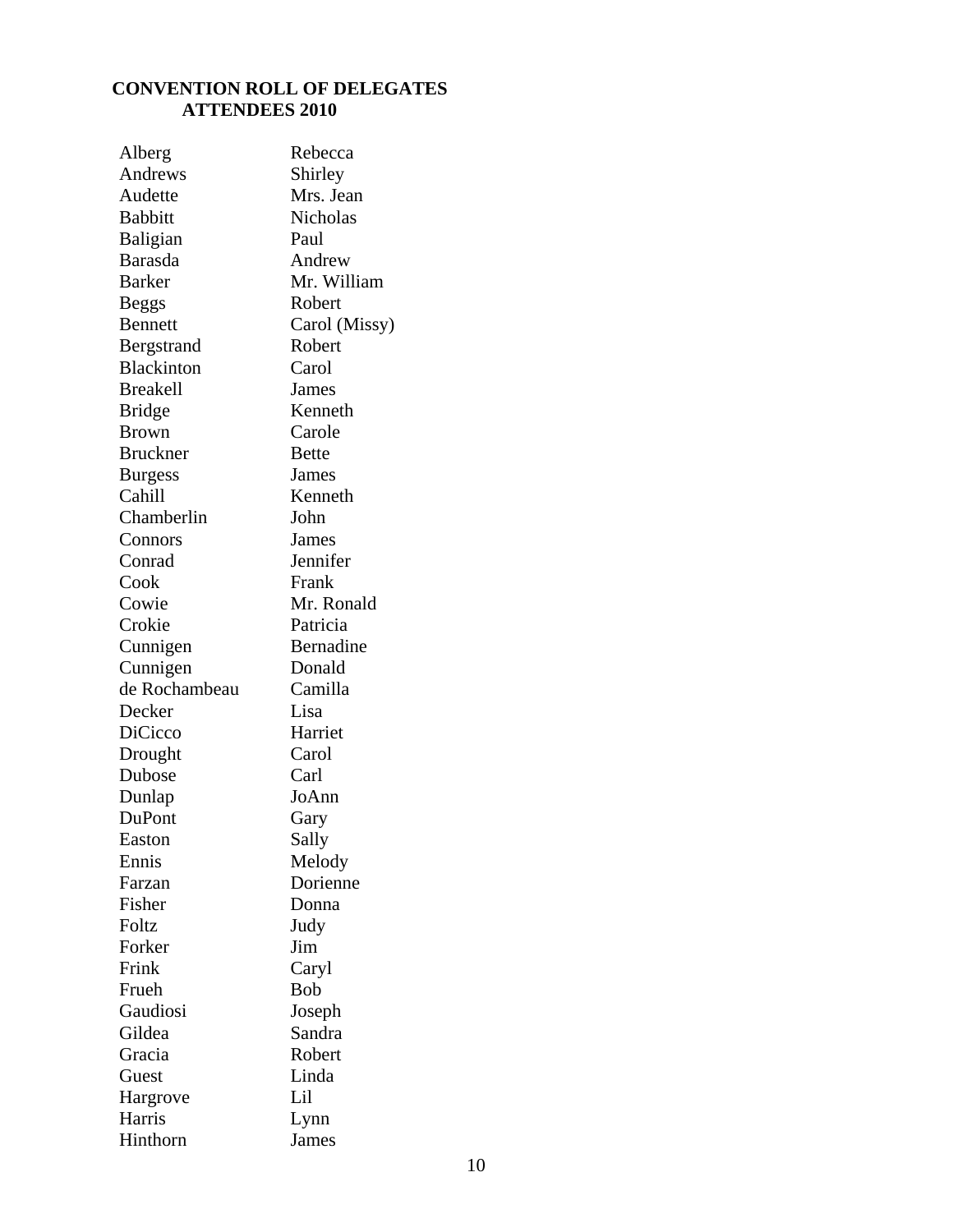**CONVENTION ROLL OF DELEGATES**
**ATTENDEES 2010**

| | |
|---|---|
| Alberg | Rebecca |
| Andrews | Shirley |
| Audette | Mrs. Jean |
| Babbitt | Nicholas |
| Baligian | Paul |
| Barasda | Andrew |
| Barker | Mr. William |
| Beggs | Robert |
| Bennett | Carol (Missy) |
| Bergstrand | Robert |
| Blackinton | Carol |
| Breakell | James |
| Bridge | Kenneth |
| Brown | Carole |
| Bruckner | Bette |
| Burgess | James |
| Cahill | Kenneth |
| Chamberlin | John |
| Connors | James |
| Conrad | Jennifer |
| Cook | Frank |
| Cowie | Mr. Ronald |
| Crokie | Patricia |
| Cunnigen | Bernadine |
| Cunnigen | Donald |
| de Rochambeau | Camilla |
| Decker | Lisa |
| DiCicco | Harriet |
| Drought | Carol |
| Dubose | Carl |
| Dunlap | JoAnn |
| DuPont | Gary |
| Easton | Sally |
| Ennis | Melody |
| Farzan | Dorienne |
| Fisher | Donna |
| Foltz | Judy |
| Forker | Jim |
| Frink | Caryl |
| Frueh | Bob |
| Gaudiosi | Joseph |
| Gildea | Sandra |
| Gracia | Robert |
| Guest | Linda |
| Hargrove | Lil |
| Harris | Lynn |
| Hinthorn | James |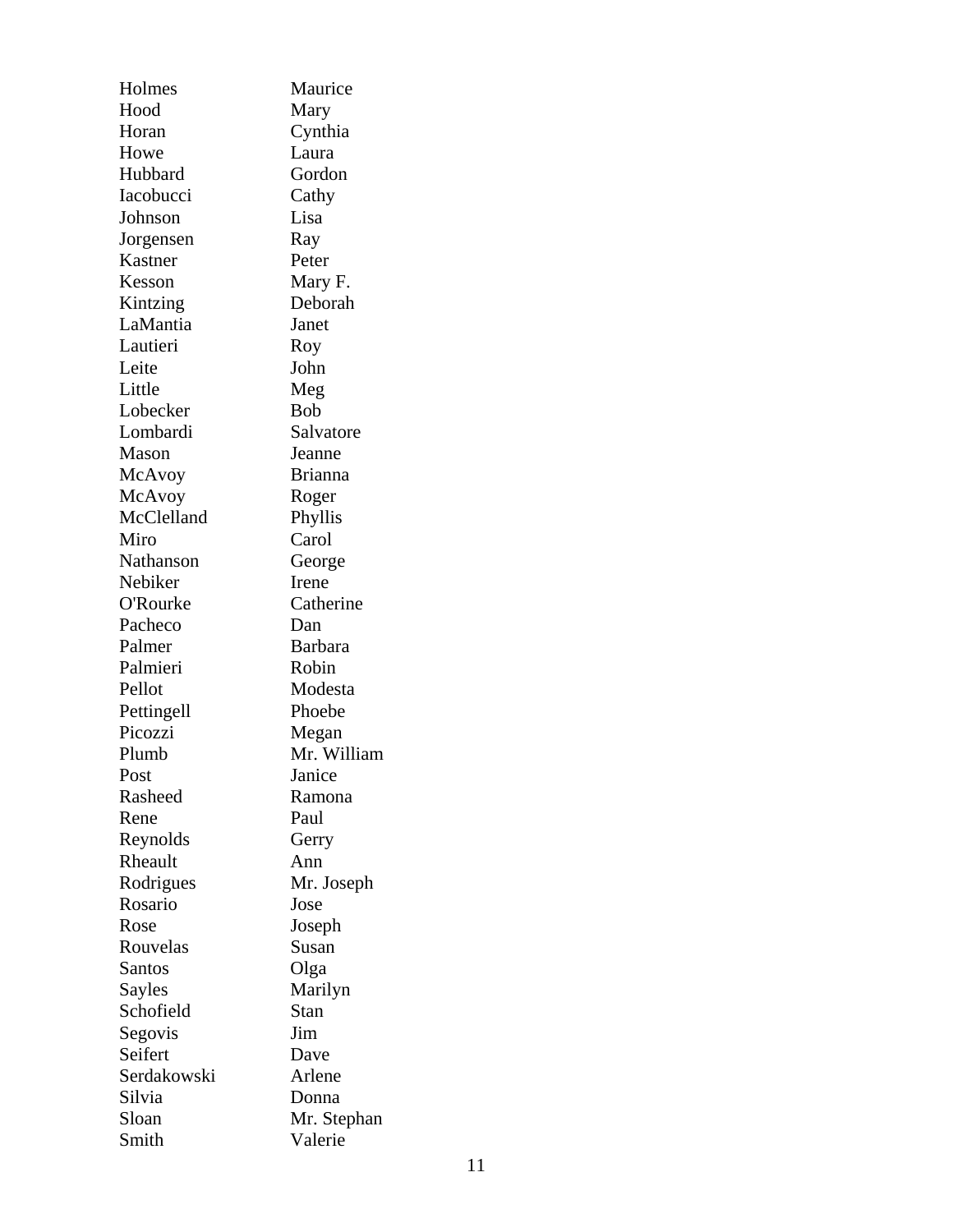| | |
|---|---|
| Holmes | Maurice |
| Hood | Mary |
| Horan | Cynthia |
| Howe | Laura |
| Hubbard | Gordon |
| Iacobucci | Cathy |
| Johnson | Lisa |
| Jorgensen | Ray |
| Kastner | Peter |
| Kesson | Mary F. |
| Kintzing | Deborah |
| LaMantia | Janet |
| Lautieri | Roy |
| Leite | John |
| Little | Meg |
| Lobecker | Bob |
| Lombardi | Salvatore |
| Mason | Jeanne |
| McAvoy | Brianna |
| McAvoy | Roger |
| McClelland | Phyllis |
| Miro | Carol |
| Nathanson | George |
| Nebiker | Irene |
| O'Rourke | Catherine |
| Pacheco | Dan |
| Palmer | Barbara |
| Palmieri | Robin |
| Pellot | Modesta |
| Pettingell | Phoebe |
| Picozzi | Megan |
| Plumb | Mr. William |
| Post | Janice |
| Rasheed | Ramona |
| Rene | Paul |
| Reynolds | Gerry |
| Rheault | Ann |
| Rodrigues | Mr. Joseph |
| Rosario | Jose |
| Rose | Joseph |
| Rouvelas | Susan |
| Santos | Olga |
| Sayles | Marilyn |
| Schofield | Stan |
| Segovis | Jim |
| Seifert | Dave |
| Serdakowski | Arlene |
| Silvia | Donna |
| Sloan | Mr. Stephan |
| Smith | Valerie |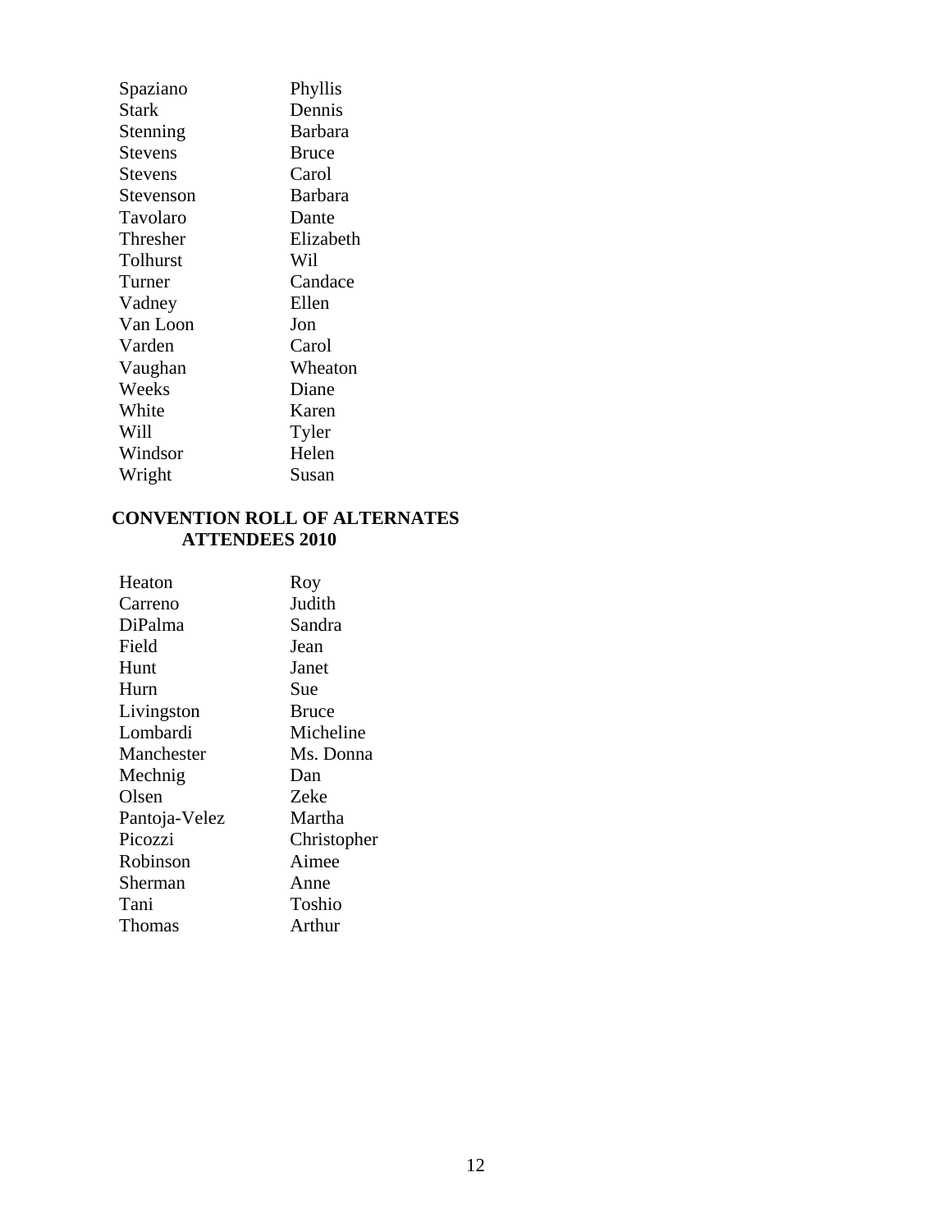| | |
|---|---|
| Spaziano | Phyllis |
| Stark | Dennis |
| Stenning | Barbara |
| Stevens | Bruce |
| Stevens | Carol |
| Stevenson | Barbara |
| Tavolaro | Dante |
| Thresher | Elizabeth |
| Tolhurst | Wil |
| Turner | Candace |
| Vadney | Ellen |
| Van Loon | Jon |
| Varden | Carol |
| Vaughan | Wheaton |
| Weeks | Diane |
| White | Karen |
| Will | Tyler |
| Windsor | Helen |
| Wright | Susan |

**CONVENTION ROLL OF ALTERNATES ATTENDEES 2010**

| | |
|---|---|
| Heaton | Roy |
| Carreno | Judith |
| DiPalma | Sandra |
| Field | Jean |
| Hunt | Janet |
| Hurn | Sue |
| Livingston | Bruce |
| Lombardi | Micheline |
| Manchester | Ms. Donna |
| Mechnig | Dan |
| Olsen | Zeke |
| Pantoja-Velez | Martha |
| Picozzi | Christopher |
| Robinson | Aimee |
| Sherman | Anne |
| Tani | Toshio |
| Thomas | Arthur |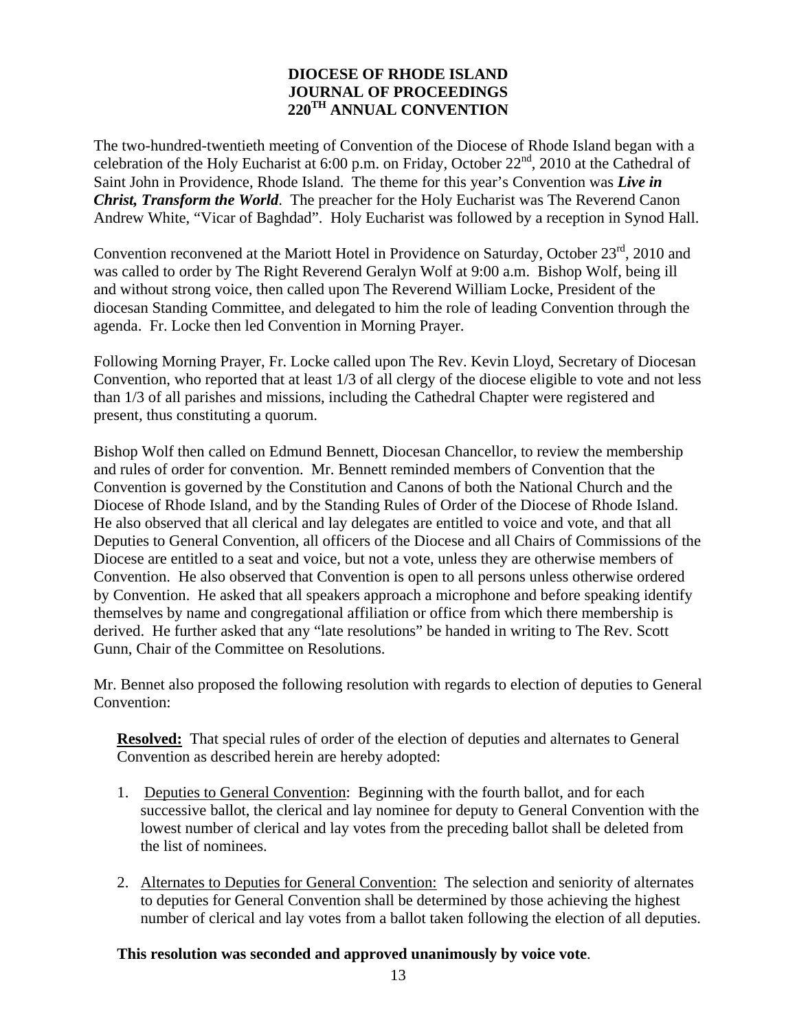# DIOCESE OF RHODE ISLAND
# JOURNAL OF PROCEEDINGS
# 220TH ANNUAL CONVENTION

The two-hundred-twentieth meeting of Convention of the Diocese of Rhode Island began with a celebration of the Holy Eucharist at 6:00 p.m. on Friday, October 22nd, 2010 at the Cathedral of Saint John in Providence, Rhode Island. The theme for this year's Convention was ***Live in Christ, Transform the World***. The preacher for the Holy Eucharist was The Reverend Canon Andrew White, "Vicar of Baghdad". Holy Eucharist was followed by a reception in Synod Hall.

Convention reconvened at the Mariott Hotel in Providence on Saturday, October 23rd, 2010 and was called to order by The Right Reverend Geralyn Wolf at 9:00 a.m. Bishop Wolf, being ill and without strong voice, then called upon The Reverend William Locke, President of the diocesan Standing Committee, and delegated to him the role of leading Convention through the agenda. Fr. Locke then led Convention in Morning Prayer.

Following Morning Prayer, Fr. Locke called upon The Rev. Kevin Lloyd, Secretary of Diocesan Convention, who reported that at least 1/3 of all clergy of the diocese eligible to vote and not less than 1/3 of all parishes and missions, including the Cathedral Chapter were registered and present, thus constituting a quorum.

Bishop Wolf then called on Edmund Bennett, Diocesan Chancellor, to review the membership and rules of order for convention. Mr. Bennett reminded members of Convention that the Convention is governed by the Constitution and Canons of both the National Church and the Diocese of Rhode Island, and by the Standing Rules of Order of the Diocese of Rhode Island. He also observed that all clerical and lay delegates are entitled to voice and vote, and that all Deputies to General Convention, all officers of the Diocese and all Chairs of Commissions of the Diocese are entitled to a seat and voice, but not a vote, unless they are otherwise members of Convention. He also observed that Convention is open to all persons unless otherwise ordered by Convention. He asked that all speakers approach a microphone and before speaking identify themselves by name and congregational affiliation or office from which there membership is derived. He further asked that any "late resolutions" be handed in writing to The Rev. Scott Gunn, Chair of the Committee on Resolutions.

Mr. Bennet also proposed the following resolution with regards to election of deputies to General Convention:

**Resolved:** That special rules of order of the election of deputies and alternates to General Convention as described herein are hereby adopted:

1. Deputies to General Convention: Beginning with the fourth ballot, and for each successive ballot, the clerical and lay nominee for deputy to General Convention with the lowest number of clerical and lay votes from the preceding ballot shall be deleted from the list of nominees.

2. Alternates to Deputies for General Convention: The selection and seniority of alternates to deputies for General Convention shall be determined by those achieving the highest number of clerical and lay votes from a ballot taken following the election of all deputies.

**This resolution was seconded and approved unanimously by voice vote**.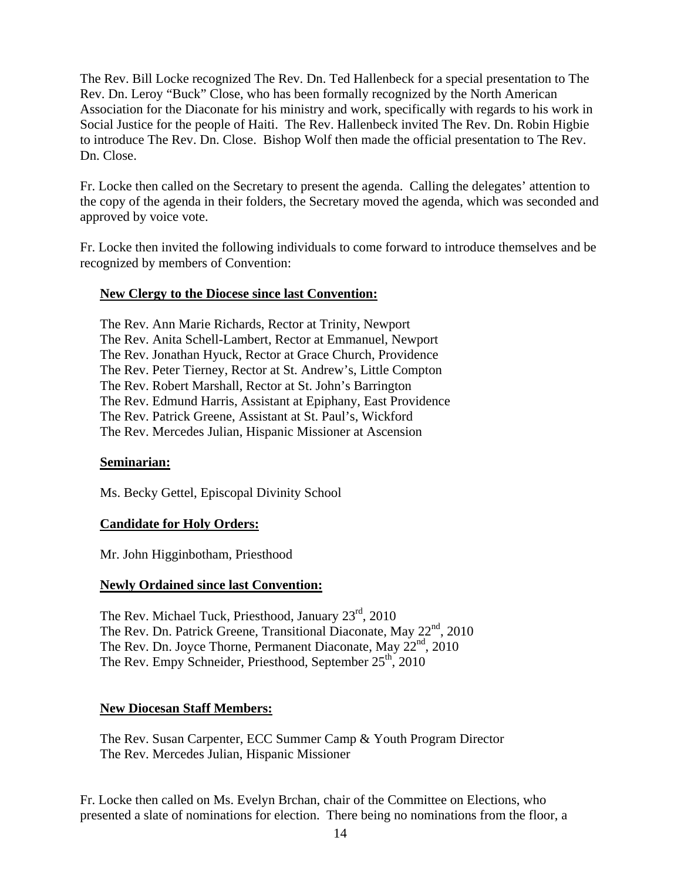The Rev. Bill Locke recognized The Rev. Dn. Ted Hallenbeck for a special presentation to The Rev. Dn. Leroy "Buck" Close, who has been formally recognized by the North American Association for the Diaconate for his ministry and work, specifically with regards to his work in Social Justice for the people of Haiti. The Rev. Hallenbeck invited The Rev. Dn. Robin Higbie to introduce The Rev. Dn. Close. Bishop Wolf then made the official presentation to The Rev. Dn. Close.

Fr. Locke then called on the Secretary to present the agenda. Calling the delegates' attention to the copy of the agenda in their folders, the Secretary moved the agenda, which was seconded and approved by voice vote.

Fr. Locke then invited the following individuals to come forward to introduce themselves and be recognized by members of Convention:

**New Clergy to the Diocese since last Convention:**

The Rev. Ann Marie Richards, Rector at Trinity, Newport
The Rev. Anita Schell-Lambert, Rector at Emmanuel, Newport
The Rev. Jonathan Hyuck, Rector at Grace Church, Providence
The Rev. Peter Tierney, Rector at St. Andrew's, Little Compton
The Rev. Robert Marshall, Rector at St. John's Barrington
The Rev. Edmund Harris, Assistant at Epiphany, East Providence
The Rev. Patrick Greene, Assistant at St. Paul's, Wickford
The Rev. Mercedes Julian, Hispanic Missioner at Ascension

**Seminarian:**

Ms. Becky Gettel, Episcopal Divinity School

**Candidate for Holy Orders:**

Mr. John Higginbotham, Priesthood

**Newly Ordained since last Convention:**

The Rev. Michael Tuck, Priesthood, January 23rd, 2010
The Rev. Dn. Patrick Greene, Transitional Diaconate, May 22nd, 2010
The Rev. Dn. Joyce Thorne, Permanent Diaconate, May 22nd, 2010
The Rev. Empy Schneider, Priesthood, September 25th, 2010

**New Diocesan Staff Members:**

The Rev. Susan Carpenter, ECC Summer Camp & Youth Program Director
The Rev. Mercedes Julian, Hispanic Missioner

Fr. Locke then called on Ms. Evelyn Brchan, chair of the Committee on Elections, who presented a slate of nominations for election. There being no nominations from the floor, a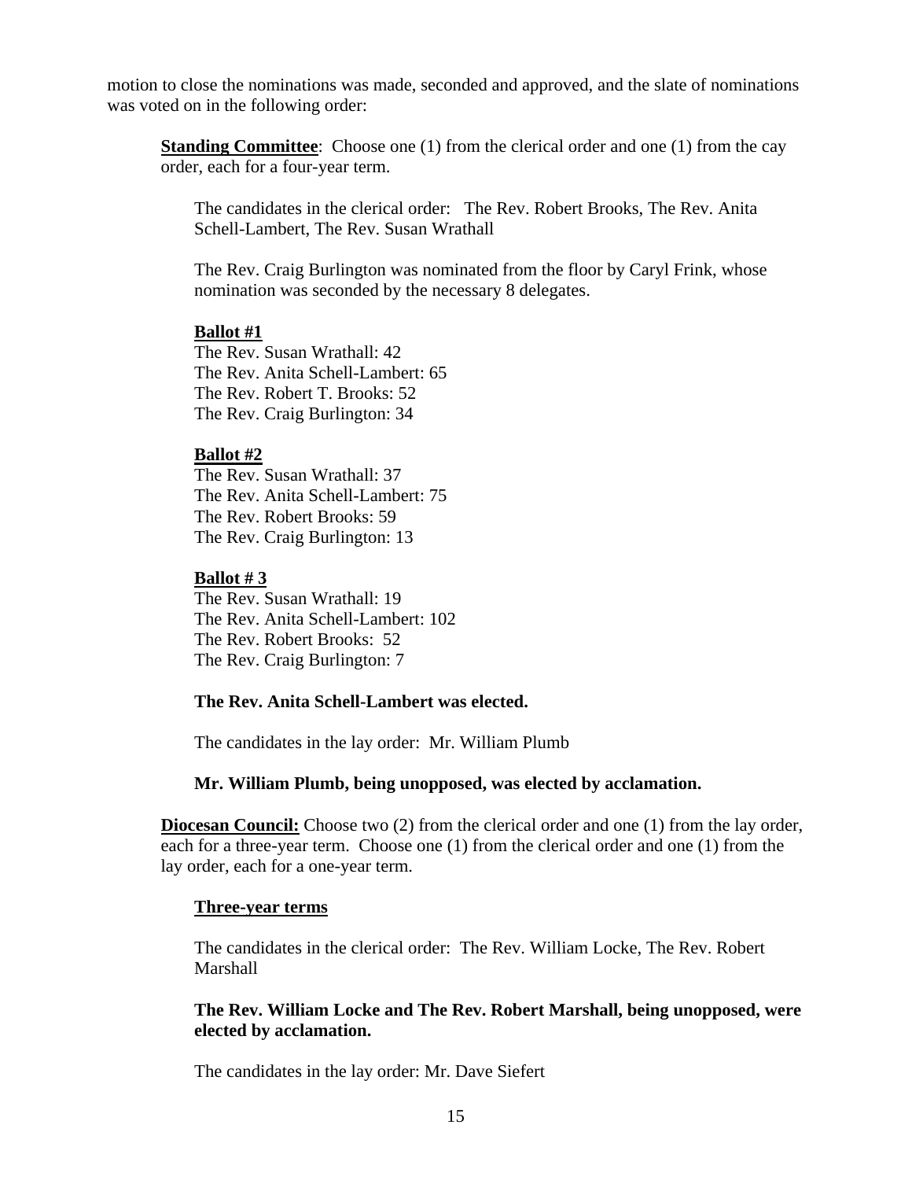motion to close the nominations was made, seconded and approved, and the slate of nominations was voted on in the following order:

**Standing Committee**: Choose one (1) from the clerical order and one (1) from the cay order, each for a four-year term.

The candidates in the clerical order: The Rev. Robert Brooks, The Rev. Anita Schell-Lambert, The Rev. Susan Wrathall

The Rev. Craig Burlington was nominated from the floor by Caryl Frink, whose nomination was seconded by the necessary 8 delegates.

**Ballot #1**

The Rev. Susan Wrathall: 42
The Rev. Anita Schell-Lambert: 65
The Rev. Robert T. Brooks: 52
The Rev. Craig Burlington: 34

**Ballot #2**

The Rev. Susan Wrathall: 37
The Rev. Anita Schell-Lambert: 75
The Rev. Robert Brooks: 59
The Rev. Craig Burlington: 13

**Ballot # 3**

The Rev. Susan Wrathall: 19
The Rev. Anita Schell-Lambert: 102
The Rev. Robert Brooks: 52
The Rev. Craig Burlington: 7

**The Rev. Anita Schell-Lambert was elected.**

The candidates in the lay order: Mr. William Plumb

**Mr. William Plumb, being unopposed, was elected by acclamation.**

**Diocesan Council:** Choose two (2) from the clerical order and one (1) from the lay order, each for a three-year term. Choose one (1) from the clerical order and one (1) from the lay order, each for a one-year term.

**Three-year terms**

The candidates in the clerical order: The Rev. William Locke, The Rev. Robert Marshall

**The Rev. William Locke and The Rev. Robert Marshall, being unopposed, were elected by acclamation.**

The candidates in the lay order: Mr. Dave Siefert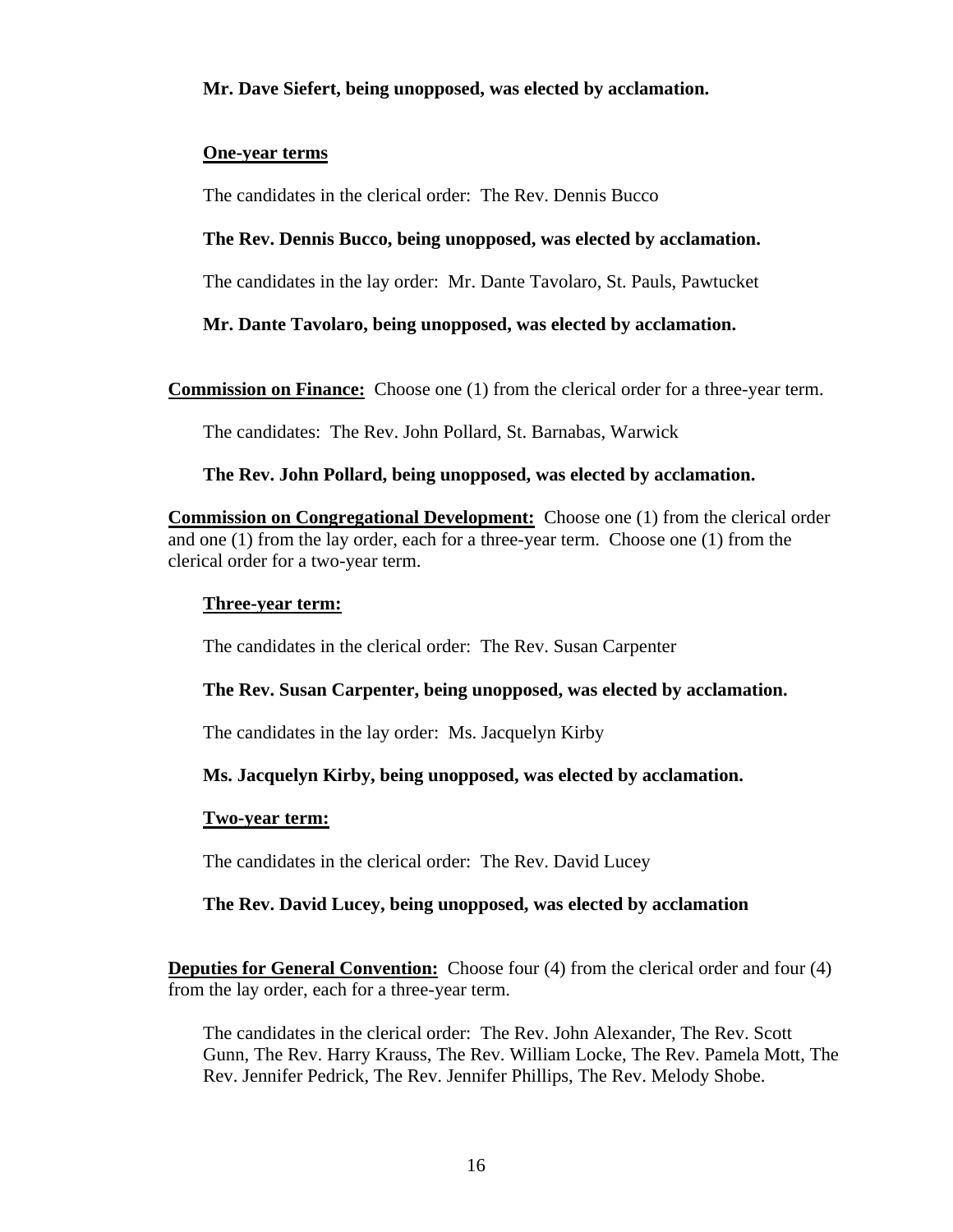**Mr. Dave Siefert, being unopposed, was elected by acclamation.**

**One-year terms**

The candidates in the clerical order: The Rev. Dennis Bucco

**The Rev. Dennis Bucco, being unopposed, was elected by acclamation.**

The candidates in the lay order: Mr. Dante Tavolaro, St. Pauls, Pawtucket

**Mr. Dante Tavolaro, being unopposed, was elected by acclamation.**

**Commission on Finance:** Choose one (1) from the clerical order for a three-year term.

The candidates: The Rev. John Pollard, St. Barnabas, Warwick

**The Rev. John Pollard, being unopposed, was elected by acclamation.**

**Commission on Congregational Development:** Choose one (1) from the clerical order and one (1) from the lay order, each for a three-year term. Choose one (1) from the clerical order for a two-year term.

**Three-year term:**

The candidates in the clerical order: The Rev. Susan Carpenter

**The Rev. Susan Carpenter, being unopposed, was elected by acclamation.**

The candidates in the lay order: Ms. Jacquelyn Kirby

**Ms. Jacquelyn Kirby, being unopposed, was elected by acclamation.**

**Two-year term:**

The candidates in the clerical order: The Rev. David Lucey

**The Rev. David Lucey, being unopposed, was elected by acclamation**

**Deputies for General Convention:** Choose four (4) from the clerical order and four (4) from the lay order, each for a three-year term.

The candidates in the clerical order: The Rev. John Alexander, The Rev. Scott Gunn, The Rev. Harry Krauss, The Rev. William Locke, The Rev. Pamela Mott, The Rev. Jennifer Pedrick, The Rev. Jennifer Phillips, The Rev. Melody Shobe.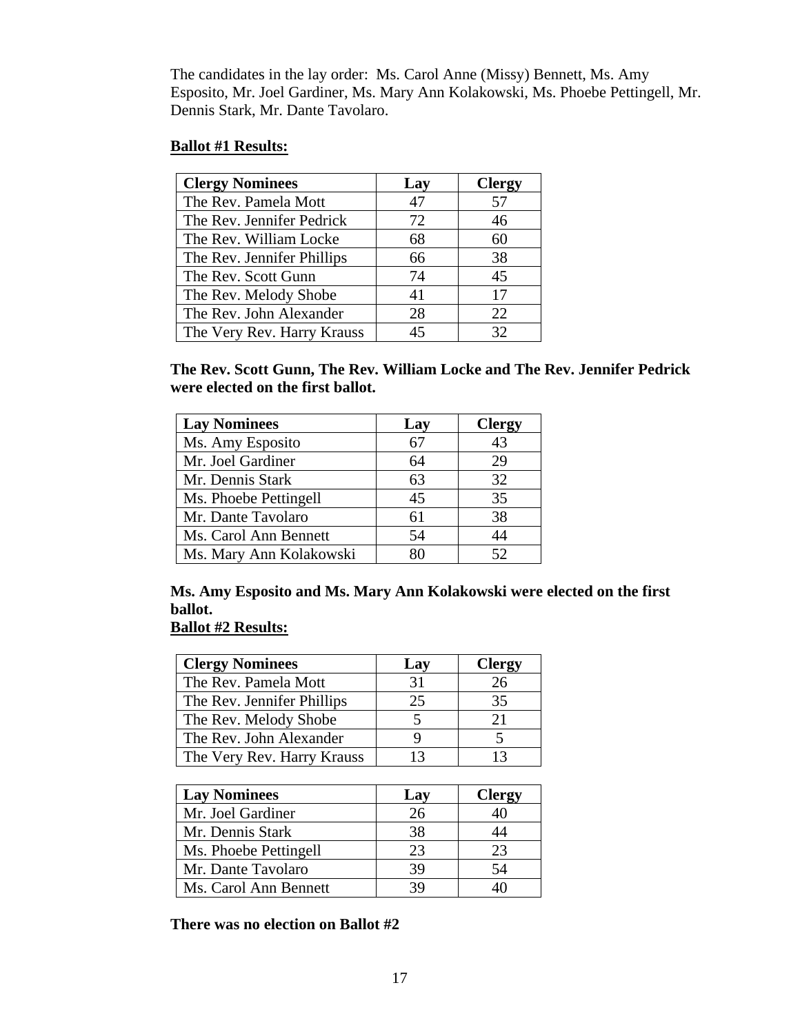The candidates in the lay order: Ms. Carol Anne (Missy) Bennett, Ms. Amy Esposito, Mr. Joel Gardiner, Ms. Mary Ann Kolakowski, Ms. Phoebe Pettingell, Mr. Dennis Stark, Mr. Dante Tavolaro.

**Ballot #1 Results:**

| Clergy Nominees | Lay | Clergy |
|---|---|---|
| The Rev. Pamela Mott | 47 | 57 |
| The Rev. Jennifer Pedrick | 72 | 46 |
| The Rev. William Locke | 68 | 60 |
| The Rev. Jennifer Phillips | 66 | 38 |
| The Rev. Scott Gunn | 74 | 45 |
| The Rev. Melody Shobe | 41 | 17 |
| The Rev. John Alexander | 28 | 22 |
| The Very Rev. Harry Krauss | 45 | 32 |

**The Rev. Scott Gunn, The Rev. William Locke and The Rev. Jennifer Pedrick were elected on the first ballot.**

| Lay Nominees | Lay | Clergy |
|---|---|---|
| Ms. Amy Esposito | 67 | 43 |
| Mr. Joel Gardiner | 64 | 29 |
| Mr. Dennis Stark | 63 | 32 |
| Ms. Phoebe Pettingell | 45 | 35 |
| Mr. Dante Tavolaro | 61 | 38 |
| Ms. Carol Ann Bennett | 54 | 44 |
| Ms. Mary Ann Kolakowski | 80 | 52 |

**Ms. Amy Esposito and Ms. Mary Ann Kolakowski were elected on the first ballot.**

**Ballot #2 Results:**

| Clergy Nominees | Lay | Clergy |
|---|---|---|
| The Rev. Pamela Mott | 31 | 26 |
| The Rev. Jennifer Phillips | 25 | 35 |
| The Rev. Melody Shobe | 5 | 21 |
| The Rev. John Alexander | 9 | 5 |
| The Very Rev. Harry Krauss | 13 | 13 |

| Lay Nominees | Lay | Clergy |
|---|---|---|
| Mr. Joel Gardiner | 26 | 40 |
| Mr. Dennis Stark | 38 | 44 |
| Ms. Phoebe Pettingell | 23 | 23 |
| Mr. Dante Tavolaro | 39 | 54 |
| Ms. Carol Ann Bennett | 39 | 40 |

**There was no election on Ballot #2**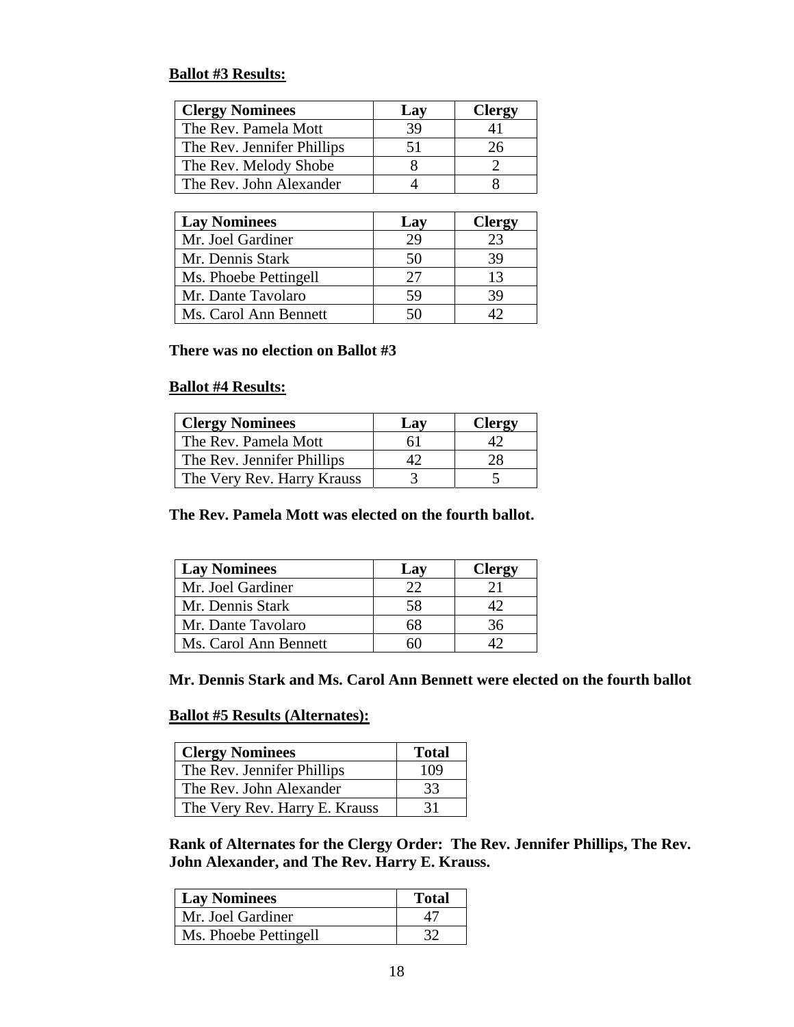**Ballot #3 Results:**

| Clergy Nominees | Lay | Clergy |
|---|---|---|
| The Rev. Pamela Mott | 39 | 41 |
| The Rev. Jennifer Phillips | 51 | 26 |
| The Rev. Melody Shobe | 8 | 2 |
| The Rev. John Alexander | 4 | 8 |

| Lay Nominees | Lay | Clergy |
|---|---|---|
| Mr. Joel Gardiner | 29 | 23 |
| Mr. Dennis Stark | 50 | 39 |
| Ms. Phoebe Pettingell | 27 | 13 |
| Mr. Dante Tavolaro | 59 | 39 |
| Ms. Carol Ann Bennett | 50 | 42 |

**There was no election on Ballot #3**

**Ballot #4 Results:**

| Clergy Nominees | Lay | Clergy |
|---|---|---|
| The Rev. Pamela Mott | 61 | 42 |
| The Rev. Jennifer Phillips | 42 | 28 |
| The Very Rev. Harry Krauss | 3 | 5 |

**The Rev. Pamela Mott was elected on the fourth ballot.**

| Lay Nominees | Lay | Clergy |
|---|---|---|
| Mr. Joel Gardiner | 22 | 21 |
| Mr. Dennis Stark | 58 | 42 |
| Mr. Dante Tavolaro | 68 | 36 |
| Ms. Carol Ann Bennett | 60 | 42 |

**Mr. Dennis Stark and Ms. Carol Ann Bennett were elected on the fourth ballot**

**Ballot #5 Results (Alternates):**

| Clergy Nominees | Total |
|---|---|
| The Rev. Jennifer Phillips | 109 |
| The Rev. John Alexander | 33 |
| The Very Rev. Harry E. Krauss | 31 |

**Rank of Alternates for the Clergy Order: The Rev. Jennifer Phillips, The Rev. John Alexander, and The Rev. Harry E. Krauss.**

| Lay Nominees | Total |
|---|---|
| Mr. Joel Gardiner | 47 |
| Ms. Phoebe Pettingell | 32 |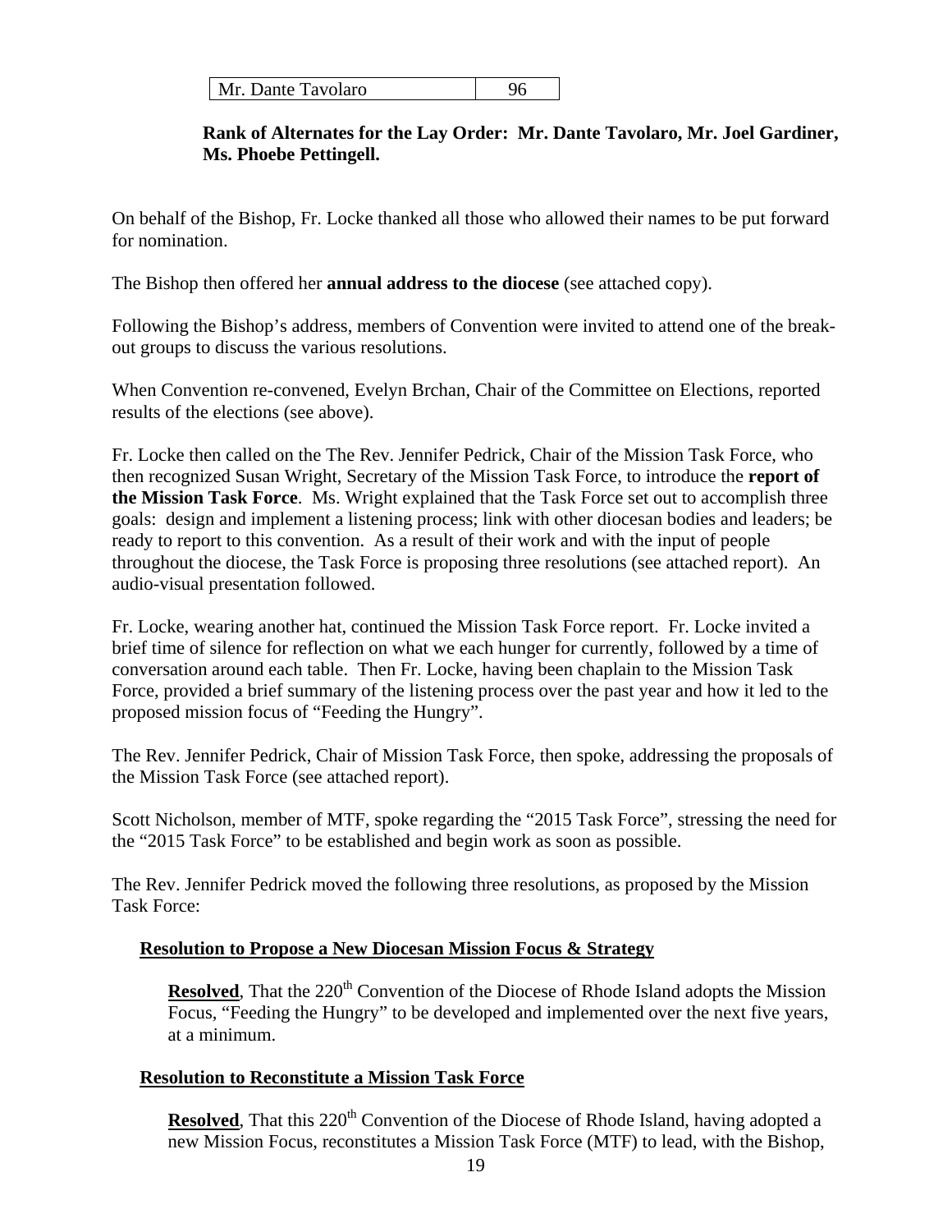| Mr. Dante Tavolaro | 96 |
|---|---|

**Rank of Alternates for the Lay Order: Mr. Dante Tavolaro, Mr. Joel Gardiner, Ms. Phoebe Pettingell.**

On behalf of the Bishop, Fr. Locke thanked all those who allowed their names to be put forward for nomination.

The Bishop then offered her **annual address to the diocese** (see attached copy).

Following the Bishop's address, members of Convention were invited to attend one of the break-out groups to discuss the various resolutions.

When Convention re-convened, Evelyn Brchan, Chair of the Committee on Elections, reported results of the elections (see above).

Fr. Locke then called on the The Rev. Jennifer Pedrick, Chair of the Mission Task Force, who then recognized Susan Wright, Secretary of the Mission Task Force, to introduce the **report of the Mission Task Force**. Ms. Wright explained that the Task Force set out to accomplish three goals: design and implement a listening process; link with other diocesan bodies and leaders; be ready to report to this convention. As a result of their work and with the input of people throughout the diocese, the Task Force is proposing three resolutions (see attached report). An audio-visual presentation followed.

Fr. Locke, wearing another hat, continued the Mission Task Force report. Fr. Locke invited a brief time of silence for reflection on what we each hunger for currently, followed by a time of conversation around each table. Then Fr. Locke, having been chaplain to the Mission Task Force, provided a brief summary of the listening process over the past year and how it led to the proposed mission focus of "Feeding the Hungry".

The Rev. Jennifer Pedrick, Chair of Mission Task Force, then spoke, addressing the proposals of the Mission Task Force (see attached report).

Scott Nicholson, member of MTF, spoke regarding the "2015 Task Force", stressing the need for the "2015 Task Force" to be established and begin work as soon as possible.

The Rev. Jennifer Pedrick moved the following three resolutions, as proposed by the Mission Task Force:

**Resolution to Propose a New Diocesan Mission Focus & Strategy**

**Resolved**, That the 220th Convention of the Diocese of Rhode Island adopts the Mission Focus, "Feeding the Hungry" to be developed and implemented over the next five years, at a minimum.

**Resolution to Reconstitute a Mission Task Force**

**Resolved**, That this 220th Convention of the Diocese of Rhode Island, having adopted a new Mission Focus, reconstitutes a Mission Task Force (MTF) to lead, with the Bishop,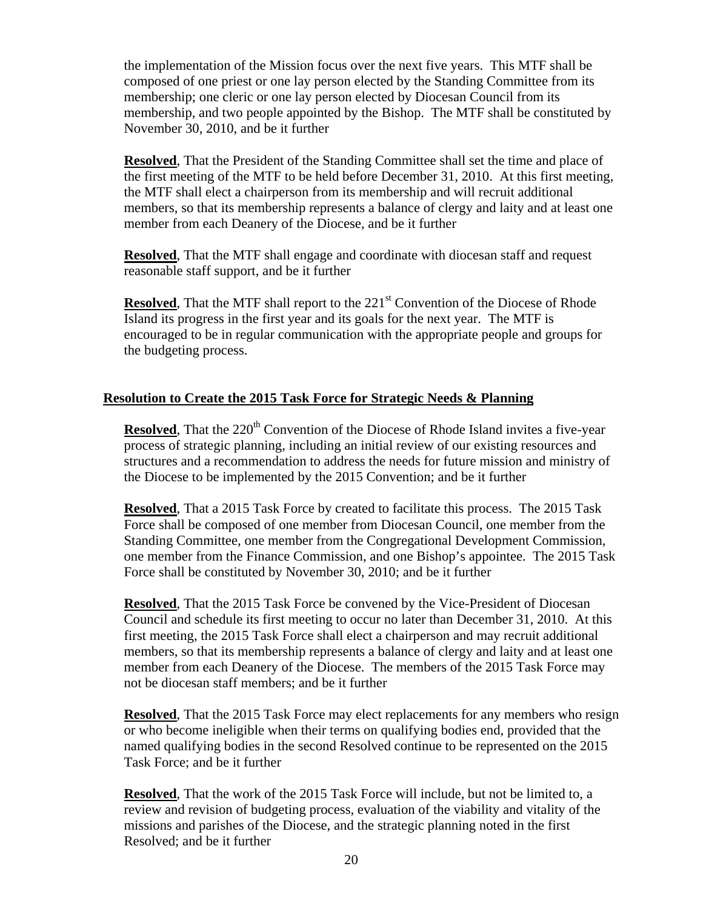the implementation of the Mission focus over the next five years. This MTF shall be composed of one priest or one lay person elected by the Standing Committee from its membership; one cleric or one lay person elected by Diocesan Council from its membership, and two people appointed by the Bishop. The MTF shall be constituted by November 30, 2010, and be it further

**Resolved**, That the President of the Standing Committee shall set the time and place of the first meeting of the MTF to be held before December 31, 2010. At this first meeting, the MTF shall elect a chairperson from its membership and will recruit additional members, so that its membership represents a balance of clergy and laity and at least one member from each Deanery of the Diocese, and be it further

**Resolved**, That the MTF shall engage and coordinate with diocesan staff and request reasonable staff support, and be it further

**Resolved**, That the MTF shall report to the 221st Convention of the Diocese of Rhode Island its progress in the first year and its goals for the next year. The MTF is encouraged to be in regular communication with the appropriate people and groups for the budgeting process.

**Resolution to Create the 2015 Task Force for Strategic Needs & Planning**

**Resolved**, That the 220th Convention of the Diocese of Rhode Island invites a five-year process of strategic planning, including an initial review of our existing resources and structures and a recommendation to address the needs for future mission and ministry of the Diocese to be implemented by the 2015 Convention; and be it further

**Resolved**, That a 2015 Task Force by created to facilitate this process. The 2015 Task Force shall be composed of one member from Diocesan Council, one member from the Standing Committee, one member from the Congregational Development Commission, one member from the Finance Commission, and one Bishop's appointee. The 2015 Task Force shall be constituted by November 30, 2010; and be it further

**Resolved**, That the 2015 Task Force be convened by the Vice-President of Diocesan Council and schedule its first meeting to occur no later than December 31, 2010. At this first meeting, the 2015 Task Force shall elect a chairperson and may recruit additional members, so that its membership represents a balance of clergy and laity and at least one member from each Deanery of the Diocese. The members of the 2015 Task Force may not be diocesan staff members; and be it further

**Resolved**, That the 2015 Task Force may elect replacements for any members who resign or who become ineligible when their terms on qualifying bodies end, provided that the named qualifying bodies in the second Resolved continue to be represented on the 2015 Task Force; and be it further

**Resolved**, That the work of the 2015 Task Force will include, but not be limited to, a review and revision of budgeting process, evaluation of the viability and vitality of the missions and parishes of the Diocese, and the strategic planning noted in the first Resolved; and be it further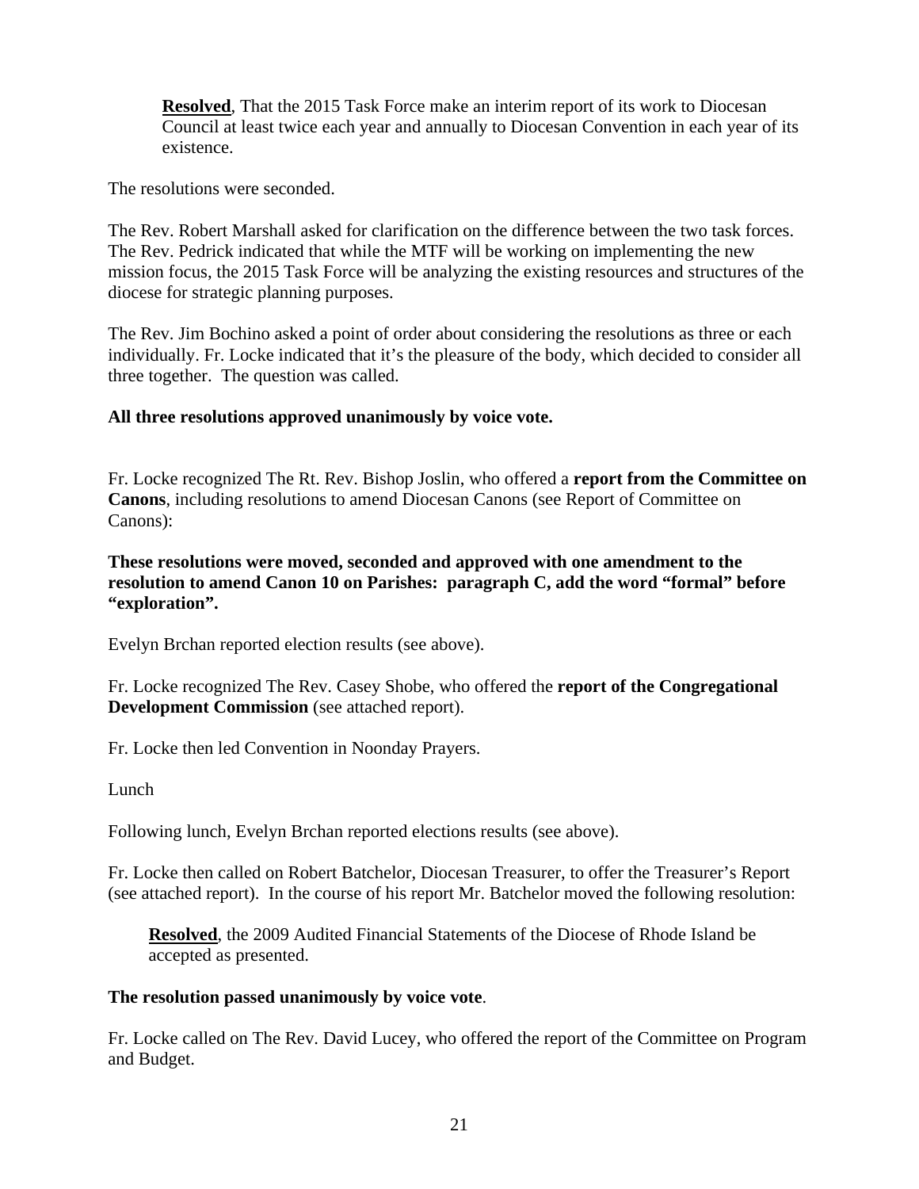> **Resolved**, That the 2015 Task Force make an interim report of its work to Diocesan Council at least twice each year and annually to Diocesan Convention in each year of its existence.

The resolutions were seconded.

The Rev. Robert Marshall asked for clarification on the difference between the two task forces. The Rev. Pedrick indicated that while the MTF will be working on implementing the new mission focus, the 2015 Task Force will be analyzing the existing resources and structures of the diocese for strategic planning purposes.

The Rev. Jim Bochino asked a point of order about considering the resolutions as three or each individually. Fr. Locke indicated that it's the pleasure of the body, which decided to consider all three together. The question was called.

**All three resolutions approved unanimously by voice vote.**

Fr. Locke recognized The Rt. Rev. Bishop Joslin, who offered a **report from the Committee on Canons**, including resolutions to amend Diocesan Canons (see Report of Committee on Canons):

**These resolutions were moved, seconded and approved with one amendment to the resolution to amend Canon 10 on Parishes: paragraph C, add the word "formal" before "exploration".**

Evelyn Brchan reported election results (see above).

Fr. Locke recognized The Rev. Casey Shobe, who offered the **report of the Congregational Development Commission** (see attached report).

Fr. Locke then led Convention in Noonday Prayers.

Lunch

Following lunch, Evelyn Brchan reported elections results (see above).

Fr. Locke then called on Robert Batchelor, Diocesan Treasurer, to offer the Treasurer's Report (see attached report). In the course of his report Mr. Batchelor moved the following resolution:

> **Resolved**, the 2009 Audited Financial Statements of the Diocese of Rhode Island be accepted as presented.

**The resolution passed unanimously by voice vote**.

Fr. Locke called on The Rev. David Lucey, who offered the report of the Committee on Program and Budget.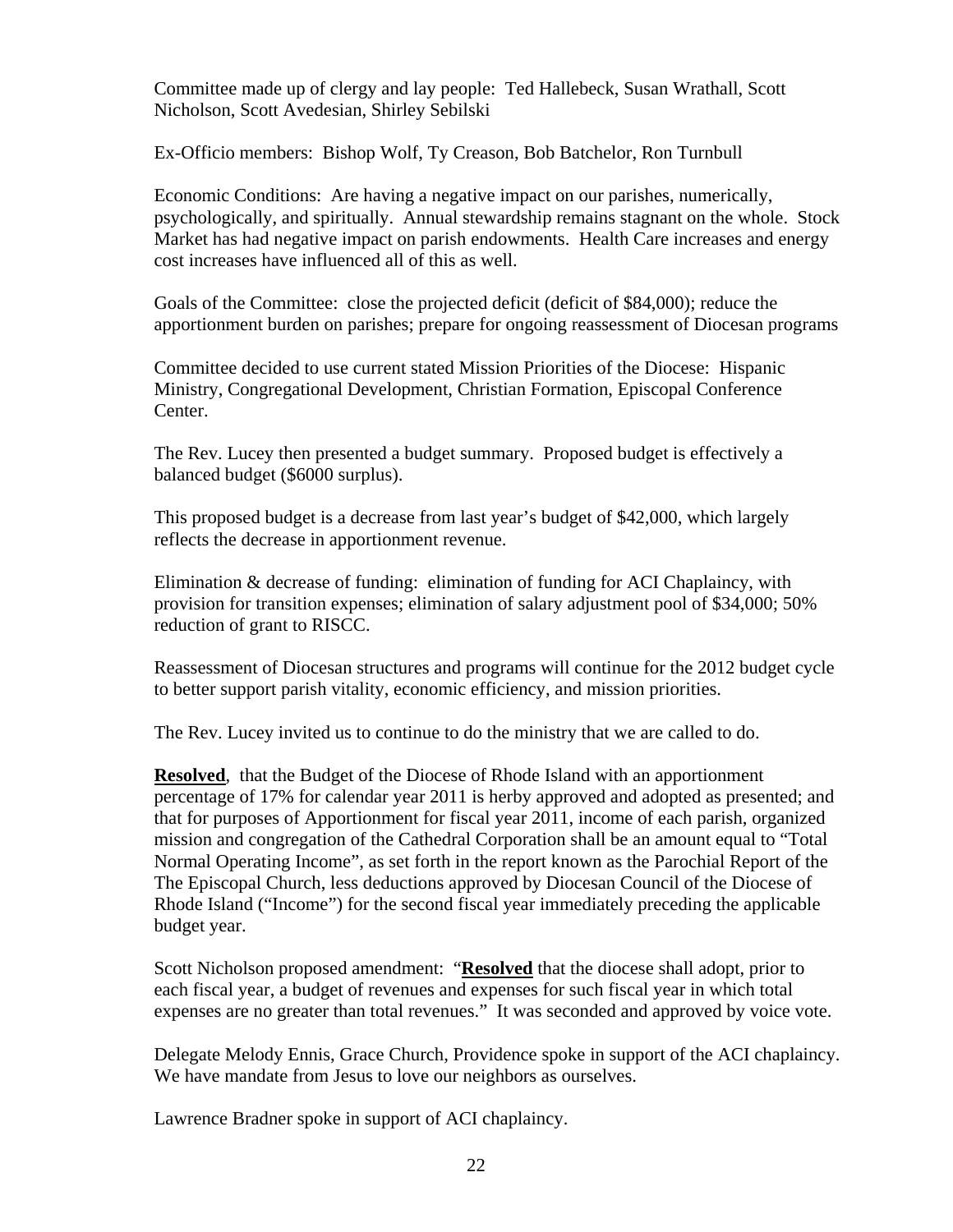Committee made up of clergy and lay people: Ted Hallebeck, Susan Wrathall, Scott Nicholson, Scott Avedesian, Shirley Sebilski

Ex-Officio members: Bishop Wolf, Ty Creason, Bob Batchelor, Ron Turnbull

Economic Conditions: Are having a negative impact on our parishes, numerically, psychologically, and spiritually. Annual stewardship remains stagnant on the whole. Stock Market has had negative impact on parish endowments. Health Care increases and energy cost increases have influenced all of this as well.

Goals of the Committee: close the projected deficit (deficit of $84,000); reduce the apportionment burden on parishes; prepare for ongoing reassessment of Diocesan programs

Committee decided to use current stated Mission Priorities of the Diocese: Hispanic Ministry, Congregational Development, Christian Formation, Episcopal Conference Center.

The Rev. Lucey then presented a budget summary. Proposed budget is effectively a balanced budget ($6000 surplus).

This proposed budget is a decrease from last year's budget of $42,000, which largely reflects the decrease in apportionment revenue.

Elimination & decrease of funding: elimination of funding for ACI Chaplaincy, with provision for transition expenses; elimination of salary adjustment pool of $34,000; 50% reduction of grant to RISCC.

Reassessment of Diocesan structures and programs will continue for the 2012 budget cycle to better support parish vitality, economic efficiency, and mission priorities.

The Rev. Lucey invited us to continue to do the ministry that we are called to do.

**Resolved**, that the Budget of the Diocese of Rhode Island with an apportionment percentage of 17% for calendar year 2011 is herby approved and adopted as presented; and that for purposes of Apportionment for fiscal year 2011, income of each parish, organized mission and congregation of the Cathedral Corporation shall be an amount equal to "Total Normal Operating Income", as set forth in the report known as the Parochial Report of the The Episcopal Church, less deductions approved by Diocesan Council of the Diocese of Rhode Island ("Income") for the second fiscal year immediately preceding the applicable budget year.

Scott Nicholson proposed amendment: "**Resolved** that the diocese shall adopt, prior to each fiscal year, a budget of revenues and expenses for such fiscal year in which total expenses are no greater than total revenues." It was seconded and approved by voice vote.

Delegate Melody Ennis, Grace Church, Providence spoke in support of the ACI chaplaincy. We have mandate from Jesus to love our neighbors as ourselves.

Lawrence Bradner spoke in support of ACI chaplaincy.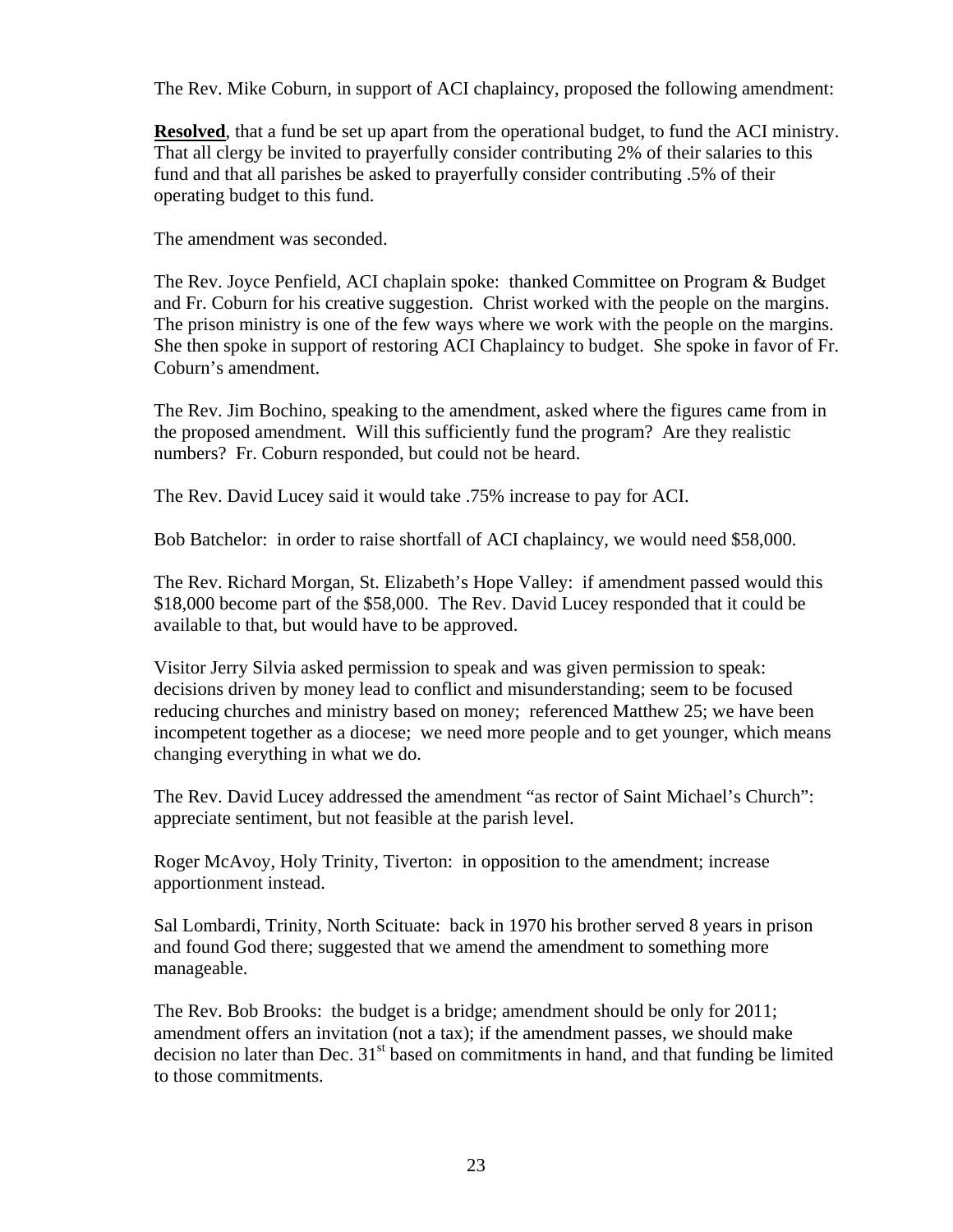The Rev. Mike Coburn, in support of ACI chaplaincy, proposed the following amendment:

**Resolved**, that a fund be set up apart from the operational budget, to fund the ACI ministry. That all clergy be invited to prayerfully consider contributing 2% of their salaries to this fund and that all parishes be asked to prayerfully consider contributing .5% of their operating budget to this fund.

The amendment was seconded.

The Rev. Joyce Penfield, ACI chaplain spoke: thanked Committee on Program & Budget and Fr. Coburn for his creative suggestion. Christ worked with the people on the margins. The prison ministry is one of the few ways where we work with the people on the margins. She then spoke in support of restoring ACI Chaplaincy to budget. She spoke in favor of Fr. Coburn's amendment.

The Rev. Jim Bochino, speaking to the amendment, asked where the figures came from in the proposed amendment. Will this sufficiently fund the program? Are they realistic numbers? Fr. Coburn responded, but could not be heard.

The Rev. David Lucey said it would take .75% increase to pay for ACI.

Bob Batchelor: in order to raise shortfall of ACI chaplaincy, we would need $58,000.

The Rev. Richard Morgan, St. Elizabeth's Hope Valley: if amendment passed would this $18,000 become part of the $58,000. The Rev. David Lucey responded that it could be available to that, but would have to be approved.

Visitor Jerry Silvia asked permission to speak and was given permission to speak: decisions driven by money lead to conflict and misunderstanding; seem to be focused reducing churches and ministry based on money; referenced Matthew 25; we have been incompetent together as a diocese; we need more people and to get younger, which means changing everything in what we do.

The Rev. David Lucey addressed the amendment "as rector of Saint Michael's Church": appreciate sentiment, but not feasible at the parish level.

Roger McAvoy, Holy Trinity, Tiverton: in opposition to the amendment; increase apportionment instead.

Sal Lombardi, Trinity, North Scituate: back in 1970 his brother served 8 years in prison and found God there; suggested that we amend the amendment to something more manageable.

The Rev. Bob Brooks: the budget is a bridge; amendment should be only for 2011; amendment offers an invitation (not a tax); if the amendment passes, we should make decision no later than Dec. 31st based on commitments in hand, and that funding be limited to those commitments.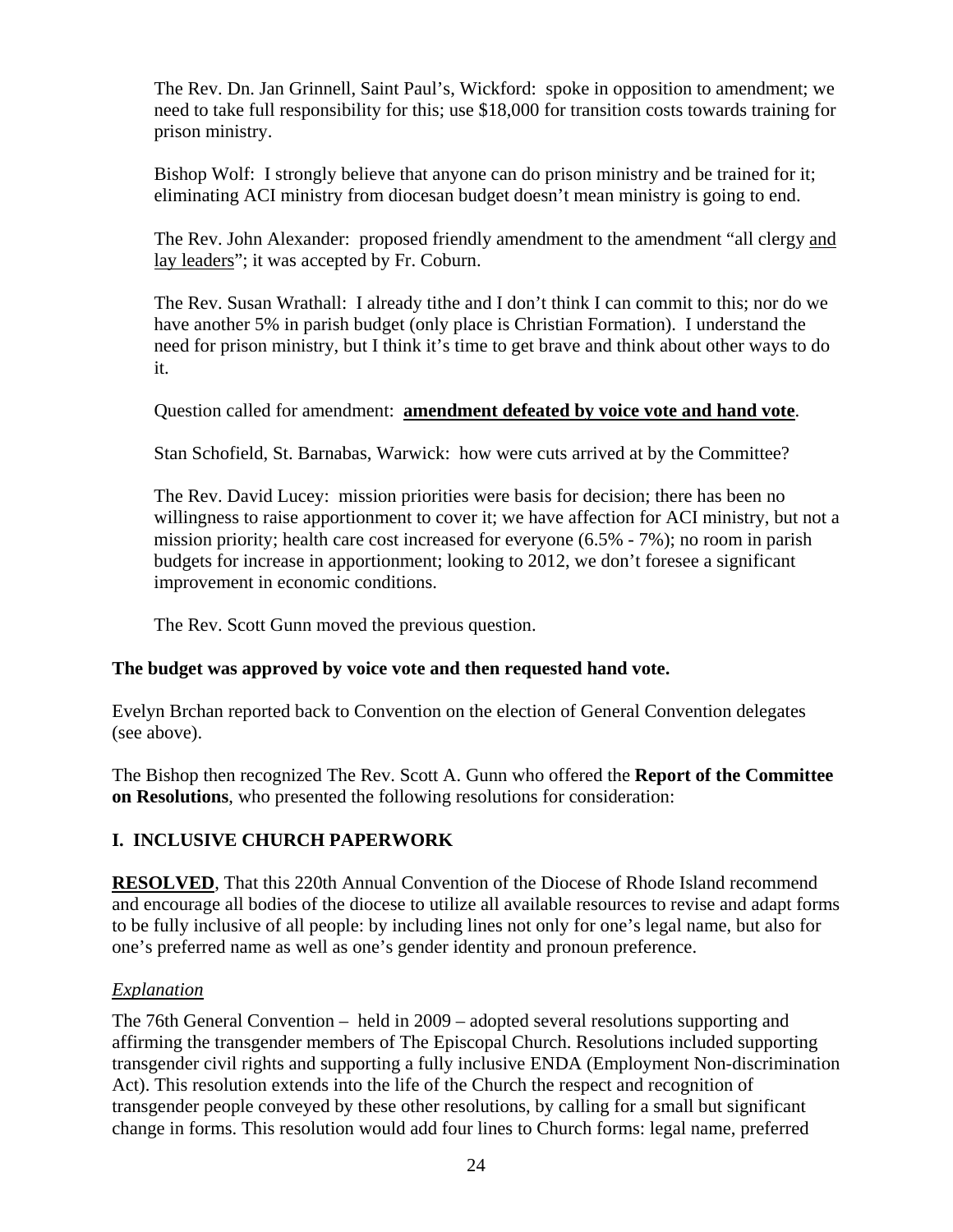The Rev. Dn. Jan Grinnell, Saint Paul's, Wickford: spoke in opposition to amendment; we need to take full responsibility for this; use $18,000 for transition costs towards training for prison ministry.

Bishop Wolf: I strongly believe that anyone can do prison ministry and be trained for it; eliminating ACI ministry from diocesan budget doesn't mean ministry is going to end.

The Rev. John Alexander: proposed friendly amendment to the amendment "all clergy <u>and lay leaders</u>"; it was accepted by Fr. Coburn.

The Rev. Susan Wrathall: I already tithe and I don't think I can commit to this; nor do we have another 5% in parish budget (only place is Christian Formation). I understand the need for prison ministry, but I think it's time to get brave and think about other ways to do it.

Question called for amendment: <u>**amendment defeated by voice vote and hand vote**</u>.

Stan Schofield, St. Barnabas, Warwick: how were cuts arrived at by the Committee?

The Rev. David Lucey: mission priorities were basis for decision; there has been no willingness to raise apportionment to cover it; we have affection for ACI ministry, but not a mission priority; health care cost increased for everyone (6.5% - 7%); no room in parish budgets for increase in apportionment; looking to 2012, we don't foresee a significant improvement in economic conditions.

The Rev. Scott Gunn moved the previous question.

**The budget was approved by voice vote and then requested hand vote.**

Evelyn Brchan reported back to Convention on the election of General Convention delegates (see above).

The Bishop then recognized The Rev. Scott A. Gunn who offered the **Report of the Committee on Resolutions**, who presented the following resolutions for consideration:

## I. INCLUSIVE CHURCH PAPERWORK

<u>**RESOLVED**</u>, That this 220th Annual Convention of the Diocese of Rhode Island recommend and encourage all bodies of the diocese to utilize all available resources to revise and adapt forms to be fully inclusive of all people: by including lines not only for one's legal name, but also for one's preferred name as well as one's gender identity and pronoun preference.

<u>*Explanation*</u>

The 76th General Convention – held in 2009 – adopted several resolutions supporting and affirming the transgender members of The Episcopal Church. Resolutions included supporting transgender civil rights and supporting a fully inclusive ENDA (Employment Non-discrimination Act). This resolution extends into the life of the Church the respect and recognition of transgender people conveyed by these other resolutions, by calling for a small but significant change in forms. This resolution would add four lines to Church forms: legal name, preferred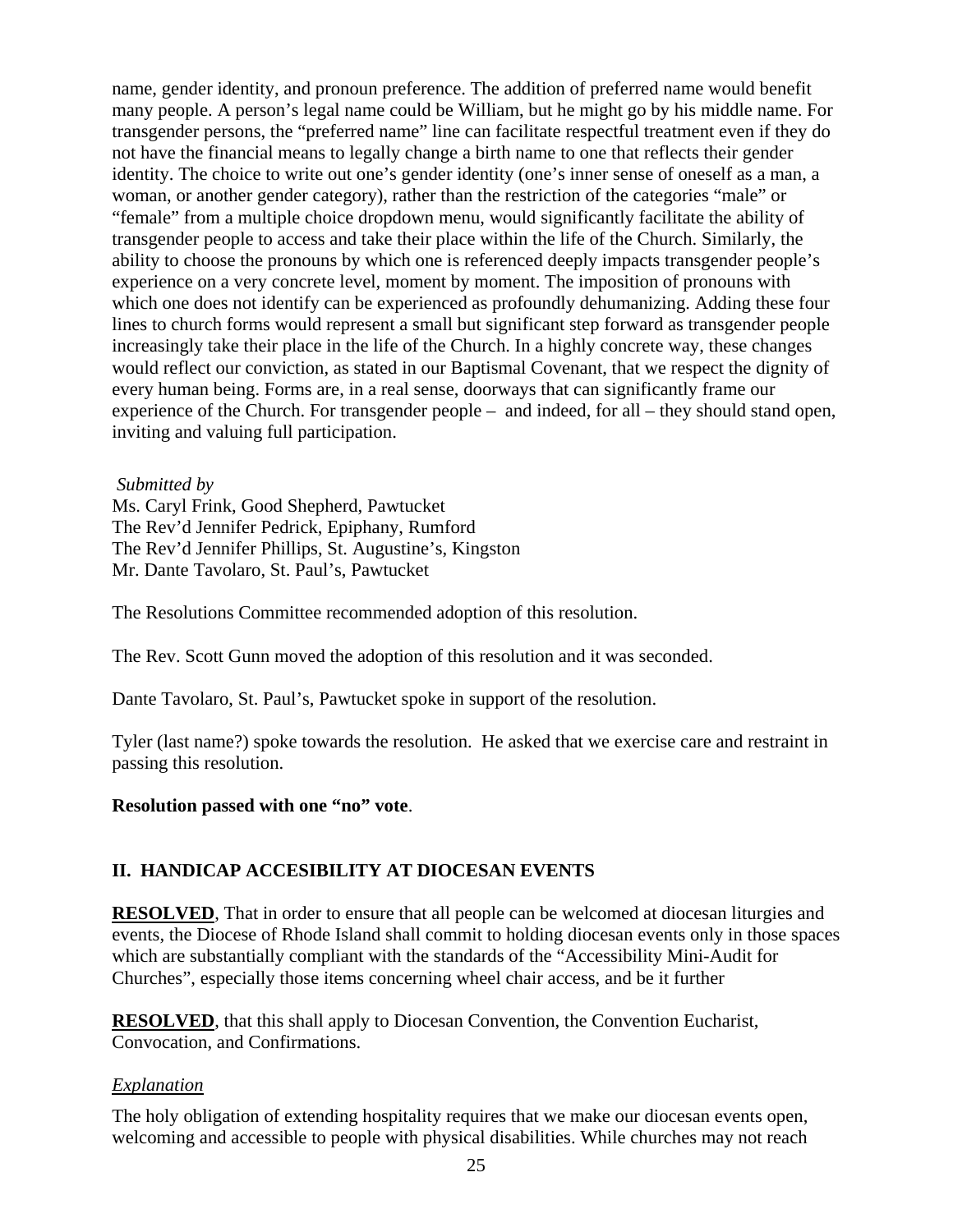name, gender identity, and pronoun preference. The addition of preferred name would benefit many people. A person's legal name could be William, but he might go by his middle name. For transgender persons, the "preferred name" line can facilitate respectful treatment even if they do not have the financial means to legally change a birth name to one that reflects their gender identity. The choice to write out one's gender identity (one's inner sense of oneself as a man, a woman, or another gender category), rather than the restriction of the categories "male" or "female" from a multiple choice dropdown menu, would significantly facilitate the ability of transgender people to access and take their place within the life of the Church. Similarly, the ability to choose the pronouns by which one is referenced deeply impacts transgender people's experience on a very concrete level, moment by moment. The imposition of pronouns with which one does not identify can be experienced as profoundly dehumanizing. Adding these four lines to church forms would represent a small but significant step forward as transgender people increasingly take their place in the life of the Church. In a highly concrete way, these changes would reflect our conviction, as stated in our Baptismal Covenant, that we respect the dignity of every human being. Forms are, in a real sense, doorways that can significantly frame our experience of the Church. For transgender people – and indeed, for all – they should stand open, inviting and valuing full participation.

*Submitted by*
Ms. Caryl Frink, Good Shepherd, Pawtucket
The Rev'd Jennifer Pedrick, Epiphany, Rumford
The Rev'd Jennifer Phillips, St. Augustine's, Kingston
Mr. Dante Tavolaro, St. Paul's, Pawtucket

The Resolutions Committee recommended adoption of this resolution.

The Rev. Scott Gunn moved the adoption of this resolution and it was seconded.

Dante Tavolaro, St. Paul's, Pawtucket spoke in support of the resolution.

Tyler (last name?) spoke towards the resolution. He asked that we exercise care and restraint in passing this resolution.

**Resolution passed with one "no" vote**.

## II. HANDICAP ACCESIBILITY AT DIOCESAN EVENTS

**RESOLVED**, That in order to ensure that all people can be welcomed at diocesan liturgies and events, the Diocese of Rhode Island shall commit to holding diocesan events only in those spaces which are substantially compliant with the standards of the "Accessibility Mini-Audit for Churches", especially those items concerning wheel chair access, and be it further

**RESOLVED**, that this shall apply to Diocesan Convention, the Convention Eucharist, Convocation, and Confirmations.

*Explanation*

The holy obligation of extending hospitality requires that we make our diocesan events open, welcoming and accessible to people with physical disabilities. While churches may not reach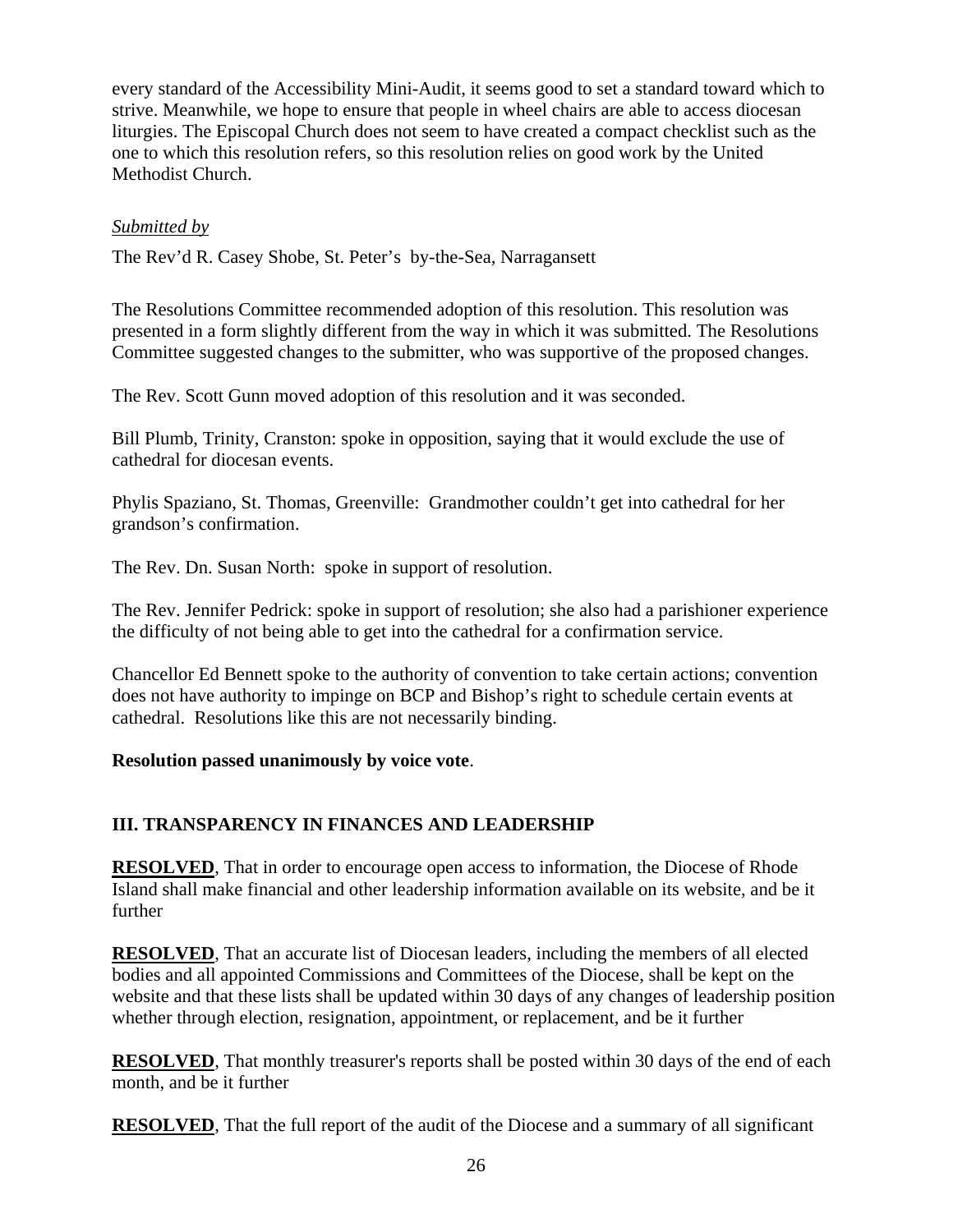every standard of the Accessibility Mini-Audit, it seems good to set a standard toward which to strive. Meanwhile, we hope to ensure that people in wheel chairs are able to access diocesan liturgies. The Episcopal Church does not seem to have created a compact checklist such as the one to which this resolution refers, so this resolution relies on good work by the United Methodist Church.

*Submitted by*

The Rev'd R. Casey Shobe, St. Peter's by-the-Sea, Narragansett

The Resolutions Committee recommended adoption of this resolution. This resolution was presented in a form slightly different from the way in which it was submitted. The Resolutions Committee suggested changes to the submitter, who was supportive of the proposed changes.

The Rev. Scott Gunn moved adoption of this resolution and it was seconded.

Bill Plumb, Trinity, Cranston: spoke in opposition, saying that it would exclude the use of cathedral for diocesan events.

Phylis Spaziano, St. Thomas, Greenville: Grandmother couldn't get into cathedral for her grandson's confirmation.

The Rev. Dn. Susan North: spoke in support of resolution.

The Rev. Jennifer Pedrick: spoke in support of resolution; she also had a parishioner experience the difficulty of not being able to get into the cathedral for a confirmation service.

Chancellor Ed Bennett spoke to the authority of convention to take certain actions; convention does not have authority to impinge on BCP and Bishop's right to schedule certain events at cathedral. Resolutions like this are not necessarily binding.

**Resolution passed unanimously by voice vote**.

## III. TRANSPARENCY IN FINANCES AND LEADERSHIP

**RESOLVED**, That in order to encourage open access to information, the Diocese of Rhode Island shall make financial and other leadership information available on its website, and be it further

**RESOLVED**, That an accurate list of Diocesan leaders, including the members of all elected bodies and all appointed Commissions and Committees of the Diocese, shall be kept on the website and that these lists shall be updated within 30 days of any changes of leadership position whether through election, resignation, appointment, or replacement, and be it further

**RESOLVED**, That monthly treasurer's reports shall be posted within 30 days of the end of each month, and be it further

**RESOLVED**, That the full report of the audit of the Diocese and a summary of all significant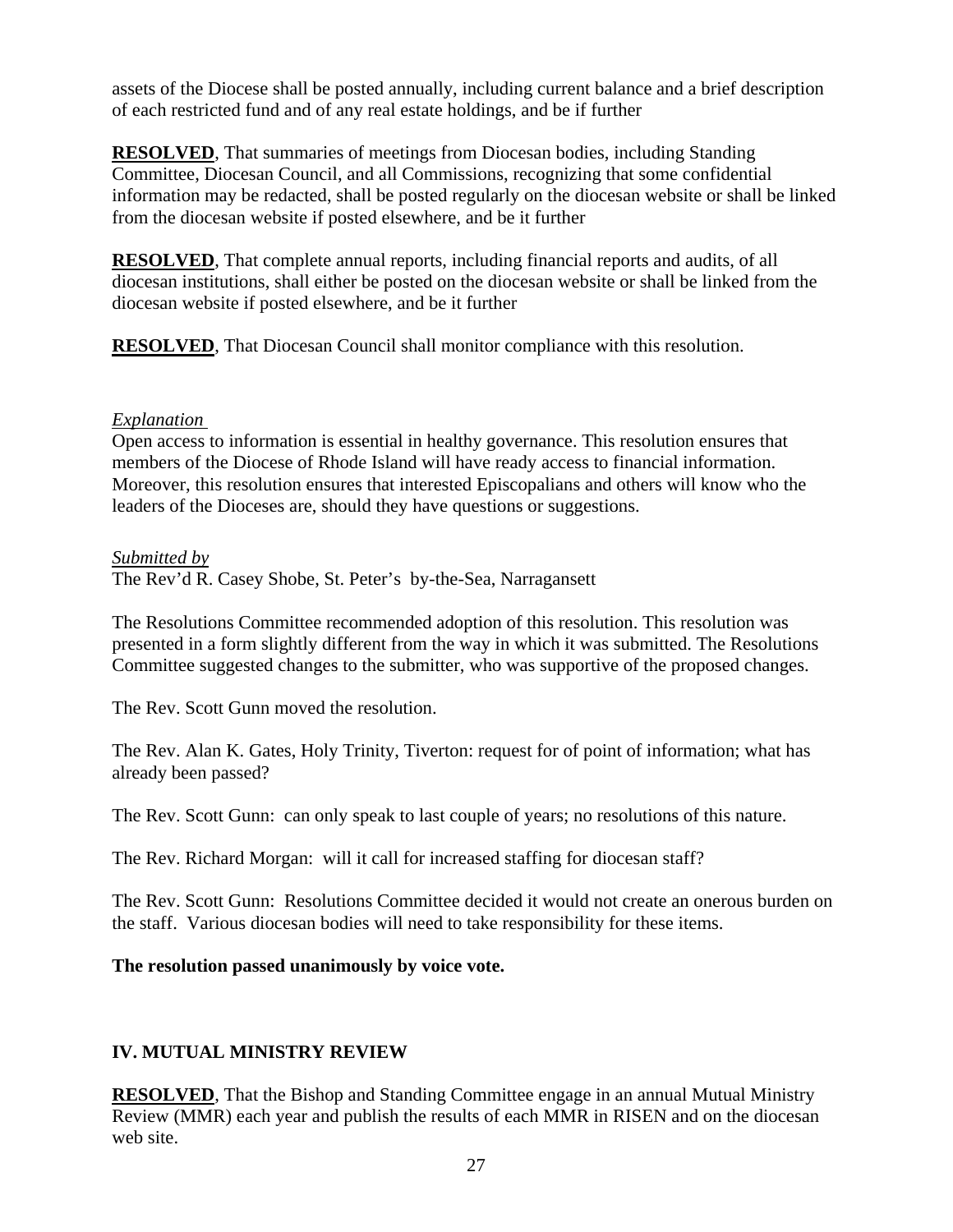assets of the Diocese shall be posted annually, including current balance and a brief description of each restricted fund and of any real estate holdings, and be if further

**RESOLVED**, That summaries of meetings from Diocesan bodies, including Standing Committee, Diocesan Council, and all Commissions, recognizing that some confidential information may be redacted, shall be posted regularly on the diocesan website or shall be linked from the diocesan website if posted elsewhere, and be it further

**RESOLVED**, That complete annual reports, including financial reports and audits, of all diocesan institutions, shall either be posted on the diocesan website or shall be linked from the diocesan website if posted elsewhere, and be it further

**RESOLVED**, That Diocesan Council shall monitor compliance with this resolution.

*Explanation*

Open access to information is essential in healthy governance. This resolution ensures that members of the Diocese of Rhode Island will have ready access to financial information. Moreover, this resolution ensures that interested Episcopalians and others will know who the leaders of the Dioceses are, should they have questions or suggestions.

*Submitted by*

The Rev'd R. Casey Shobe, St. Peter's by-the-Sea, Narragansett

The Resolutions Committee recommended adoption of this resolution. This resolution was presented in a form slightly different from the way in which it was submitted. The Resolutions Committee suggested changes to the submitter, who was supportive of the proposed changes.

The Rev. Scott Gunn moved the resolution.

The Rev. Alan K. Gates, Holy Trinity, Tiverton: request for of point of information; what has already been passed?

The Rev. Scott Gunn: can only speak to last couple of years; no resolutions of this nature.

The Rev. Richard Morgan: will it call for increased staffing for diocesan staff?

The Rev. Scott Gunn: Resolutions Committee decided it would not create an onerous burden on the staff. Various diocesan bodies will need to take responsibility for these items.

**The resolution passed unanimously by voice vote.**

## IV. MUTUAL MINISTRY REVIEW

**RESOLVED**, That the Bishop and Standing Committee engage in an annual Mutual Ministry Review (MMR) each year and publish the results of each MMR in RISEN and on the diocesan web site.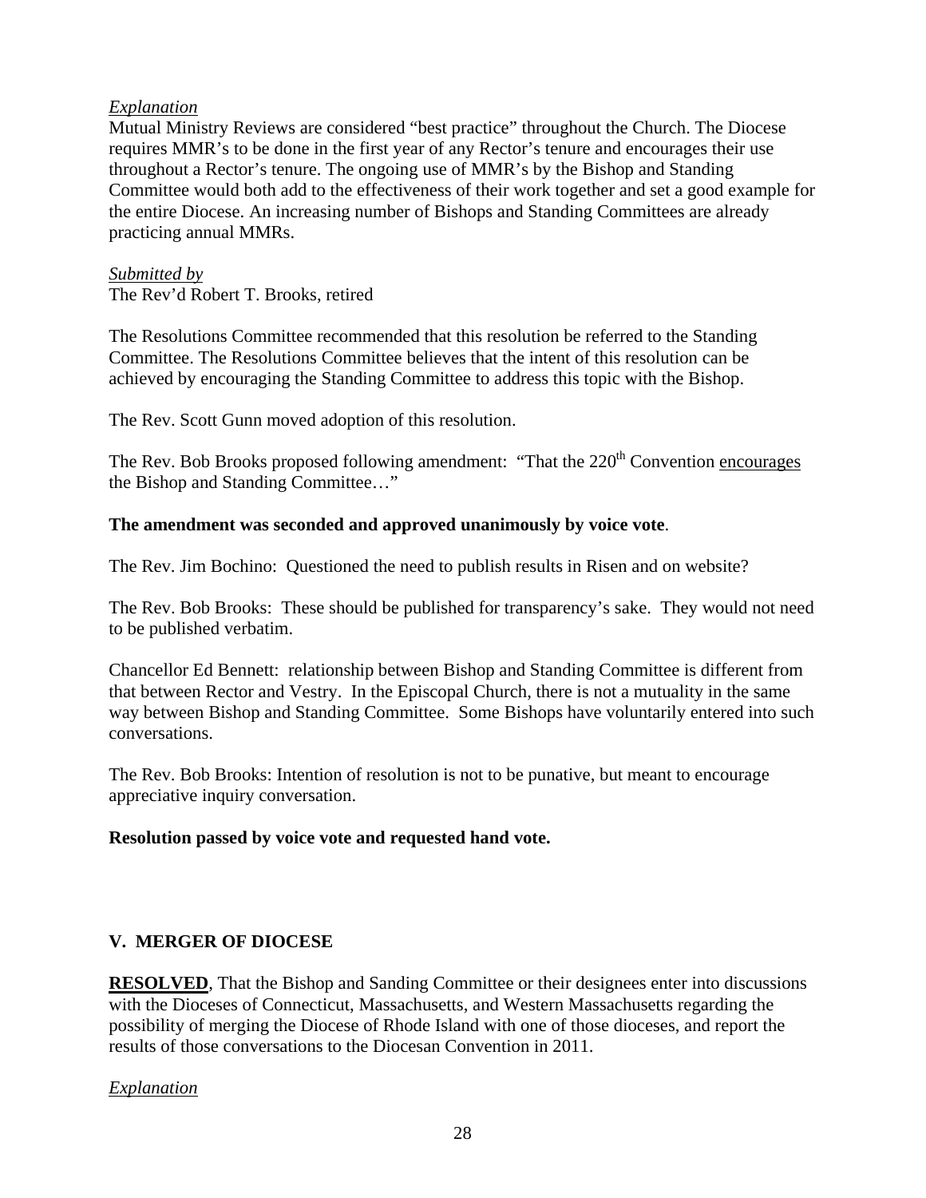*Explanation*
Mutual Ministry Reviews are considered "best practice" throughout the Church. The Diocese requires MMR's to be done in the first year of any Rector's tenure and encourages their use throughout a Rector's tenure. The ongoing use of MMR's by the Bishop and Standing Committee would both add to the effectiveness of their work together and set a good example for the entire Diocese. An increasing number of Bishops and Standing Committees are already practicing annual MMRs.

*Submitted by*
The Rev'd Robert T. Brooks, retired

The Resolutions Committee recommended that this resolution be referred to the Standing Committee. The Resolutions Committee believes that the intent of this resolution can be achieved by encouraging the Standing Committee to address this topic with the Bishop.

The Rev. Scott Gunn moved adoption of this resolution.

The Rev. Bob Brooks proposed following amendment: "That the 220th Convention encourages the Bishop and Standing Committee…"

**The amendment was seconded and approved unanimously by voice vote**.

The Rev. Jim Bochino: Questioned the need to publish results in Risen and on website?

The Rev. Bob Brooks: These should be published for transparency's sake. They would not need to be published verbatim.

Chancellor Ed Bennett: relationship between Bishop and Standing Committee is different from that between Rector and Vestry. In the Episcopal Church, there is not a mutuality in the same way between Bishop and Standing Committee. Some Bishops have voluntarily entered into such conversations.

The Rev. Bob Brooks: Intention of resolution is not to be punative, but meant to encourage appreciative inquiry conversation.

**Resolution passed by voice vote and requested hand vote.**

## V. MERGER OF DIOCESE

**RESOLVED**, That the Bishop and Sanding Committee or their designees enter into discussions with the Dioceses of Connecticut, Massachusetts, and Western Massachusetts regarding the possibility of merging the Diocese of Rhode Island with one of those dioceses, and report the results of those conversations to the Diocesan Convention in 2011.

*Explanation*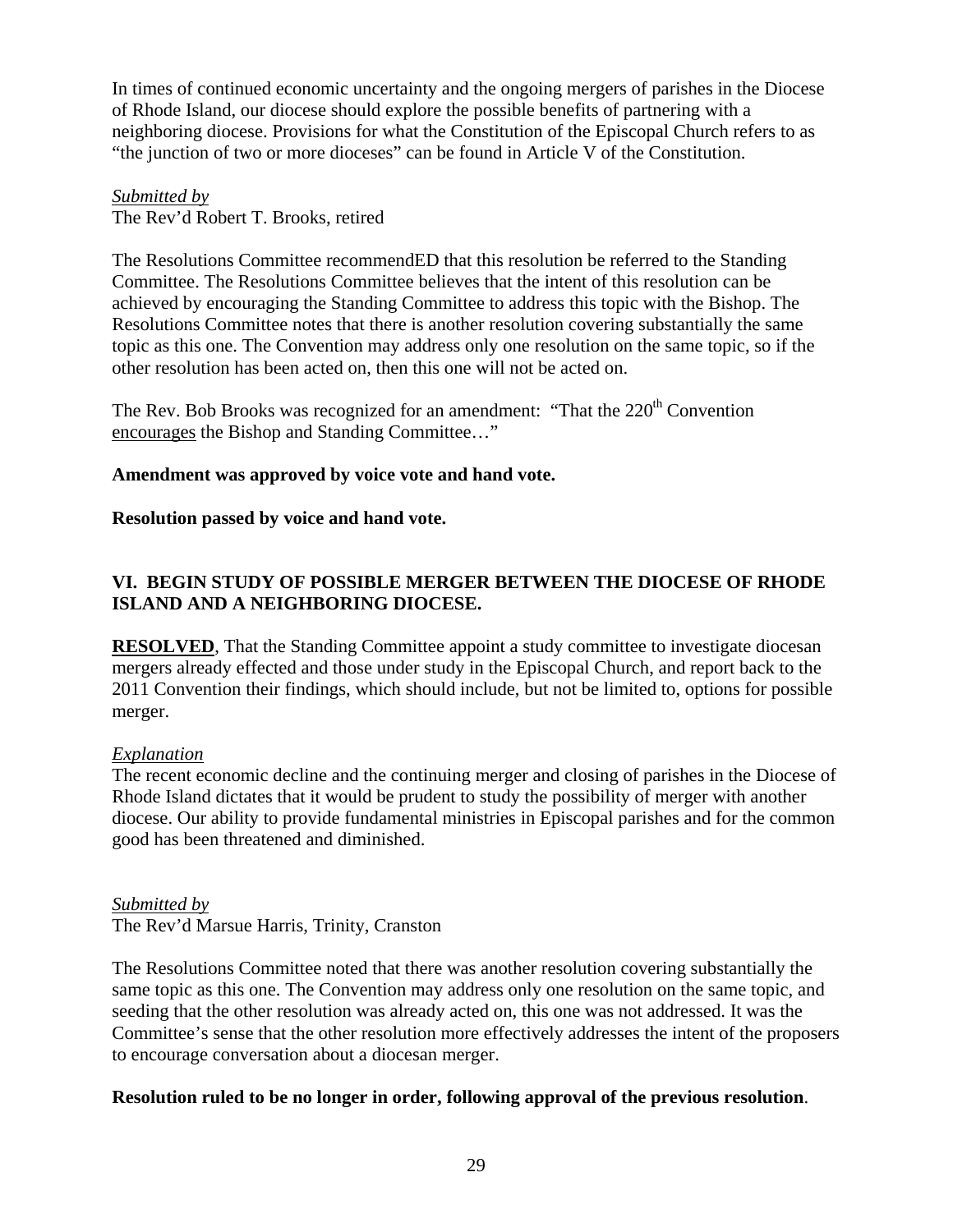In times of continued economic uncertainty and the ongoing mergers of parishes in the Diocese of Rhode Island, our diocese should explore the possible benefits of partnering with a neighboring diocese. Provisions for what the Constitution of the Episcopal Church refers to as "the junction of two or more dioceses" can be found in Article V of the Constitution.

*Submitted by*
The Rev'd Robert T. Brooks, retired

The Resolutions Committee recommendED that this resolution be referred to the Standing Committee. The Resolutions Committee believes that the intent of this resolution can be achieved by encouraging the Standing Committee to address this topic with the Bishop. The Resolutions Committee notes that there is another resolution covering substantially the same topic as this one. The Convention may address only one resolution on the same topic, so if the other resolution has been acted on, then this one will not be acted on.

The Rev. Bob Brooks was recognized for an amendment: "That the 220th Convention encourages the Bishop and Standing Committee…"

**Amendment was approved by voice vote and hand vote.**

**Resolution passed by voice and hand vote.**

## VI. BEGIN STUDY OF POSSIBLE MERGER BETWEEN THE DIOCESE OF RHODE ISLAND AND A NEIGHBORING DIOCESE.

**RESOLVED**, That the Standing Committee appoint a study committee to investigate diocesan mergers already effected and those under study in the Episcopal Church, and report back to the 2011 Convention their findings, which should include, but not be limited to, options for possible merger.

*Explanation*
The recent economic decline and the continuing merger and closing of parishes in the Diocese of Rhode Island dictates that it would be prudent to study the possibility of merger with another diocese. Our ability to provide fundamental ministries in Episcopal parishes and for the common good has been threatened and diminished.

*Submitted by*
The Rev'd Marsue Harris, Trinity, Cranston

The Resolutions Committee noted that there was another resolution covering substantially the same topic as this one. The Convention may address only one resolution on the same topic, and seeding that the other resolution was already acted on, this one was not addressed. It was the Committee's sense that the other resolution more effectively addresses the intent of the proposers to encourage conversation about a diocesan merger.

**Resolution ruled to be no longer in order, following approval of the previous resolution**.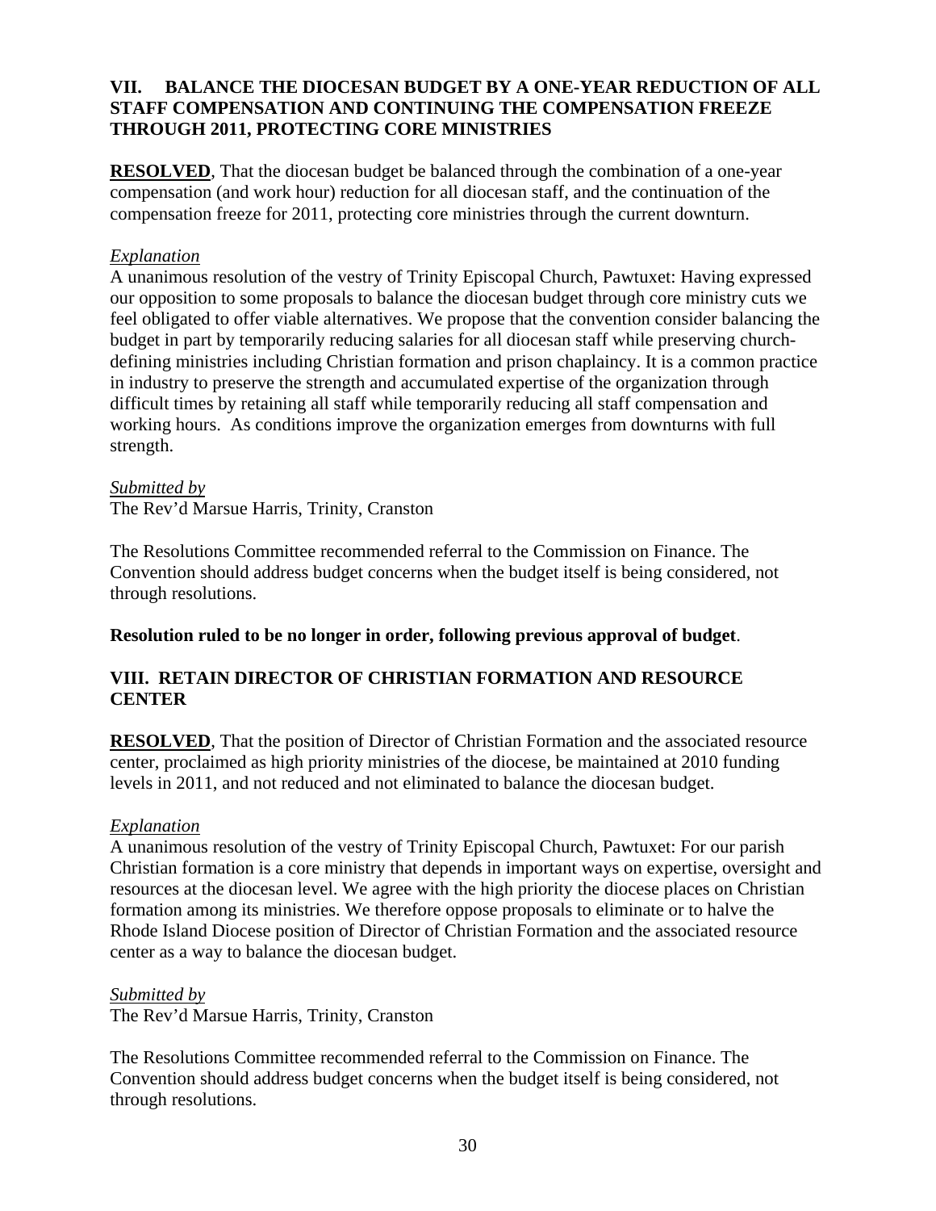## VII. BALANCE THE DIOCESAN BUDGET BY A ONE-YEAR REDUCTION OF ALL STAFF COMPENSATION AND CONTINUING THE COMPENSATION FREEZE THROUGH 2011, PROTECTING CORE MINISTRIES

**RESOLVED**, That the diocesan budget be balanced through the combination of a one-year compensation (and work hour) reduction for all diocesan staff, and the continuation of the compensation freeze for 2011, protecting core ministries through the current downturn.

*Explanation*

A unanimous resolution of the vestry of Trinity Episcopal Church, Pawtuxet: Having expressed our opposition to some proposals to balance the diocesan budget through core ministry cuts we feel obligated to offer viable alternatives. We propose that the convention consider balancing the budget in part by temporarily reducing salaries for all diocesan staff while preserving church-defining ministries including Christian formation and prison chaplaincy. It is a common practice in industry to preserve the strength and accumulated expertise of the organization through difficult times by retaining all staff while temporarily reducing all staff compensation and working hours. As conditions improve the organization emerges from downturns with full strength.

*Submitted by*

The Rev'd Marsue Harris, Trinity, Cranston

The Resolutions Committee recommended referral to the Commission on Finance. The Convention should address budget concerns when the budget itself is being considered, not through resolutions.

**Resolution ruled to be no longer in order, following previous approval of budget**.

## VIII. RETAIN DIRECTOR OF CHRISTIAN FORMATION AND RESOURCE CENTER

**RESOLVED**, That the position of Director of Christian Formation and the associated resource center, proclaimed as high priority ministries of the diocese, be maintained at 2010 funding levels in 2011, and not reduced and not eliminated to balance the diocesan budget.

*Explanation*

A unanimous resolution of the vestry of Trinity Episcopal Church, Pawtuxet: For our parish Christian formation is a core ministry that depends in important ways on expertise, oversight and resources at the diocesan level. We agree with the high priority the diocese places on Christian formation among its ministries. We therefore oppose proposals to eliminate or to halve the Rhode Island Diocese position of Director of Christian Formation and the associated resource center as a way to balance the diocesan budget.

*Submitted by*

The Rev'd Marsue Harris, Trinity, Cranston

The Resolutions Committee recommended referral to the Commission on Finance. The Convention should address budget concerns when the budget itself is being considered, not through resolutions.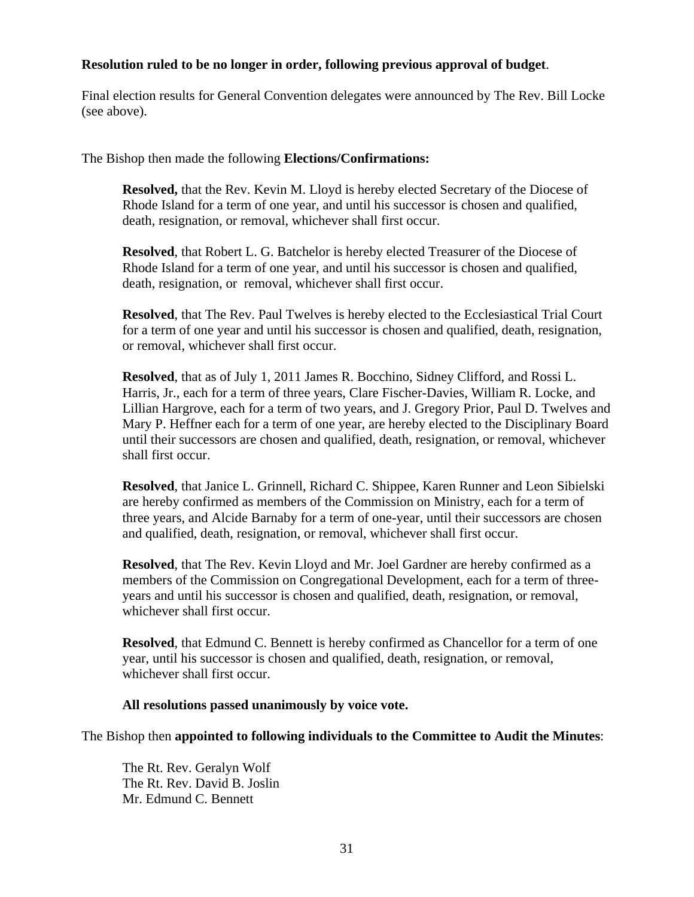**Resolution ruled to be no longer in order, following previous approval of budget**.

Final election results for General Convention delegates were announced by The Rev. Bill Locke (see above).

The Bishop then made the following **Elections/Confirmations:**

> **Resolved,** that the Rev. Kevin M. Lloyd is hereby elected Secretary of the Diocese of Rhode Island for a term of one year, and until his successor is chosen and qualified, death, resignation, or removal, whichever shall first occur.
>
> **Resolved**, that Robert L. G. Batchelor is hereby elected Treasurer of the Diocese of Rhode Island for a term of one year, and until his successor is chosen and qualified, death, resignation, or removal, whichever shall first occur.
>
> **Resolved**, that The Rev. Paul Twelves is hereby elected to the Ecclesiastical Trial Court for a term of one year and until his successor is chosen and qualified, death, resignation, or removal, whichever shall first occur.
>
> **Resolved**, that as of July 1, 2011 James R. Bocchino, Sidney Clifford, and Rossi L. Harris, Jr., each for a term of three years, Clare Fischer-Davies, William R. Locke, and Lillian Hargrove, each for a term of two years, and J. Gregory Prior, Paul D. Twelves and Mary P. Heffner each for a term of one year, are hereby elected to the Disciplinary Board until their successors are chosen and qualified, death, resignation, or removal, whichever shall first occur.
>
> **Resolved**, that Janice L. Grinnell, Richard C. Shippee, Karen Runner and Leon Sibielski are hereby confirmed as members of the Commission on Ministry, each for a term of three years, and Alcide Barnaby for a term of one-year, until their successors are chosen and qualified, death, resignation, or removal, whichever shall first occur.
>
> **Resolved**, that The Rev. Kevin Lloyd and Mr. Joel Gardner are hereby confirmed as a members of the Commission on Congregational Development, each for a term of three-years and until his successor is chosen and qualified, death, resignation, or removal, whichever shall first occur.
>
> **Resolved**, that Edmund C. Bennett is hereby confirmed as Chancellor for a term of one year, until his successor is chosen and qualified, death, resignation, or removal, whichever shall first occur.
>
> **All resolutions passed unanimously by voice vote.**

The Bishop then **appointed to following individuals to the Committee to Audit the Minutes**:

> The Rt. Rev. Geralyn Wolf
> The Rt. Rev. David B. Joslin
> Mr. Edmund C. Bennett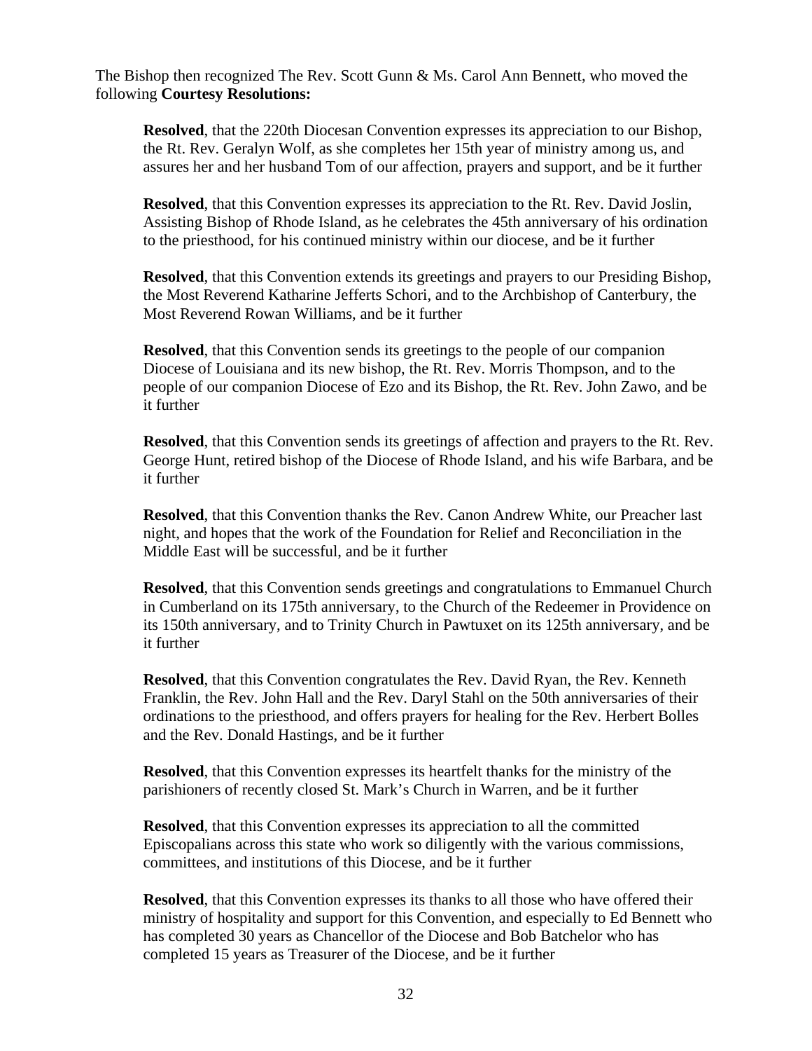The Bishop then recognized The Rev. Scott Gunn & Ms. Carol Ann Bennett, who moved the following **Courtesy Resolutions:**

> **Resolved**, that the 220th Diocesan Convention expresses its appreciation to our Bishop, the Rt. Rev. Geralyn Wolf, as she completes her 15th year of ministry among us, and assures her and her husband Tom of our affection, prayers and support, and be it further
>
> **Resolved**, that this Convention expresses its appreciation to the Rt. Rev. David Joslin, Assisting Bishop of Rhode Island, as he celebrates the 45th anniversary of his ordination to the priesthood, for his continued ministry within our diocese, and be it further
>
> **Resolved**, that this Convention extends its greetings and prayers to our Presiding Bishop, the Most Reverend Katharine Jefferts Schori, and to the Archbishop of Canterbury, the Most Reverend Rowan Williams, and be it further
>
> **Resolved**, that this Convention sends its greetings to the people of our companion Diocese of Louisiana and its new bishop, the Rt. Rev. Morris Thompson, and to the people of our companion Diocese of Ezo and its Bishop, the Rt. Rev. John Zawo, and be it further
>
> **Resolved**, that this Convention sends its greetings of affection and prayers to the Rt. Rev. George Hunt, retired bishop of the Diocese of Rhode Island, and his wife Barbara, and be it further
>
> **Resolved**, that this Convention thanks the Rev. Canon Andrew White, our Preacher last night, and hopes that the work of the Foundation for Relief and Reconciliation in the Middle East will be successful, and be it further
>
> **Resolved**, that this Convention sends greetings and congratulations to Emmanuel Church in Cumberland on its 175th anniversary, to the Church of the Redeemer in Providence on its 150th anniversary, and to Trinity Church in Pawtuxet on its 125th anniversary, and be it further
>
> **Resolved**, that this Convention congratulates the Rev. David Ryan, the Rev. Kenneth Franklin, the Rev. John Hall and the Rev. Daryl Stahl on the 50th anniversaries of their ordinations to the priesthood, and offers prayers for healing for the Rev. Herbert Bolles and the Rev. Donald Hastings, and be it further
>
> **Resolved**, that this Convention expresses its heartfelt thanks for the ministry of the parishioners of recently closed St. Mark's Church in Warren, and be it further
>
> **Resolved**, that this Convention expresses its appreciation to all the committed Episcopalians across this state who work so diligently with the various commissions, committees, and institutions of this Diocese, and be it further
>
> **Resolved**, that this Convention expresses its thanks to all those who have offered their ministry of hospitality and support for this Convention, and especially to Ed Bennett who has completed 30 years as Chancellor of the Diocese and Bob Batchelor who has completed 15 years as Treasurer of the Diocese, and be it further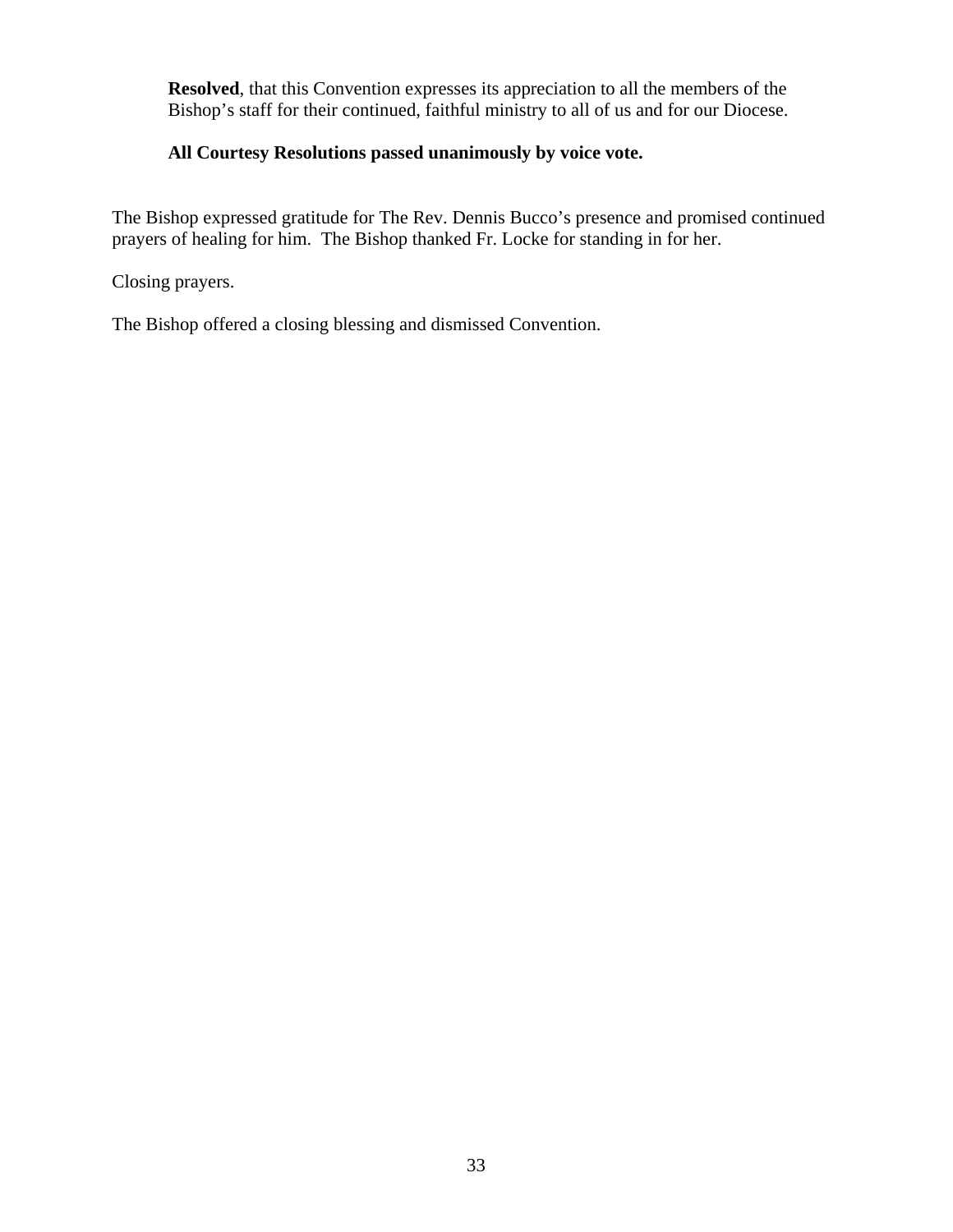> **Resolved**, that this Convention expresses its appreciation to all the members of the Bishop's staff for their continued, faithful ministry to all of us and for our Diocese.
>
> **All Courtesy Resolutions passed unanimously by voice vote.**

The Bishop expressed gratitude for The Rev. Dennis Bucco's presence and promised continued prayers of healing for him. The Bishop thanked Fr. Locke for standing in for her.

Closing prayers.

The Bishop offered a closing blessing and dismissed Convention.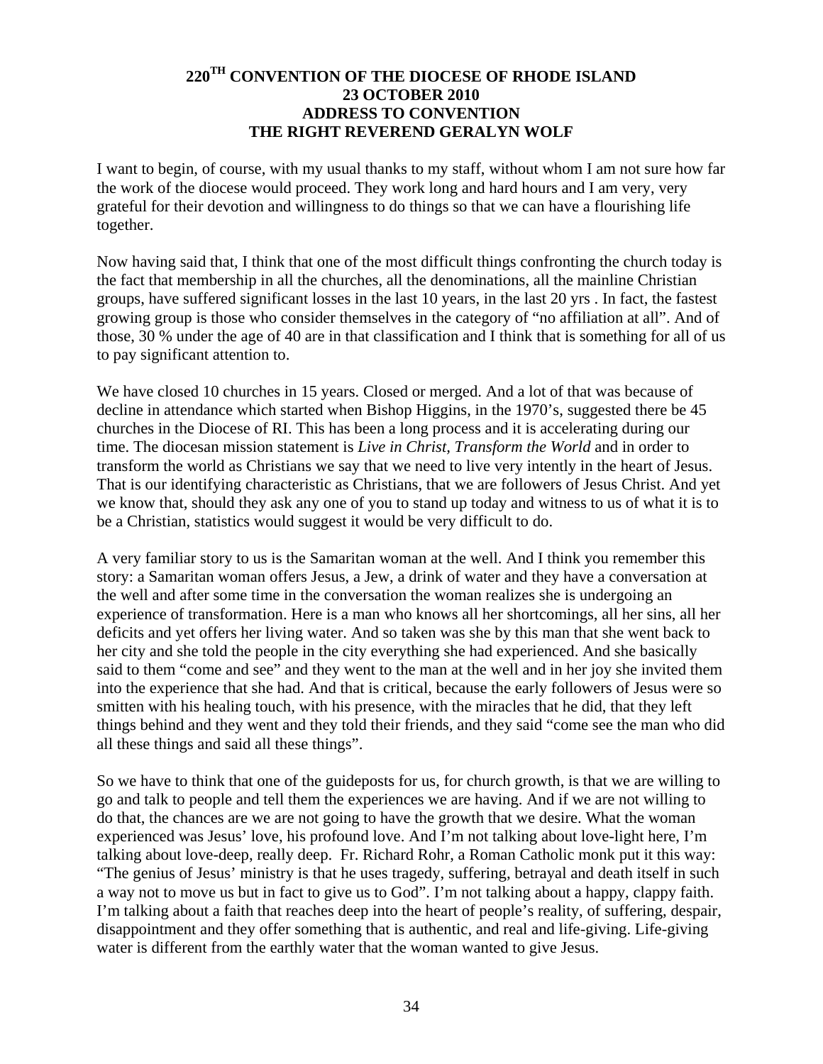# 220TH CONVENTION OF THE DIOCESE OF RHODE ISLAND
## 23 OCTOBER 2010
## ADDRESS TO CONVENTION
## THE RIGHT REVEREND GERALYN WOLF

I want to begin, of course, with my usual thanks to my staff, without whom I am not sure how far the work of the diocese would proceed. They work long and hard hours and I am very, very grateful for their devotion and willingness to do things so that we can have a flourishing life together.

Now having said that, I think that one of the most difficult things confronting the church today is the fact that membership in all the churches, all the denominations, all the mainline Christian groups, have suffered significant losses in the last 10 years, in the last 20 yrs . In fact, the fastest growing group is those who consider themselves in the category of "no affiliation at all". And of those, 30 % under the age of 40 are in that classification and I think that is something for all of us to pay significant attention to.

We have closed 10 churches in 15 years. Closed or merged. And a lot of that was because of decline in attendance which started when Bishop Higgins, in the 1970's, suggested there be 45 churches in the Diocese of RI. This has been a long process and it is accelerating during our time. The diocesan mission statement is *Live in Christ, Transform the World* and in order to transform the world as Christians we say that we need to live very intently in the heart of Jesus. That is our identifying characteristic as Christians, that we are followers of Jesus Christ. And yet we know that, should they ask any one of you to stand up today and witness to us of what it is to be a Christian, statistics would suggest it would be very difficult to do.

A very familiar story to us is the Samaritan woman at the well. And I think you remember this story: a Samaritan woman offers Jesus, a Jew, a drink of water and they have a conversation at the well and after some time in the conversation the woman realizes she is undergoing an experience of transformation. Here is a man who knows all her shortcomings, all her sins, all her deficits and yet offers her living water. And so taken was she by this man that she went back to her city and she told the people in the city everything she had experienced. And she basically said to them "come and see" and they went to the man at the well and in her joy she invited them into the experience that she had. And that is critical, because the early followers of Jesus were so smitten with his healing touch, with his presence, with the miracles that he did, that they left things behind and they went and they told their friends, and they said "come see the man who did all these things and said all these things".

So we have to think that one of the guideposts for us, for church growth, is that we are willing to go and talk to people and tell them the experiences we are having. And if we are not willing to do that, the chances are we are not going to have the growth that we desire. What the woman experienced was Jesus' love, his profound love. And I'm not talking about love-light here, I'm talking about love-deep, really deep. Fr. Richard Rohr, a Roman Catholic monk put it this way: "The genius of Jesus' ministry is that he uses tragedy, suffering, betrayal and death itself in such a way not to move us but in fact to give us to God". I'm not talking about a happy, clappy faith. I'm talking about a faith that reaches deep into the heart of people's reality, of suffering, despair, disappointment and they offer something that is authentic, and real and life-giving. Life-giving water is different from the earthly water that the woman wanted to give Jesus.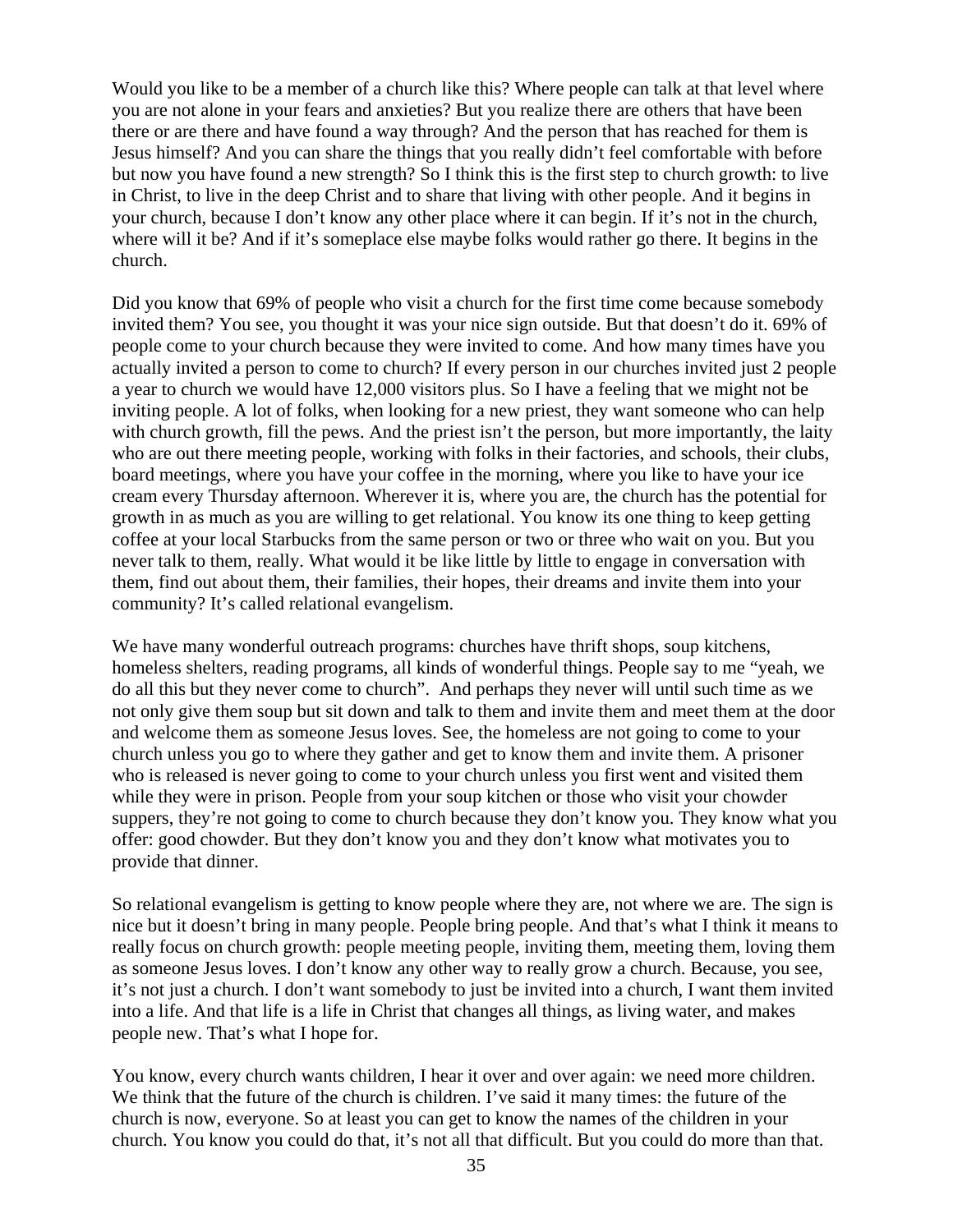Would you like to be a member of a church like this? Where people can talk at that level where you are not alone in your fears and anxieties? But you realize there are others that have been there or are there and have found a way through? And the person that has reached for them is Jesus himself? And you can share the things that you really didn't feel comfortable with before but now you have found a new strength? So I think this is the first step to church growth: to live in Christ, to live in the deep Christ and to share that living with other people. And it begins in your church, because I don't know any other place where it can begin. If it's not in the church, where will it be? And if it's someplace else maybe folks would rather go there. It begins in the church.

Did you know that 69% of people who visit a church for the first time come because somebody invited them? You see, you thought it was your nice sign outside. But that doesn't do it. 69% of people come to your church because they were invited to come. And how many times have you actually invited a person to come to church? If every person in our churches invited just 2 people a year to church we would have 12,000 visitors plus. So I have a feeling that we might not be inviting people. A lot of folks, when looking for a new priest, they want someone who can help with church growth, fill the pews. And the priest isn't the person, but more importantly, the laity who are out there meeting people, working with folks in their factories, and schools, their clubs, board meetings, where you have your coffee in the morning, where you like to have your ice cream every Thursday afternoon. Wherever it is, where you are, the church has the potential for growth in as much as you are willing to get relational. You know its one thing to keep getting coffee at your local Starbucks from the same person or two or three who wait on you. But you never talk to them, really. What would it be like little by little to engage in conversation with them, find out about them, their families, their hopes, their dreams and invite them into your community? It's called relational evangelism.

We have many wonderful outreach programs: churches have thrift shops, soup kitchens, homeless shelters, reading programs, all kinds of wonderful things. People say to me "yeah, we do all this but they never come to church". And perhaps they never will until such time as we not only give them soup but sit down and talk to them and invite them and meet them at the door and welcome them as someone Jesus loves. See, the homeless are not going to come to your church unless you go to where they gather and get to know them and invite them. A prisoner who is released is never going to come to your church unless you first went and visited them while they were in prison. People from your soup kitchen or those who visit your chowder suppers, they're not going to come to church because they don't know you. They know what you offer: good chowder. But they don't know you and they don't know what motivates you to provide that dinner.

So relational evangelism is getting to know people where they are, not where we are. The sign is nice but it doesn't bring in many people. People bring people. And that's what I think it means to really focus on church growth: people meeting people, inviting them, meeting them, loving them as someone Jesus loves. I don't know any other way to really grow a church. Because, you see, it's not just a church. I don't want somebody to just be invited into a church, I want them invited into a life. And that life is a life in Christ that changes all things, as living water, and makes people new. That's what I hope for.

You know, every church wants children, I hear it over and over again: we need more children. We think that the future of the church is children. I've said it many times: the future of the church is now, everyone. So at least you can get to know the names of the children in your church. You know you could do that, it's not all that difficult. But you could do more than that.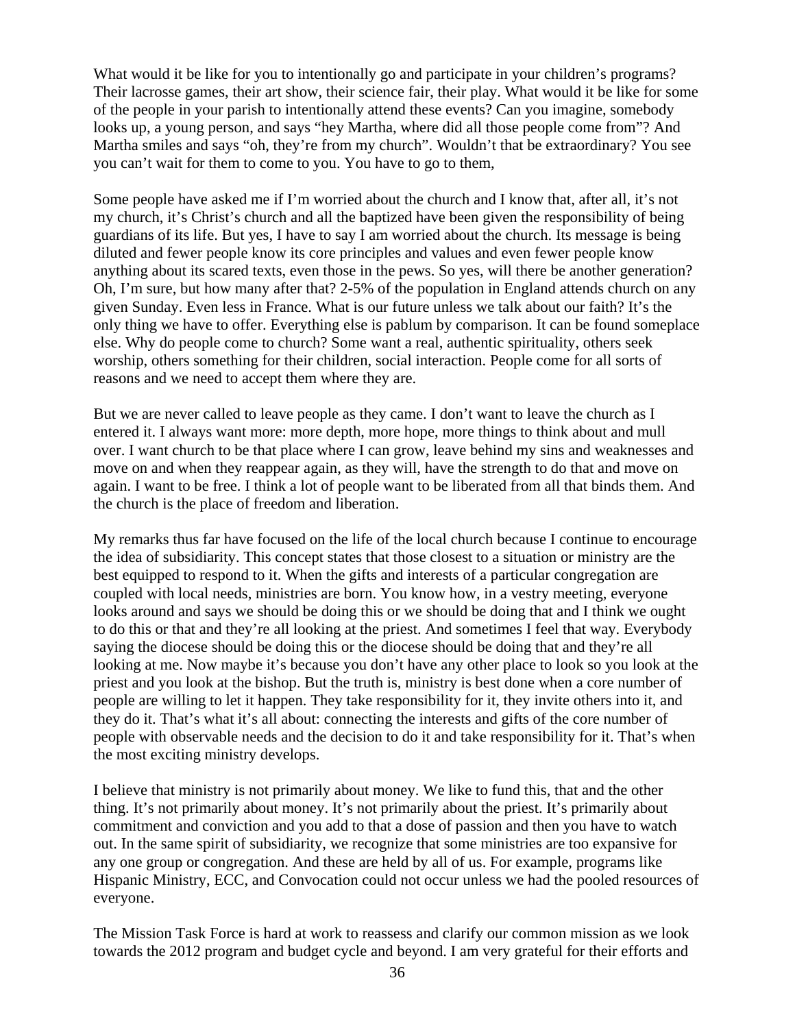What would it be like for you to intentionally go and participate in your children's programs? Their lacrosse games, their art show, their science fair, their play. What would it be like for some of the people in your parish to intentionally attend these events? Can you imagine, somebody looks up, a young person, and says "hey Martha, where did all those people come from"? And Martha smiles and says "oh, they're from my church". Wouldn't that be extraordinary? You see you can't wait for them to come to you. You have to go to them,

Some people have asked me if I'm worried about the church and I know that, after all, it's not my church, it's Christ's church and all the baptized have been given the responsibility of being guardians of its life. But yes, I have to say I am worried about the church. Its message is being diluted and fewer people know its core principles and values and even fewer people know anything about its scared texts, even those in the pews. So yes, will there be another generation? Oh, I'm sure, but how many after that? 2-5% of the population in England attends church on any given Sunday. Even less in France. What is our future unless we talk about our faith? It's the only thing we have to offer. Everything else is pablum by comparison. It can be found someplace else. Why do people come to church? Some want a real, authentic spirituality, others seek worship, others something for their children, social interaction. People come for all sorts of reasons and we need to accept them where they are.

But we are never called to leave people as they came. I don't want to leave the church as I entered it. I always want more: more depth, more hope, more things to think about and mull over. I want church to be that place where I can grow, leave behind my sins and weaknesses and move on and when they reappear again, as they will, have the strength to do that and move on again. I want to be free. I think a lot of people want to be liberated from all that binds them. And the church is the place of freedom and liberation.

My remarks thus far have focused on the life of the local church because I continue to encourage the idea of subsidiarity. This concept states that those closest to a situation or ministry are the best equipped to respond to it. When the gifts and interests of a particular congregation are coupled with local needs, ministries are born. You know how, in a vestry meeting, everyone looks around and says we should be doing this or we should be doing that and I think we ought to do this or that and they're all looking at the priest. And sometimes I feel that way. Everybody saying the diocese should be doing this or the diocese should be doing that and they're all looking at me. Now maybe it's because you don't have any other place to look so you look at the priest and you look at the bishop. But the truth is, ministry is best done when a core number of people are willing to let it happen. They take responsibility for it, they invite others into it, and they do it. That's what it's all about: connecting the interests and gifts of the core number of people with observable needs and the decision to do it and take responsibility for it. That's when the most exciting ministry develops.

I believe that ministry is not primarily about money. We like to fund this, that and the other thing. It's not primarily about money. It's not primarily about the priest. It's primarily about commitment and conviction and you add to that a dose of passion and then you have to watch out. In the same spirit of subsidiarity, we recognize that some ministries are too expansive for any one group or congregation. And these are held by all of us. For example, programs like Hispanic Ministry, ECC, and Convocation could not occur unless we had the pooled resources of everyone.

The Mission Task Force is hard at work to reassess and clarify our common mission as we look towards the 2012 program and budget cycle and beyond. I am very grateful for their efforts and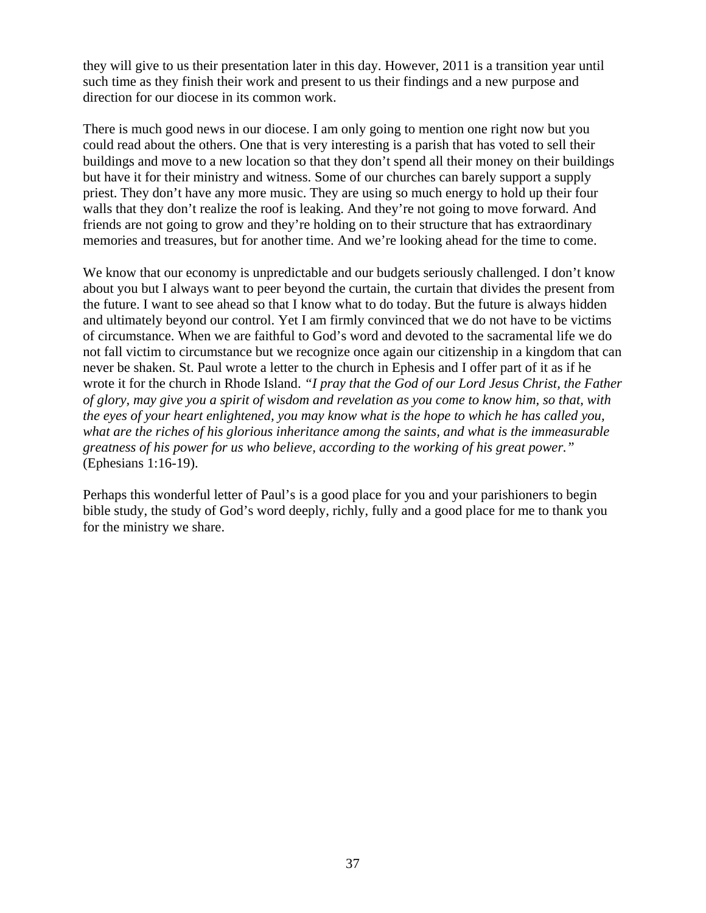they will give to us their presentation later in this day. However, 2011 is a transition year until such time as they finish their work and present to us their findings and a new purpose and direction for our diocese in its common work.

There is much good news in our diocese. I am only going to mention one right now but you could read about the others. One that is very interesting is a parish that has voted to sell their buildings and move to a new location so that they don't spend all their money on their buildings but have it for their ministry and witness. Some of our churches can barely support a supply priest. They don't have any more music. They are using so much energy to hold up their four walls that they don't realize the roof is leaking. And they're not going to move forward. And friends are not going to grow and they're holding on to their structure that has extraordinary memories and treasures, but for another time. And we're looking ahead for the time to come.

We know that our economy is unpredictable and our budgets seriously challenged. I don't know about you but I always want to peer beyond the curtain, the curtain that divides the present from the future. I want to see ahead so that I know what to do today. But the future is always hidden and ultimately beyond our control. Yet I am firmly convinced that we do not have to be victims of circumstance. When we are faithful to God's word and devoted to the sacramental life we do not fall victim to circumstance but we recognize once again our citizenship in a kingdom that can never be shaken. St. Paul wrote a letter to the church in Ephesis and I offer part of it as if he wrote it for the church in Rhode Island. *"I pray that the God of our Lord Jesus Christ, the Father of glory, may give you a spirit of wisdom and revelation as you come to know him, so that, with the eyes of your heart enlightened, you may know what is the hope to which he has called you, what are the riches of his glorious inheritance among the saints, and what is the immeasurable greatness of his power for us who believe, according to the working of his great power."* (Ephesians 1:16-19).

Perhaps this wonderful letter of Paul's is a good place for you and your parishioners to begin bible study, the study of God's word deeply, richly, fully and a good place for me to thank you for the ministry we share.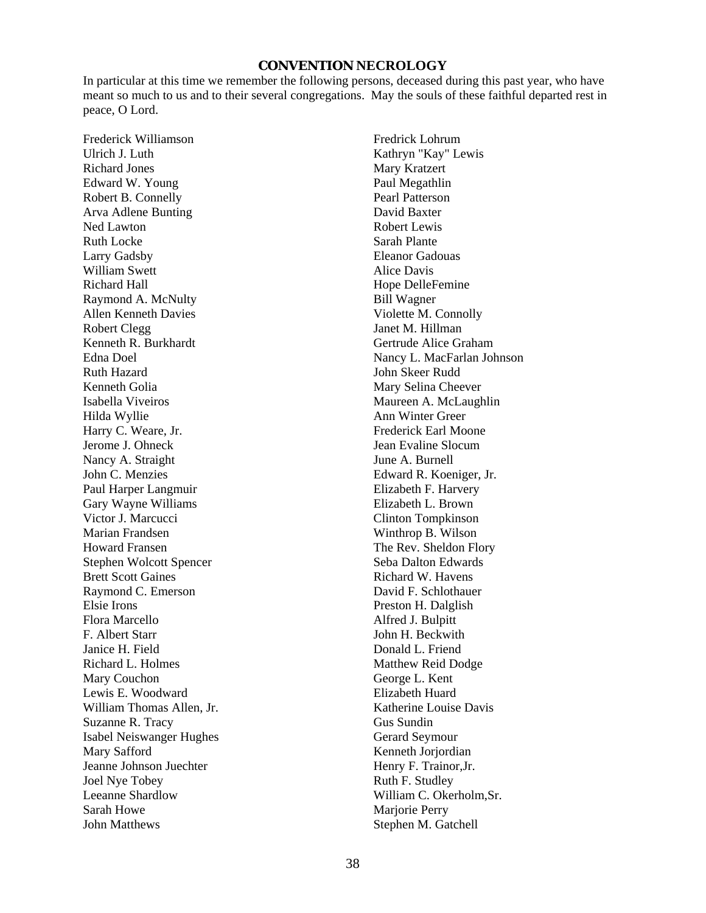## CONVENTION NECROLOGY

In particular at this time we remember the following persons, deceased during this past year, who have meant so much to us and to their several congregations. May the souls of these faithful departed rest in peace, O Lord.

Frederick Williamson
Ulrich J. Luth
Richard Jones
Edward W. Young
Robert B. Connelly
Arva Adlene Bunting
Ned Lawton
Ruth Locke
Larry Gadsby
William Swett
Richard Hall
Raymond A. McNulty
Allen Kenneth Davies
Robert Clegg
Kenneth R. Burkhardt
Edna Doel
Ruth Hazard
Kenneth Golia
Isabella Viveiros
Hilda Wyllie
Harry C. Weare, Jr.
Jerome J. Ohneck
Nancy A. Straight
John C. Menzies
Paul Harper Langmuir
Gary Wayne Williams
Victor J. Marcucci
Marian Frandsen
Howard Fransen
Stephen Wolcott Spencer
Brett Scott Gaines
Raymond C. Emerson
Elsie Irons
Flora Marcello
F. Albert Starr
Janice H. Field
Richard L. Holmes
Mary Couchon
Lewis E. Woodward
William Thomas Allen, Jr.
Suzanne R. Tracy
Isabel Neiswanger Hughes
Mary Safford
Jeanne Johnson Juechter
Joel Nye Tobey
Leeanne Shardlow
Sarah Howe
John Matthews
Fredrick Lohrum
Kathryn "Kay" Lewis
Mary Kratzert
Paul Megathlin
Pearl Patterson
David Baxter
Robert Lewis
Sarah Plante
Eleanor Gadouas
Alice Davis
Hope DelleFemine
Bill Wagner
Violette M. Connolly
Janet M. Hillman
Gertrude Alice Graham
Nancy L. MacFarlan Johnson
John Skeer Rudd
Mary Selina Cheever
Maureen A. McLaughlin
Ann Winter Greer
Frederick Earl Moone
Jean Evaline Slocum
June A. Burnell
Edward R. Koeniger, Jr.
Elizabeth F. Harvery
Elizabeth L. Brown
Clinton Tompkinson
Winthrop B. Wilson
The Rev. Sheldon Flory
Seba Dalton Edwards
Richard W. Havens
David F. Schlothauer
Preston H. Dalglish
Alfred J. Bulpitt
John H. Beckwith
Donald L. Friend
Matthew Reid Dodge
George L. Kent
Elizabeth Huard
Katherine Louise Davis
Gus Sundin
Gerard Seymour
Kenneth Jorjordian
Henry F. Trainor,Jr.
Ruth F. Studley
William C. Okerholm,Sr.
Marjorie Perry
Stephen M. Gatchell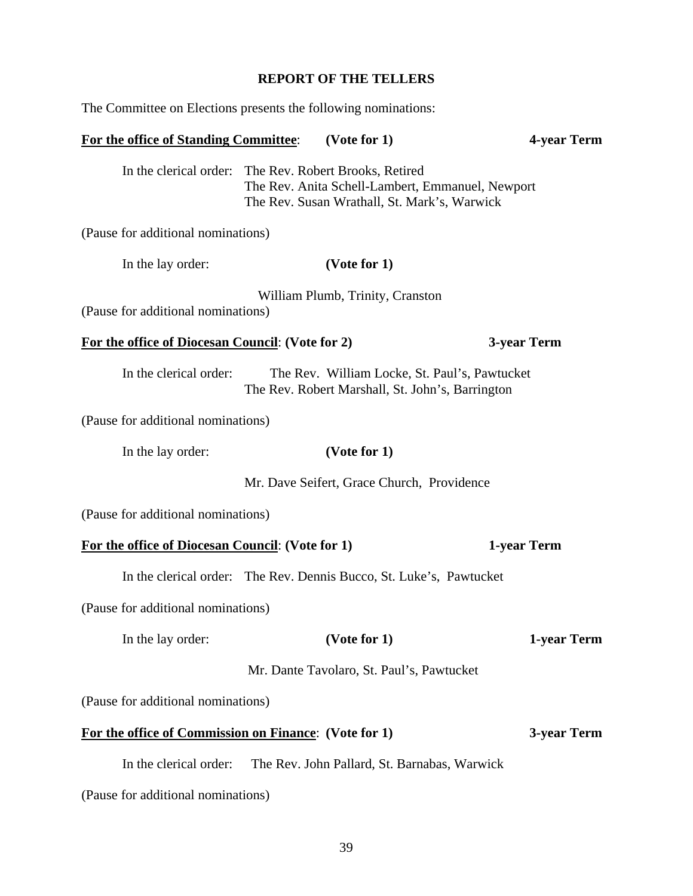## REPORT OF THE TELLERS

The Committee on Elections presents the following nominations:

**For the office of Standing Committee**: **(Vote for 1)** **4-year Term**

In the clerical order: The Rev. Robert Brooks, Retired
The Rev. Anita Schell-Lambert, Emmanuel, Newport
The Rev. Susan Wrathall, St. Mark's, Warwick

(Pause for additional nominations)

In the lay order: **(Vote for 1)**

William Plumb, Trinity, Cranston

(Pause for additional nominations)

**For the office of Diocesan Council**: **(Vote for 2)** **3-year Term**

In the clerical order: The Rev. William Locke, St. Paul's, Pawtucket
The Rev. Robert Marshall, St. John's, Barrington

(Pause for additional nominations)

In the lay order: **(Vote for 1)**

Mr. Dave Seifert, Grace Church, Providence

(Pause for additional nominations)

**For the office of Diocesan Council**: **(Vote for 1)** **1-year Term**

In the clerical order: The Rev. Dennis Bucco, St. Luke's, Pawtucket

(Pause for additional nominations)

In the lay order: **(Vote for 1)** **1-year Term**

Mr. Dante Tavolaro, St. Paul's, Pawtucket

(Pause for additional nominations)

**For the office of Commission on Finance**: **(Vote for 1)** **3-year Term**

In the clerical order: The Rev. John Pallard, St. Barnabas, Warwick

(Pause for additional nominations)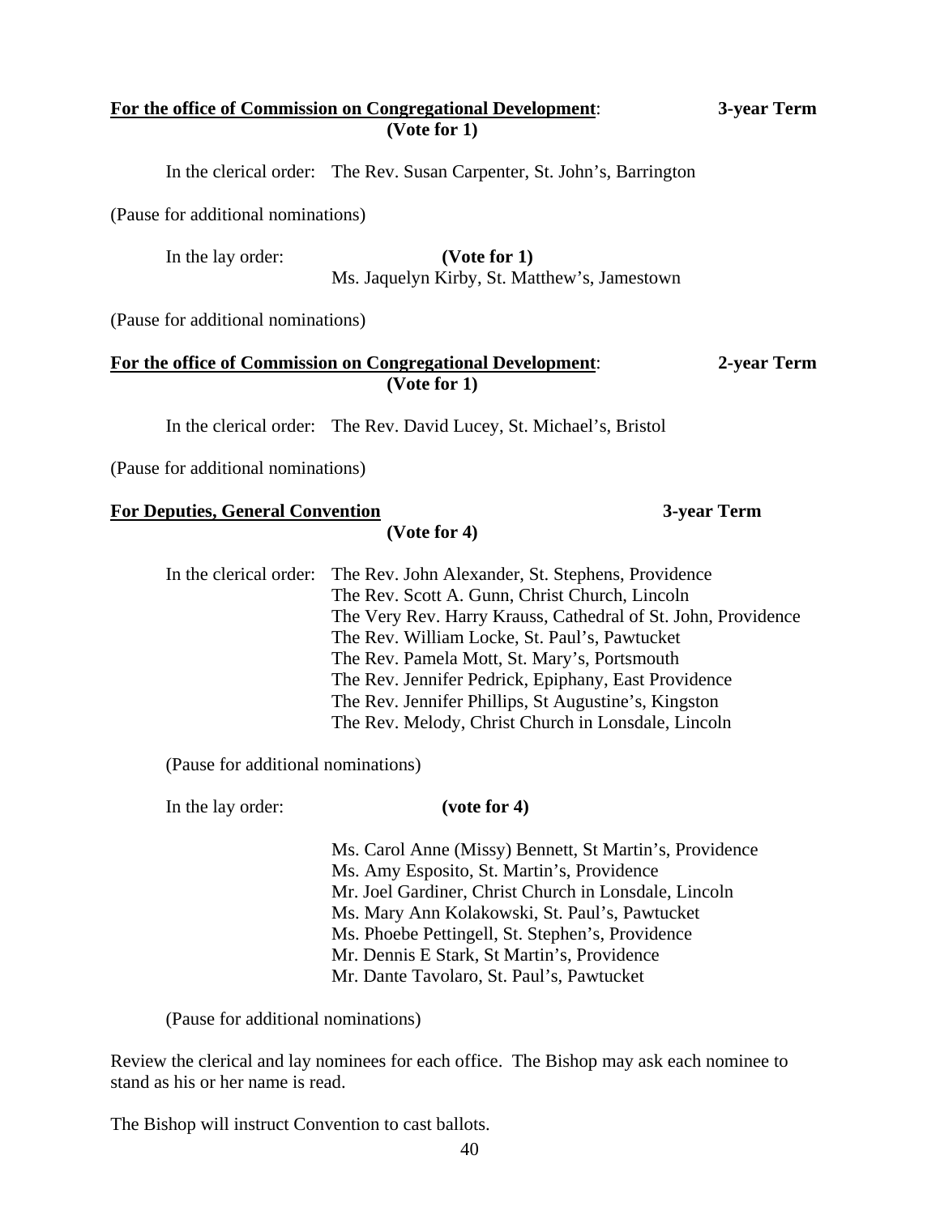**For the office of Commission on Congregational Development**: **3-year Term**
**(Vote for 1)**

In the clerical order: The Rev. Susan Carpenter, St. John's, Barrington

(Pause for additional nominations)

In the lay order: **(Vote for 1)**
Ms. Jaquelyn Kirby, St. Matthew's, Jamestown

(Pause for additional nominations)

**For the office of Commission on Congregational Development**: **2-year Term**
**(Vote for 1)**

In the clerical order: The Rev. David Lucey, St. Michael's, Bristol

(Pause for additional nominations)

**For Deputies, General Convention** **3-year Term**
**(Vote for 4)**

In the clerical order:
The Rev. John Alexander, St. Stephens, Providence
The Rev. Scott A. Gunn, Christ Church, Lincoln
The Very Rev. Harry Krauss, Cathedral of St. John, Providence
The Rev. William Locke, St. Paul's, Pawtucket
The Rev. Pamela Mott, St. Mary's, Portsmouth
The Rev. Jennifer Pedrick, Epiphany, East Providence
The Rev. Jennifer Phillips, St Augustine's, Kingston
The Rev. Melody, Christ Church in Lonsdale, Lincoln

(Pause for additional nominations)

In the lay order: **(vote for 4)**

Ms. Carol Anne (Missy) Bennett, St Martin's, Providence
Ms. Amy Esposito, St. Martin's, Providence
Mr. Joel Gardiner, Christ Church in Lonsdale, Lincoln
Ms. Mary Ann Kolakowski, St. Paul's, Pawtucket
Ms. Phoebe Pettingell, St. Stephen's, Providence
Mr. Dennis E Stark, St Martin's, Providence
Mr. Dante Tavolaro, St. Paul's, Pawtucket

(Pause for additional nominations)

Review the clerical and lay nominees for each office. The Bishop may ask each nominee to stand as his or her name is read.

The Bishop will instruct Convention to cast ballots.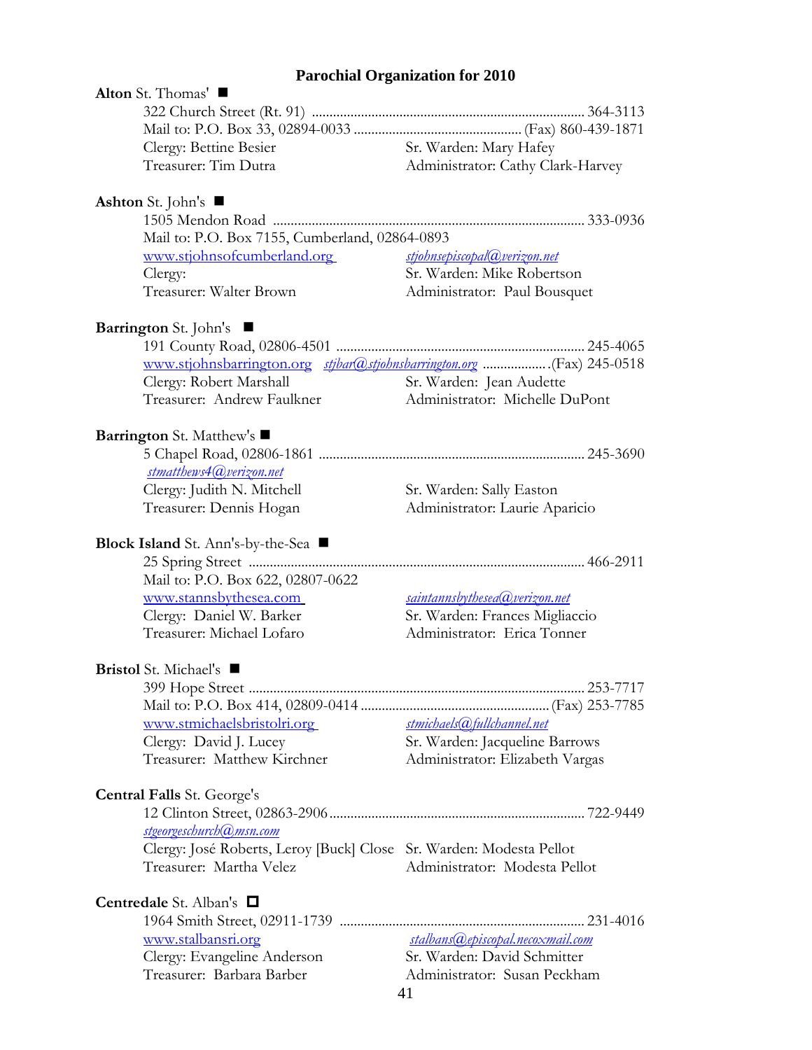## Parochial Organization for 2010

**Alton** St. Thomas' ■

322 Church Street (Rt. 91) ............................................................................ 364-3113
Mail to: P.O. Box 33, 02894-0033 ............................................... (Fax) 860-439-1871
Clergy: Bettine Besier — Sr. Warden: Mary Hafey
Treasurer: Tim Dutra — Administrator: Cathy Clark-Harvey

**Ashton** St. John's ■

1505 Mendon Road ........................................................................................ 333-0936
Mail to: P.O. Box 7155, Cumberland, 02864-0893
www.stjohnsofcumberland.org — *stjohnsepiscopal@verizon.net*
Clergy: — Sr. Warden: Mike Robertson
Treasurer: Walter Brown — Administrator: Paul Bousquet

**Barrington** St. John's ■

191 County Road, 02806-4501 ...................................................................... 245-4065
www.stjohnsbarrington.org *stjbar@stjohnsbarrington.org* .................. (Fax) 245-0518
Clergy: Robert Marshall — Sr. Warden: Jean Audette
Treasurer: Andrew Faulkner — Administrator: Michelle DuPont

**Barrington** St. Matthew's ■

5 Chapel Road, 02806-1861 ........................................................................... 245-3690
*stmatthews4@verizon.net*
Clergy: Judith N. Mitchell — Sr. Warden: Sally Easton
Treasurer: Dennis Hogan — Administrator: Laurie Aparicio

**Block Island** St. Ann's-by-the-Sea ■

25 Spring Street .............................................................................................. 466-2911
Mail to: P.O. Box 622, 02807-0622
www.stannsbythesea.com — *saintannsbythesea@verizon.net*
Clergy: Daniel W. Barker — Sr. Warden: Frances Migliaccio
Treasurer: Michael Lofaro — Administrator: Erica Tonner

**Bristol** St. Michael's ■

399 Hope Street .............................................................................................. 253-7717
Mail to: P.O. Box 414, 02809-0414 ..................................................... (Fax) 253-7785
www.stmichaelsbristolri.org — *stmichaels@fullchannel.net*
Clergy: David J. Lucey — Sr. Warden: Jacqueline Barrows
Treasurer: Matthew Kirchner — Administrator: Elizabeth Vargas

**Central Falls** St. George's

12 Clinton Street, 02863-2906 ........................................................................ 722-9449
*stgeorgeschurch@msn.com*
Clergy: José Roberts, Leroy [Buck] Close — Sr. Warden: Modesta Pellot
Treasurer: Martha Velez — Administrator: Modesta Pellot

**Centredale** St. Alban's ☐

1964 Smith Street, 02911-1739 ..................................................................... 231-4016
www.stalbansri.org — *stalbans@episcopal.necoxmail.com*
Clergy: Evangeline Anderson — Sr. Warden: David Schmitter
Treasurer: Barbara Barber — Administrator: Susan Peckham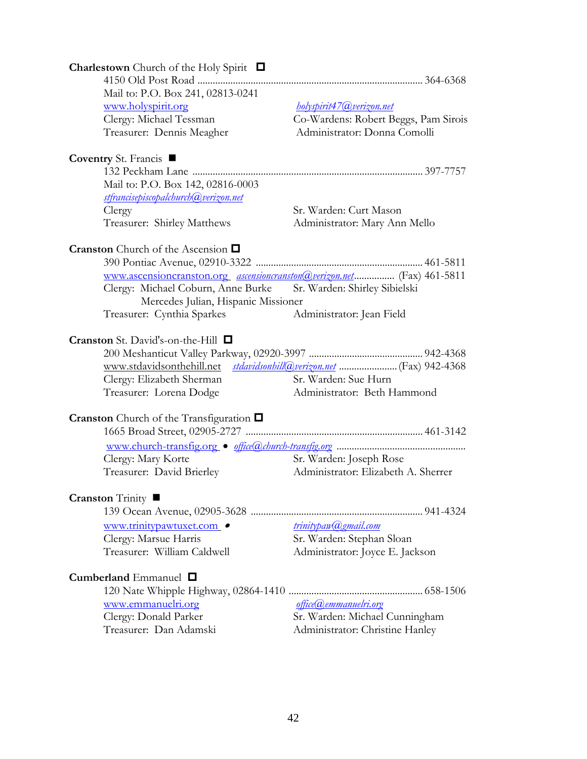**Charlestown** Church of the Holy Spirit ☐
4150 Old Post Road ........................................................................................ 364-6368
Mail to: P.O. Box 241, 02813-0241
www.holyspirit.org *holyspirit47@verizon.net*
Clergy: Michael Tessman Co-Wardens: Robert Beggs, Pam Sirois
Treasurer: Dennis Meagher Administrator: Donna Comolli

**Coventry** St. Francis ■
132 Peckham Lane ........................................................................................ 397-7757
Mail to: P.O. Box 142, 02816-0003
*stfrancisepiscopalchurch@verizon.net*
Clergy Sr. Warden: Curt Mason
Treasurer: Shirley Matthews Administrator: Mary Ann Mello

**Cranston** Church of the Ascension ☐
390 Pontiac Avenue, 02910-3322 ................................................................ 461-5811
www.ascensioncranston.org *ascensioncranston@verizon.net*................ (Fax) 461-5811
Clergy: Michael Coburn, Anne Burke Sr. Warden: Shirley Sibielski
Mercedes Julian, Hispanic Missioner
Treasurer: Cynthia Sparkes Administrator: Jean Field

**Cranston** St. David's-on-the-Hill ☐
200 Meshanticut Valley Parkway, 02920-3997 ............................................ 942-4368
www.stdavidsonthehill.net *stdavidsonhill@verizon.net* ....................... (Fax) 942-4368
Clergy: Elizabeth Sherman Sr. Warden: Sue Hurn
Treasurer: Lorena Dodge Administrator: Beth Hammond

**Cranston** Church of the Transfiguration ☐
1665 Broad Street, 02905-2727 .................................................................... 461-3142
www.church-transfig.org • *office@church-transfig.org* .................................................
Clergy: Mary Korte Sr. Warden: Joseph Rose
Treasurer: David Brierley Administrator: Elizabeth A. Sherrer

**Cranston** Trinity ■
139 Ocean Avenue, 02905-3628 .................................................................. 941-4324
www.trinitypawtuxet.com • *trinitypaw@gmail.com*
Clergy: Marsue Harris Sr. Warden: Stephan Sloan
Treasurer: William Caldwell Administrator: Joyce E. Jackson

**Cumberland** Emmanuel ☐
120 Nate Whipple Highway, 02864-1410 .................................................... 658-1506
www.emmanuelri.org *office@emmanuelri.org*
Clergy: Donald Parker Sr. Warden: Michael Cunningham
Treasurer: Dan Adamski Administrator: Christine Hanley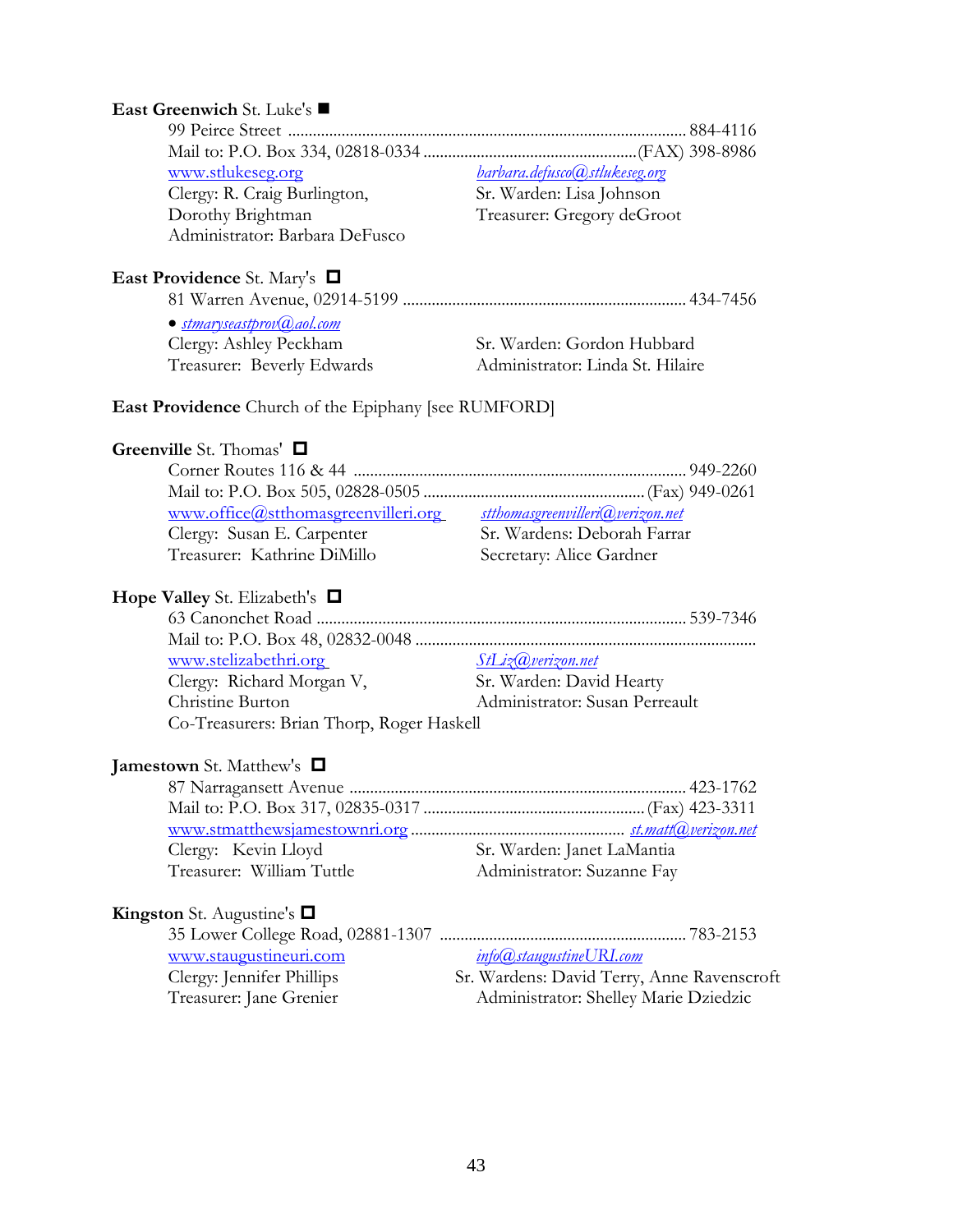**East Greenwich** St. Luke's ■

99 Peirce Street ............................................................................................ 884-4116
Mail to: P.O. Box 334, 02818-0334 ..................................................(FAX) 398-8986
www.stlukeseg.org — *barbara.defusco@stlukeseg.org*
Clergy: R. Craig Burlington, Dorothy Brightman — Sr. Warden: Lisa Johnson
Administrator: Barbara DeFusco — Treasurer: Gregory deGroot

**East Providence** St. Mary's ☐

81 Warren Avenue, 02914-5199 .................................................................... 434-7456
• *stmaryseastprov@aol.com*
Clergy: Ashley Peckham — Sr. Warden: Gordon Hubbard
Treasurer: Beverly Edwards — Administrator: Linda St. Hilaire

**East Providence** Church of the Epiphany [see RUMFORD]

**Greenville** St. Thomas' ☐

Corner Routes 116 & 44 ............................................................................... 949-2260
Mail to: P.O. Box 505, 02828-0505 .................................................... (Fax) 949-0261
www.office@stthomasgreenvilleri.org — *stthomasgreenvilleri@verizon.net*
Clergy: Susan E. Carpenter — Sr. Wardens: Deborah Farrar
Treasurer: Kathrine DiMillo — Secretary: Alice Gardner

**Hope Valley** St. Elizabeth's ☐

63 Canonchet Road ........................................................................................ 539-7346
Mail to: P.O. Box 48, 02832-0048 ..................................................................................
www.stelizabethri.org — *StLiz@verizon.net*
Clergy: Richard Morgan V, Christine Burton — Sr. Warden: David Hearty
Administrator: Susan Perreault
Co-Treasurers: Brian Thorp, Roger Haskell

**Jamestown** St. Matthew's ☐

87 Narragansett Avenue ................................................................................ 423-1762
Mail to: P.O. Box 317, 02835-0317 .................................................... (Fax) 423-3311
www.stmatthewsjamestownri.org ................................................... *st.matt@verizon.net*
Clergy: Kevin Lloyd — Sr. Warden: Janet LaMantia
Treasurer: William Tuttle — Administrator: Suzanne Fay

**Kingston** St. Augustine's ☐

35 Lower College Road, 02881-1307 ........................................................... 783-2153
www.staugustineuri.com — *info@staugustineURI.com*
Clergy: Jennifer Phillips — Sr. Wardens: David Terry, Anne Ravenscroft
Treasurer: Jane Grenier — Administrator: Shelley Marie Dziedzic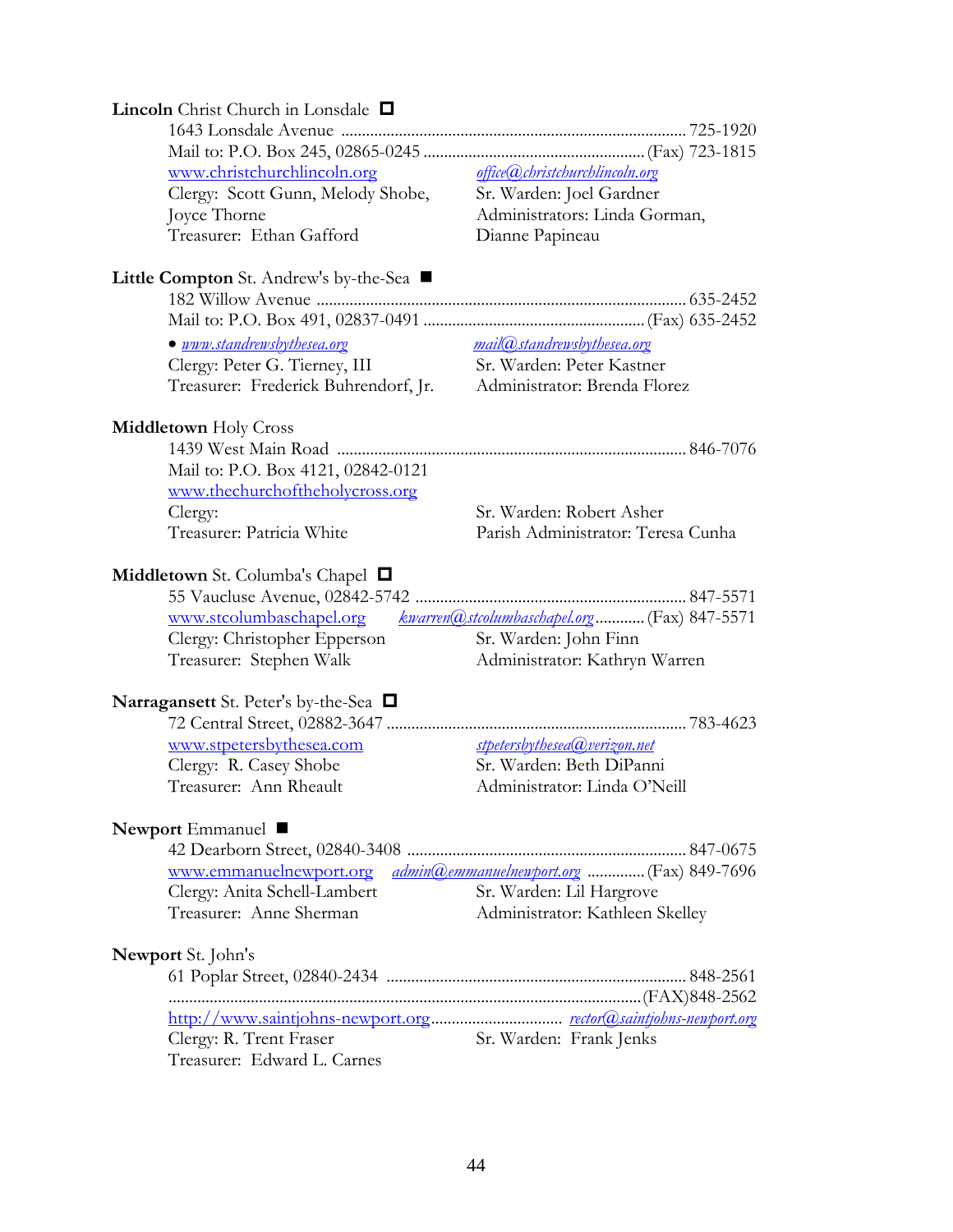**Lincoln** Christ Church in Lonsdale ☐

1643 Lonsdale Avenue .................................................................................. 725-1920
Mail to: P.O. Box 245, 02865-0245 ..................................................... (Fax) 723-1815
www.christchurchlincoln.org　　　　*office@christchurchlincoln.org*
Clergy: Scott Gunn, Melody Shobe, Joyce Thorne　　　　Sr. Warden: Joel Gardner
Treasurer: Ethan Gafford　　　　Administrators: Linda Gorman, Dianne Papineau

**Little Compton** St. Andrew's by-the-Sea ■

182 Willow Avenue ........................................................................................ 635-2452
Mail to: P.O. Box 491, 02837-0491 ..................................................... (Fax) 635-2452
• *www.standrewsbythesea.org*　　　　*mail@standrewsbythesea.org*
Clergy: Peter G. Tierney, III　　　　Sr. Warden: Peter Kastner
Treasurer: Frederick Buhrendorf, Jr.　　　　Administrator: Brenda Florez

**Middletown** Holy Cross

1439 West Main Road ................................................................................... 846-7076
Mail to: P.O. Box 4121, 02842-0121
www.thechurchoftheholycross.org
Clergy:　　　　Sr. Warden: Robert Asher
Treasurer: Patricia White　　　　Parish Administrator: Teresa Cunha

**Middletown** St. Columba's Chapel ☐

55 Vaucluse Avenue, 02842-5742 ................................................................. 847-5571
www.stcolumbaschapel.org　　*kwarren@stcolumbaschapel.org* ........... (Fax) 847-5571
Clergy: Christopher Epperson　　　　Sr. Warden: John Finn
Treasurer: Stephen Walk　　　　Administrator: Kathryn Warren

**Narragansett** St. Peter's by-the-Sea ☐

72 Central Street, 02882-3647 ....................................................................... 783-4623
www.stpetersbythesea.com　　　　*stpetersbythesea@verizon.net*
Clergy: R. Casey Shobe　　　　Sr. Warden: Beth DiPanni
Treasurer: Ann Rheault　　　　Administrator: Linda O'Neill

**Newport** Emmanuel ■

42 Dearborn Street, 02840-3408 ................................................................... 847-0675
www.emmanuelnewport.org　　*admin@emmanuelnewport.org* ............. (Fax) 849-7696
Clergy: Anita Schell-Lambert　　　　Sr. Warden: Lil Hargrove
Treasurer: Anne Sherman　　　　Administrator: Kathleen Skelley

**Newport** St. John's

61 Poplar Street, 02840-2434 ........................................................................ 848-2561
.................................................................................................................. (FAX)848-2562
http://www.saintjohns-newport.org ............................... *rector@saintjohns-newport.org*
Clergy: R. Trent Fraser　　　　Sr. Warden: Frank Jenks
Treasurer: Edward L. Carnes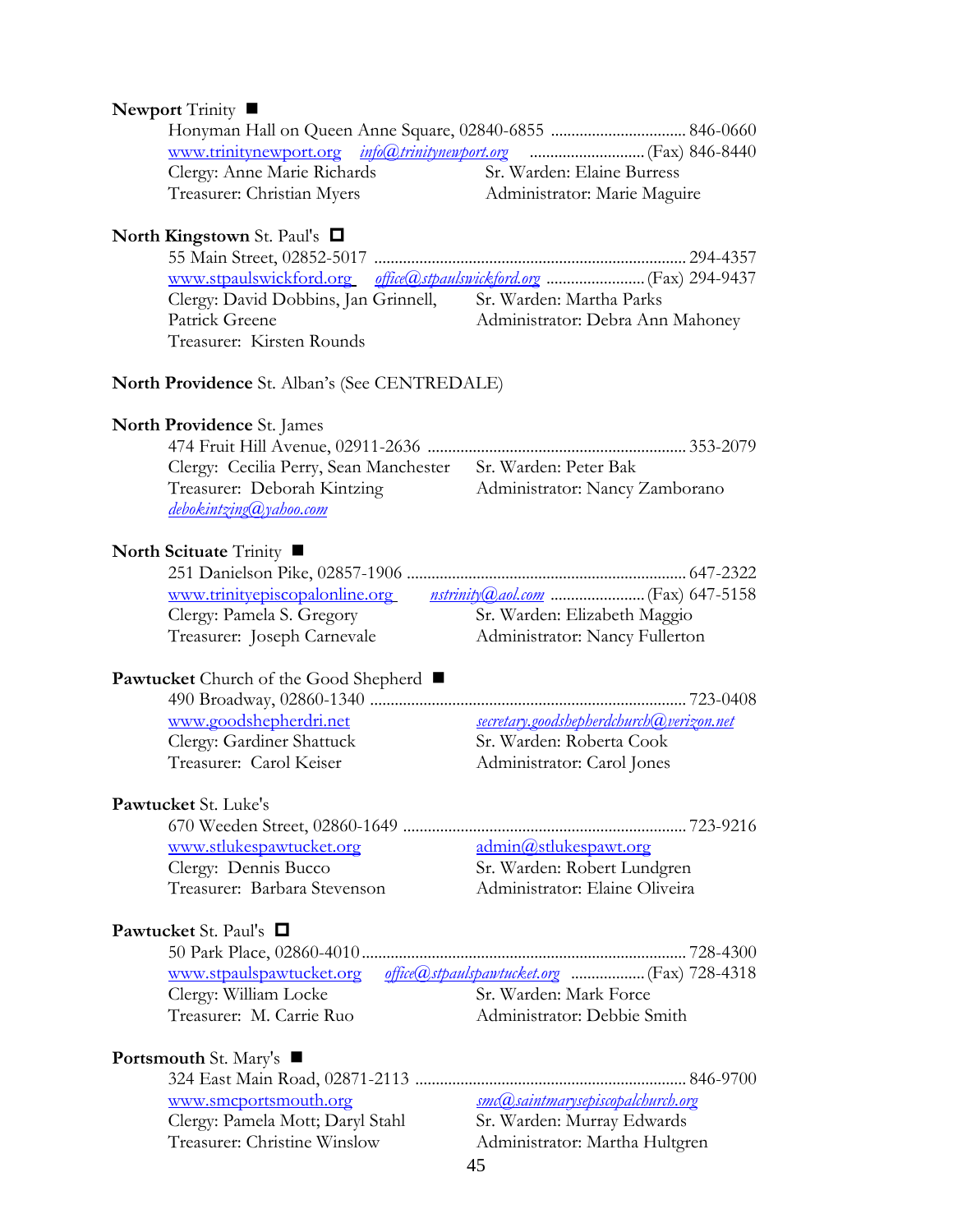**Newport** Trinity ■

Honyman Hall on Queen Anne Square, 02840-6855 ................................ 846-0660
www.trinitynewport.org *info@trinitynewport.org* ............................ (Fax) 846-8440
Clergy: Anne Marie Richards — Sr. Warden: Elaine Burress
Treasurer: Christian Myers — Administrator: Marie Maguire

**North Kingstown** St. Paul's □

55 Main Street, 02852-5017 ........................................................................... 294-4357
www.stpaulswickford.org *office@stpaulswickford.org* ........................ (Fax) 294-9437
Clergy: David Dobbins, Jan Grinnell, Patrick Greene — Sr. Warden: Martha Parks
Administrator: Debra Ann Mahoney
Treasurer: Kirsten Rounds

**North Providence** St. Alban's (See CENTREDALE)

**North Providence** St. James

474 Fruit Hill Avenue, 02911-2636 .............................................................. 353-2079
Clergy: Cecilia Perry, Sean Manchester — Sr. Warden: Peter Bak
Treasurer: Deborah Kintzing — Administrator: Nancy Zamborano
*debokintzing@yahoo.com*

**North Scituate** Trinity ■

251 Danielson Pike, 02857-1906 ................................................................... 647-2322
www.trinityepiscopalonline.org *nstrinity@aol.com* ....................... (Fax) 647-5158
Clergy: Pamela S. Gregory — Sr. Warden: Elizabeth Maggio
Treasurer: Joseph Carnevale — Administrator: Nancy Fullerton

**Pawtucket** Church of the Good Shepherd ■

490 Broadway, 02860-1340 ........................................................................... 723-0408
www.goodshepherdri.net — *secretary.goodshepherdchurch@verizon.net*
Clergy: Gardiner Shattuck — Sr. Warden: Roberta Cook
Treasurer: Carol Keiser — Administrator: Carol Jones

**Pawtucket** St. Luke's

670 Weeden Street, 02860-1649 .................................................................... 723-9216
www.stlukespawtucket.org — admin@stlukespawt.org
Clergy: Dennis Bucco — Sr. Warden: Robert Lundgren
Treasurer: Barbara Stevenson — Administrator: Elaine Oliveira

**Pawtucket** St. Paul's □

50 Park Place, 02860-4010............................................................................. 728-4300
www.stpaulspawtucket.org *office@stpaulspawtucket.org* .................. (Fax) 728-4318
Clergy: William Locke — Sr. Warden: Mark Force
Treasurer: M. Carrie Ruo — Administrator: Debbie Smith

**Portsmouth** St. Mary's ■

324 East Main Road, 02871-2113 ................................................................. 846-9700
www.smcportsmouth.org — *smc@saintmarysepiscopalchurch.org*
Clergy: Pamela Mott; Daryl Stahl — Sr. Warden: Murray Edwards
Treasurer: Christine Winslow — Administrator: Martha Hultgren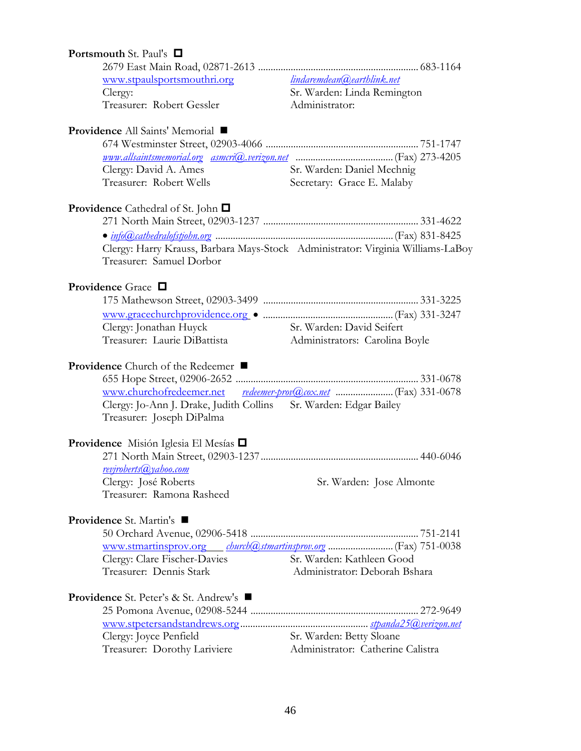**Portsmouth** St. Paul's ☐

2679 East Main Road, 02871-2613 ........................................................ 683-1164

www.stpaulsportsmouthri.org    *lindaremdean@earthlink.net*

Clergy:    Sr. Warden: Linda Remington

Treasurer: Robert Gessler    Administrator:

**Providence** All Saints' Memorial ■

674 Westminster Street, 02903-4066 ........................................................ 751-1747

*www.allsaintsmemorial.org*  *asmcri@.verizon.net* ........................................ (Fax) 273-4205

Clergy: David A. Ames    Sr. Warden: Daniel Mechnig

Treasurer: Robert Wells    Secretary: Grace E. Malaby

**Providence** Cathedral of St. John ☐

271 North Main Street, 02903-1237 ........................................................ 331-4622

• *info@cathedralofstjohn.org* ........................................................ (Fax) 831-8425

Clergy: Harry Krauss, Barbara Mays-Stock    Administrator: Virginia Williams-LaBoy

Treasurer: Samuel Dorbor

**Providence** Grace ☐

175 Mathewson Street, 02903-3499 ........................................................ 331-3225

www.gracechurchprovidence.org • ........................................................ (Fax) 331-3247

Clergy: Jonathan Huyck    Sr. Warden: David Seifert

Treasurer: Laurie DiBattista    Administrators: Carolina Boyle

**Providence** Church of the Redeemer ■

655 Hope Street, 02906-2652 ........................................................ 331-0678

www.churchofredeemer.net  *redeemer-prov@cox.net* ........................ (Fax) 331-0678

Clergy: Jo-Ann J. Drake, Judith Collins    Sr. Warden: Edgar Bailey

Treasurer: Joseph DiPalma

**Providence** Misión Iglesia El Mesías ☐

271 North Main Street, 02903-1237 ........................................................ 440-6046

*revjroberts@yahoo.com*

Clergy: José Roberts    Sr. Warden: Jose Almonte

Treasurer: Ramona Rasheed

**Providence** St. Martin's ■

50 Orchard Avenue, 02906-5418 ........................................................ 751-2141

www.stmartinsprov.org  *church@stmartinsprov.org* ........................ (Fax) 751-0038

Clergy: Clare Fischer-Davies    Sr. Warden: Kathleen Good

Treasurer: Dennis Stark    Administrator: Deborah Bshara

**Providence** St. Peter's & St. Andrew's ■

25 Pomona Avenue, 02908-5244 ........................................................ 272-9649

www.stpetersandstandrews.org ........................................................ *stpanda25@verizon.net*

Clergy: Joyce Penfield    Sr. Warden: Betty Sloane

Treasurer: Dorothy Lariviere    Administrator: Catherine Calistra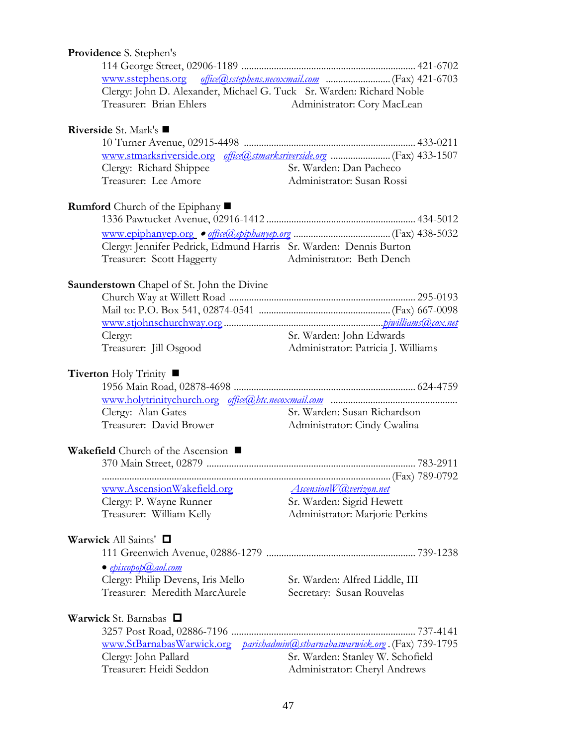**Providence** S. Stephen's

114 George Street, 02906-1189 ........................................................................ 421-6702
www.sstephens.org *office@sstephens.necoxmail.com* .......................... (Fax) 421-6703
Clergy: John D. Alexander, Michael G. Tuck Sr. Warden: Richard Noble
Treasurer: Brian Ehlers Administrator: Cory MacLean

**Riverside** St. Mark's ■

10 Turner Avenue, 02915-4498 ........................................................................ 433-0211
www.stmarksriverside.org *office@stmarksriverside.org* ........................ (Fax) 433-1507
Clergy: Richard Shippee Sr. Warden: Dan Pacheco
Treasurer: Lee Amore Administrator: Susan Rossi

**Rumford** Church of the Epiphany ■

1336 Pawtucket Avenue, 02916-1412 ........................................................... 434-5012
www.epiphanyep.org • *office@epiphanyep.org* ....................................... (Fax) 438-5032
Clergy: Jennifer Pedrick, Edmund Harris Sr. Warden: Dennis Burton
Treasurer: Scott Haggerty Administrator: Beth Dench

**Saunderstown** Chapel of St. John the Divine

Church Way at Willett Road ........................................................................... 295-0193
Mail to: P.O. Box 541, 02874-0541 ..................................................... (Fax) 667-0098
www.stjohnschurchway.org ................................................................ *pjwilliams@cox.net*
Clergy: Sr. Warden: John Edwards
Treasurer: Jill Osgood Administrator: Patricia J. Williams

**Tiverton** Holy Trinity ■

1956 Main Road, 02878-4698 .......................................................................... 624-4759
www.holytrinitychurch.org *office@htc.necoxmail.com* ..................................................
Clergy: Alan Gates Sr. Warden: Susan Richardson
Treasurer: David Brower Administrator: Cindy Cwalina

**Wakefield** Church of the Ascension ■

370 Main Street, 02879 .................................................................................... 783-2911
.................................................................................................................... (Fax) 789-0792
www.AscensionWakefield.org *AscensionW@verizon.net*
Clergy: P. Wayne Runner Sr. Warden: Sigrid Hewett
Treasurer: William Kelly Administrator: Marjorie Perkins

**Warwick** All Saints' □

111 Greenwich Avenue, 02886-1279 ............................................................ 739-1238
• *episcopop@aol.com*
Clergy: Philip Devens, Iris Mello Sr. Warden: Alfred Liddle, III
Treasurer: Meredith MarcAurele Secretary: Susan Rouvelas

**Warwick** St. Barnabas □

3257 Post Road, 02886-7196 .......................................................................... 737-4141
www.StBarnabasWarwick.org *parishadmin@stbarnabaswarwick.org* . (Fax) 739-1795
Clergy: John Pallard Sr. Warden: Stanley W. Schofield
Treasurer: Heidi Seddon Administrator: Cheryl Andrews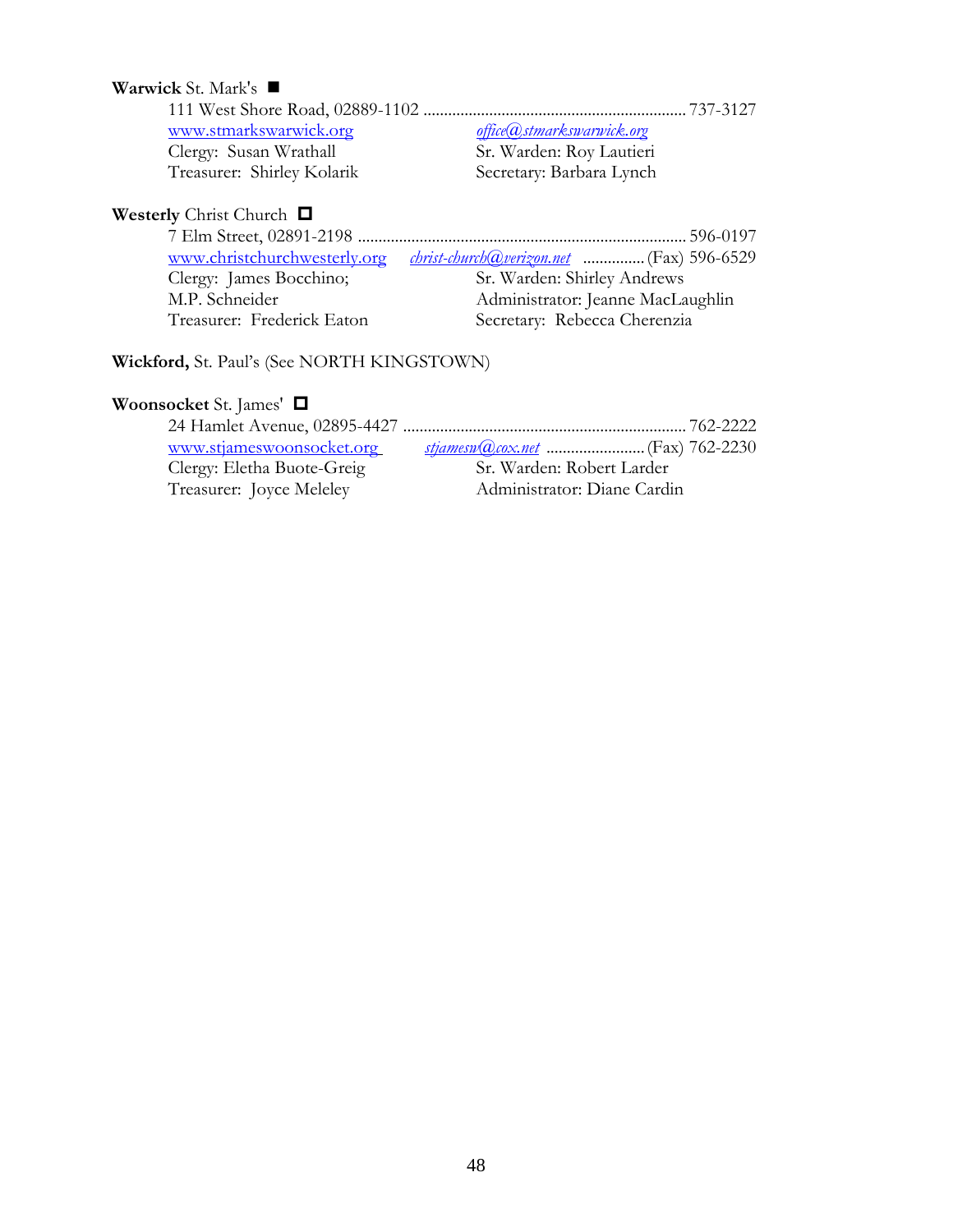**Warwick** St. Mark's ■

111 West Shore Road, 02889-1102 ................................................................ 737-3127
www.stmarkswarwick.org    *office@stmarkswarwick.org*
Clergy: Susan Wrathall    Sr. Warden: Roy Lautieri
Treasurer: Shirley Kolarik    Secretary: Barbara Lynch

**Westerly** Christ Church □

7 Elm Street, 02891-2198 ................................................................................ 596-0197
www.christchurchwesterly.org    *christ-church@verizon.net* ............... (Fax) 596-6529
Clergy: James Bocchino;    Sr. Warden: Shirley Andrews
M.P. Schneider    Administrator: Jeanne MacLaughlin
Treasurer: Frederick Eaton    Secretary: Rebecca Cherenzia

**Wickford,** St. Paul's (See NORTH KINGSTOWN)

**Woonsocket** St. James' □

24 Hamlet Avenue, 02895-4427 ..................................................................... 762-2222
www.stjameswoonsocket.org    *stjamesw@cox.net* ......................... (Fax) 762-2230
Clergy: Eletha Buote-Greig    Sr. Warden: Robert Larder
Treasurer: Joyce Meleley    Administrator: Diane Cardin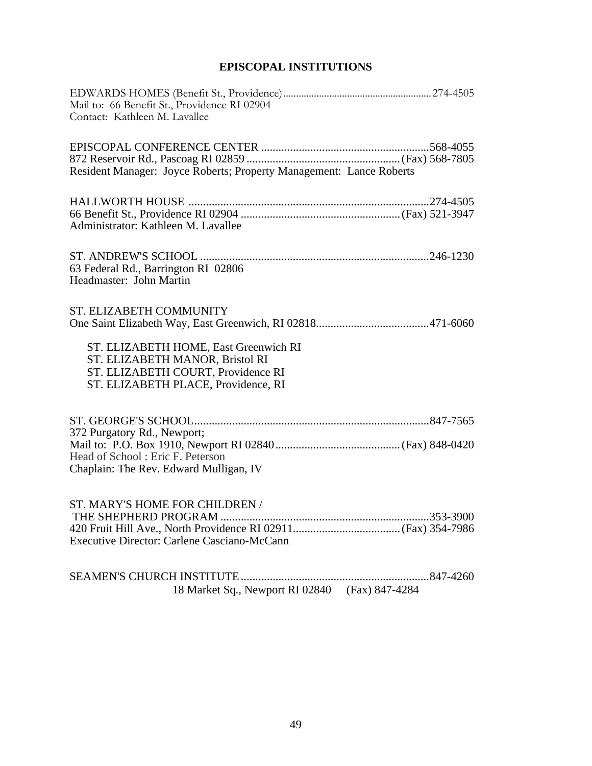# EPISCOPAL INSTITUTIONS

EDWARDS HOMES (Benefit St., Providence)........................................................274-4505
Mail to: 66 Benefit St., Providence RI 02904
Contact: Kathleen M. Lavallee

EPISCOPAL CONFERENCE CENTER ..........................................................568-4055
872 Reservoir Rd., Pascoag RI 02859 ..................................................... (Fax) 568-7805
Resident Manager: Joyce Roberts; Property Management: Lance Roberts

HALLWORTH HOUSE ..................................................................................274-4505
66 Benefit St., Providence RI 02904 ....................................................... (Fax) 521-3947
Administrator: Kathleen M. Lavallee

ST. ANDREW'S SCHOOL ..............................................................................246-1230
63 Federal Rd., Barrington RI 02806
Headmaster: John Martin

ST. ELIZABETH COMMUNITY
One Saint Elizabeth Way, East Greenwich, RI 02818.......................................471-6060

- ST. ELIZABETH HOME, East Greenwich RI
- ST. ELIZABETH MANOR, Bristol RI
- ST. ELIZABETH COURT, Providence RI
- ST. ELIZABETH PLACE, Providence, RI

ST. GEORGE'S SCHOOL.................................................................................847-7565
372 Purgatory Rd., Newport;
Mail to: P.O. Box 1910, Newport RI 02840........................................... (Fax) 848-0420
Head of School : Eric F. Peterson
Chaplain: The Rev. Edward Mulligan, IV

ST. MARY'S HOME FOR CHILDREN /
THE SHEPHERD PROGRAM ........................................................................353-3900
420 Fruit Hill Ave., North Providence RI 02911..................................... (Fax) 354-7986
Executive Director: Carlene Casciano-McCann

SEAMEN'S CHURCH INSTITUTE .................................................................847-4260
18 Market Sq., Newport RI 02840 (Fax) 847-4284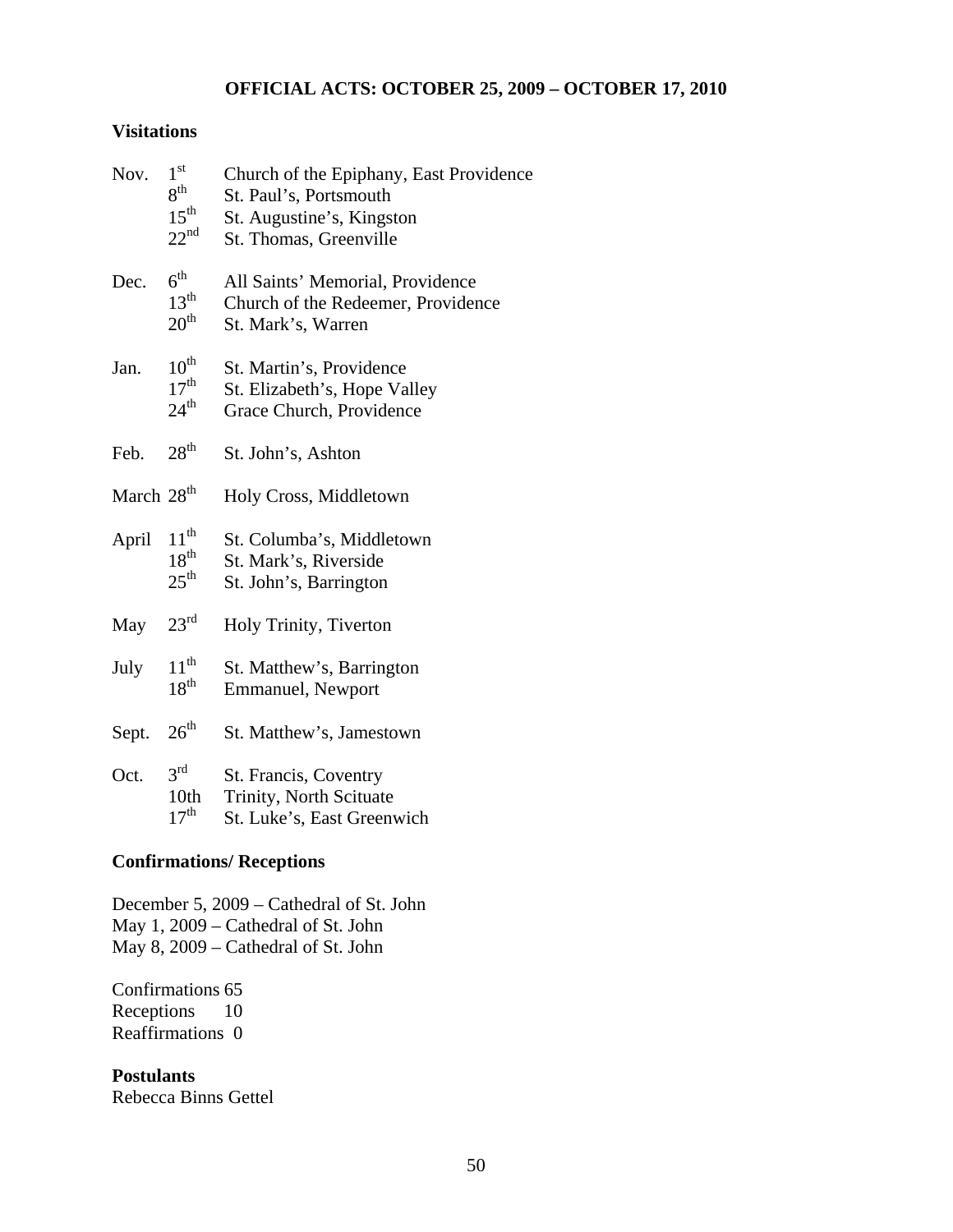# OFFICIAL ACTS: OCTOBER 25, 2009 – OCTOBER 17, 2010

## Visitations

| Month | Day | Location |
|---|---|---|
| Nov. | 1st | Church of the Epiphany, East Providence |
| | 8th | St. Paul's, Portsmouth |
| | 15th | St. Augustine's, Kingston |
| | 22nd | St. Thomas, Greenville |
| Dec. | 6th | All Saints' Memorial, Providence |
| | 13th | Church of the Redeemer, Providence |
| | 20th | St. Mark's, Warren |
| Jan. | 10th | St. Martin's, Providence |
| | 17th | St. Elizabeth's, Hope Valley |
| | 24th | Grace Church, Providence |
| Feb. | 28th | St. John's, Ashton |
| March | 28th | Holy Cross, Middletown |
| April | 11th | St. Columba's, Middletown |
| | 18th | St. Mark's, Riverside |
| | 25th | St. John's, Barrington |
| May | 23rd | Holy Trinity, Tiverton |
| July | 11th | St. Matthew's, Barrington |
| | 18th | Emmanuel, Newport |
| Sept. | 26th | St. Matthew's, Jamestown |
| Oct. | 3rd | St. Francis, Coventry |
| | 10th | Trinity, North Scituate |
| | 17th | St. Luke's, East Greenwich |

## Confirmations/ Receptions

December 5, 2009 – Cathedral of St. John
May 1, 2009 – Cathedral of St. John
May 8, 2009 – Cathedral of St. John

Confirmations 65
Receptions 10
Reaffirmations 0

## Postulants

Rebecca Binns Gettel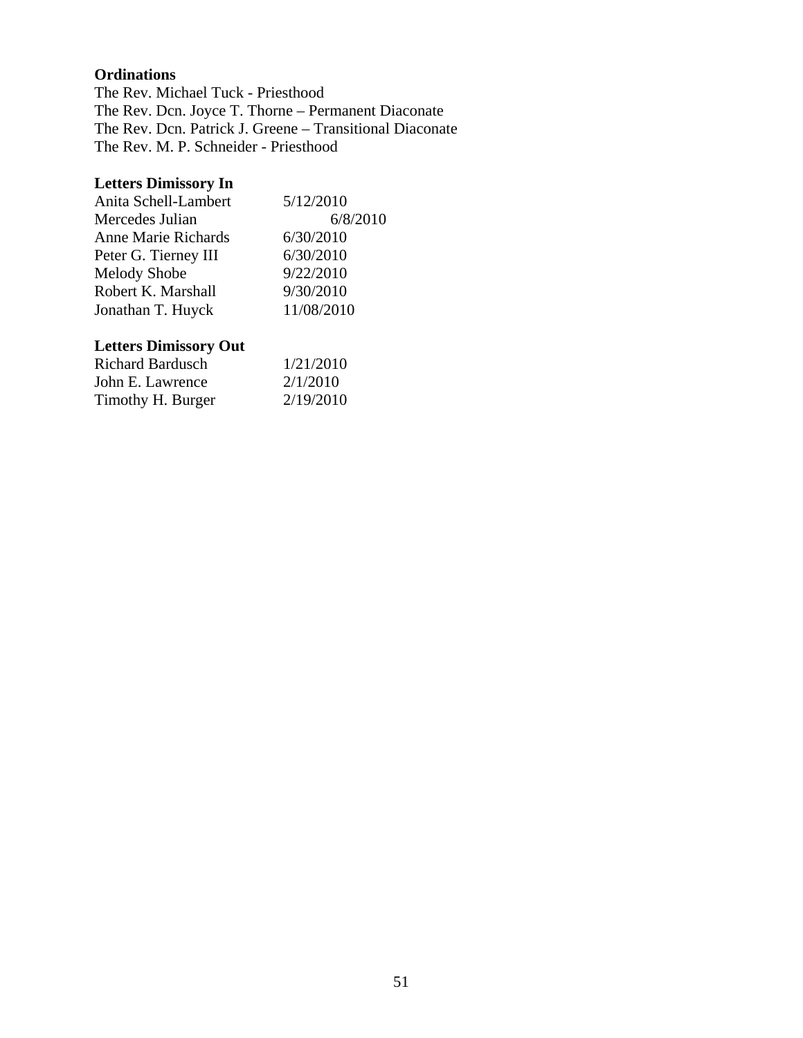**Ordinations**

The Rev. Michael Tuck - Priesthood
The Rev. Dcn. Joyce T. Thorne – Permanent Diaconate
The Rev. Dcn. Patrick J. Greene – Transitional Diaconate
The Rev. M. P. Schneider - Priesthood

**Letters Dimissory In**

| | |
|---|---|
| Anita Schell-Lambert | 5/12/2010 |
| Mercedes Julian | 6/8/2010 |
| Anne Marie Richards | 6/30/2010 |
| Peter G. Tierney III | 6/30/2010 |
| Melody Shobe | 9/22/2010 |
| Robert K. Marshall | 9/30/2010 |
| Jonathan T. Huyck | 11/08/2010 |

**Letters Dimissory Out**

| | |
|---|---|
| Richard Bardusch | 1/21/2010 |
| John E. Lawrence | 2/1/2010 |
| Timothy H. Burger | 2/19/2010 |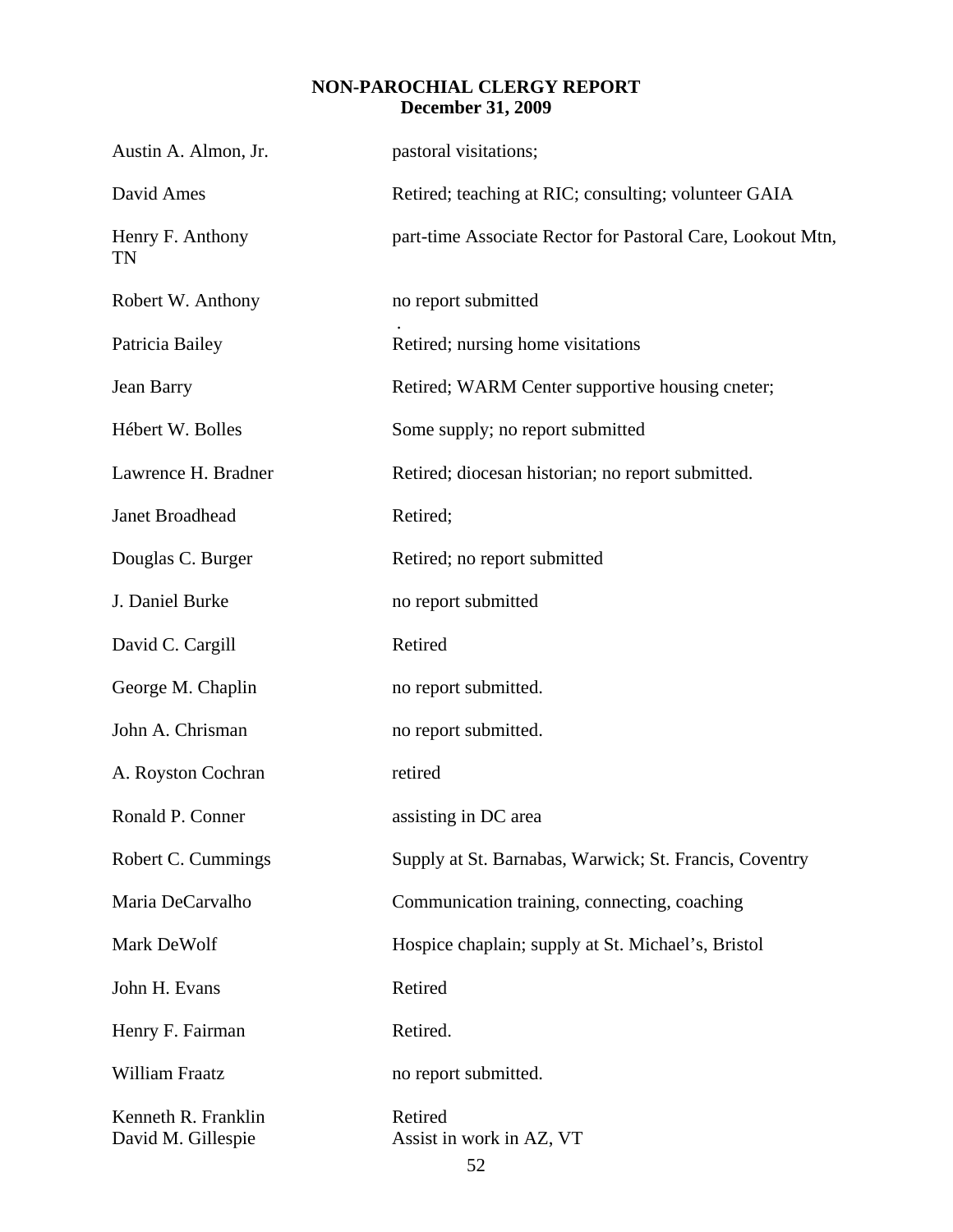**NON-PAROCHIAL CLERGY REPORT**
**December 31, 2009**

| | |
|---|---|
| Austin A. Almon, Jr. | pastoral visitations; |
| David Ames | Retired; teaching at RIC; consulting; volunteer GAIA |
| Henry F. Anthony | part-time Associate Rector for Pastoral Care, Lookout Mtn, TN |
| Robert W. Anthony | no report submitted |
| Patricia Bailey | Retired; nursing home visitations |
| Jean Barry | Retired; WARM Center supportive housing cneter; |
| Hébert W. Bolles | Some supply; no report submitted |
| Lawrence H. Bradner | Retired; diocesan historian; no report submitted. |
| Janet Broadhead | Retired; |
| Douglas C. Burger | Retired; no report submitted |
| J. Daniel Burke | no report submitted |
| David C. Cargill | Retired |
| George M. Chaplin | no report submitted. |
| John A. Chrisman | no report submitted. |
| A. Royston Cochran | retired |
| Ronald P. Conner | assisting in DC area |
| Robert C. Cummings | Supply at St. Barnabas, Warwick; St. Francis, Coventry |
| Maria DeCarvalho | Communication training, connecting, coaching |
| Mark DeWolf | Hospice chaplain; supply at St. Michael's, Bristol |
| John H. Evans | Retired |
| Henry F. Fairman | Retired. |
| William Fraatz | no report submitted. |
| Kenneth R. Franklin | Retired |
| David M. Gillespie | Assist in work in AZ, VT |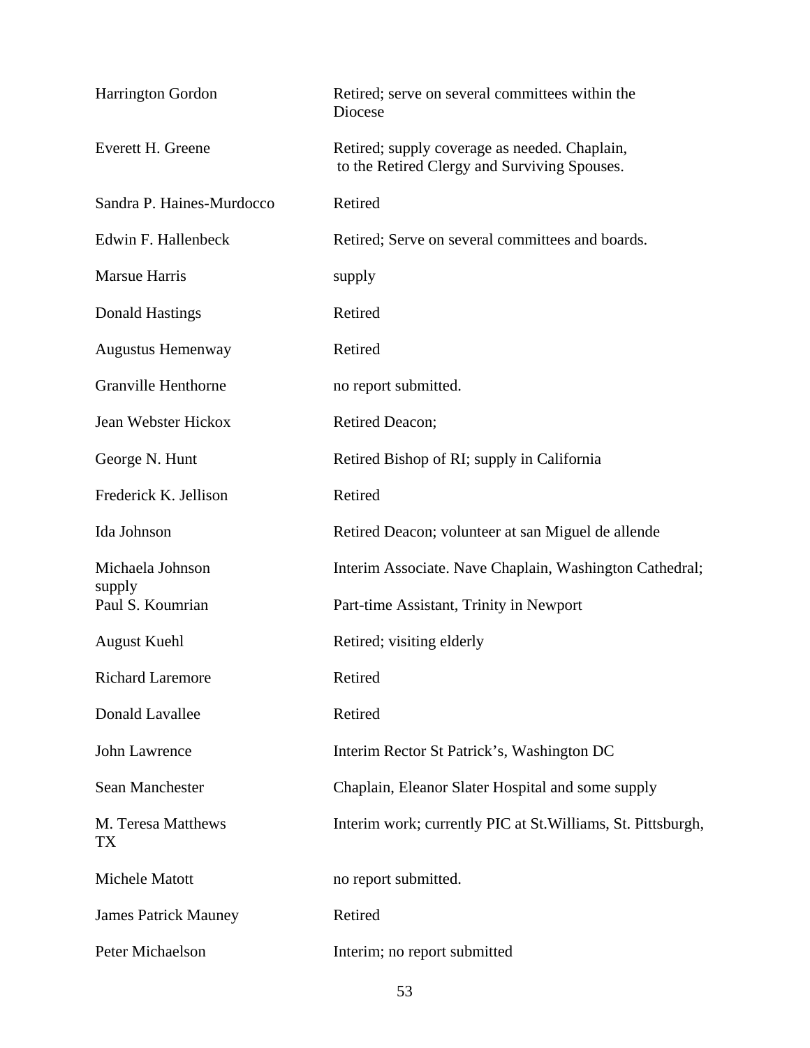| | |
|---|---|
| Harrington Gordon | Retired; serve on several committees within the Diocese |
| Everett H. Greene | Retired; supply coverage as needed. Chaplain, to the Retired Clergy and Surviving Spouses. |
| Sandra P. Haines-Murdocco | Retired |
| Edwin F. Hallenbeck | Retired; Serve on several committees and boards. |
| Marsue Harris | supply |
| Donald Hastings | Retired |
| Augustus Hemenway | Retired |
| Granville Henthorne | no report submitted. |
| Jean Webster Hickox | Retired Deacon; |
| George N. Hunt | Retired Bishop of RI; supply in California |
| Frederick K. Jellison | Retired |
| Ida Johnson | Retired Deacon; volunteer at san Miguel de allende |
| Michaela Johnson | Interim Associate. Nave Chaplain, Washington Cathedral; supply |
| Paul S. Koumrian | Part-time Assistant, Trinity in Newport |
| August Kuehl | Retired; visiting elderly |
| Richard Laremore | Retired |
| Donald Lavallee | Retired |
| John Lawrence | Interim Rector St Patrick's, Washington DC |
| Sean Manchester | Chaplain, Eleanor Slater Hospital and some supply |
| M. Teresa Matthews | Interim work; currently PIC at St.Williams, St. Pittsburgh, TX |
| Michele Matott | no report submitted. |
| James Patrick Mauney | Retired |
| Peter Michaelson | Interim; no report submitted |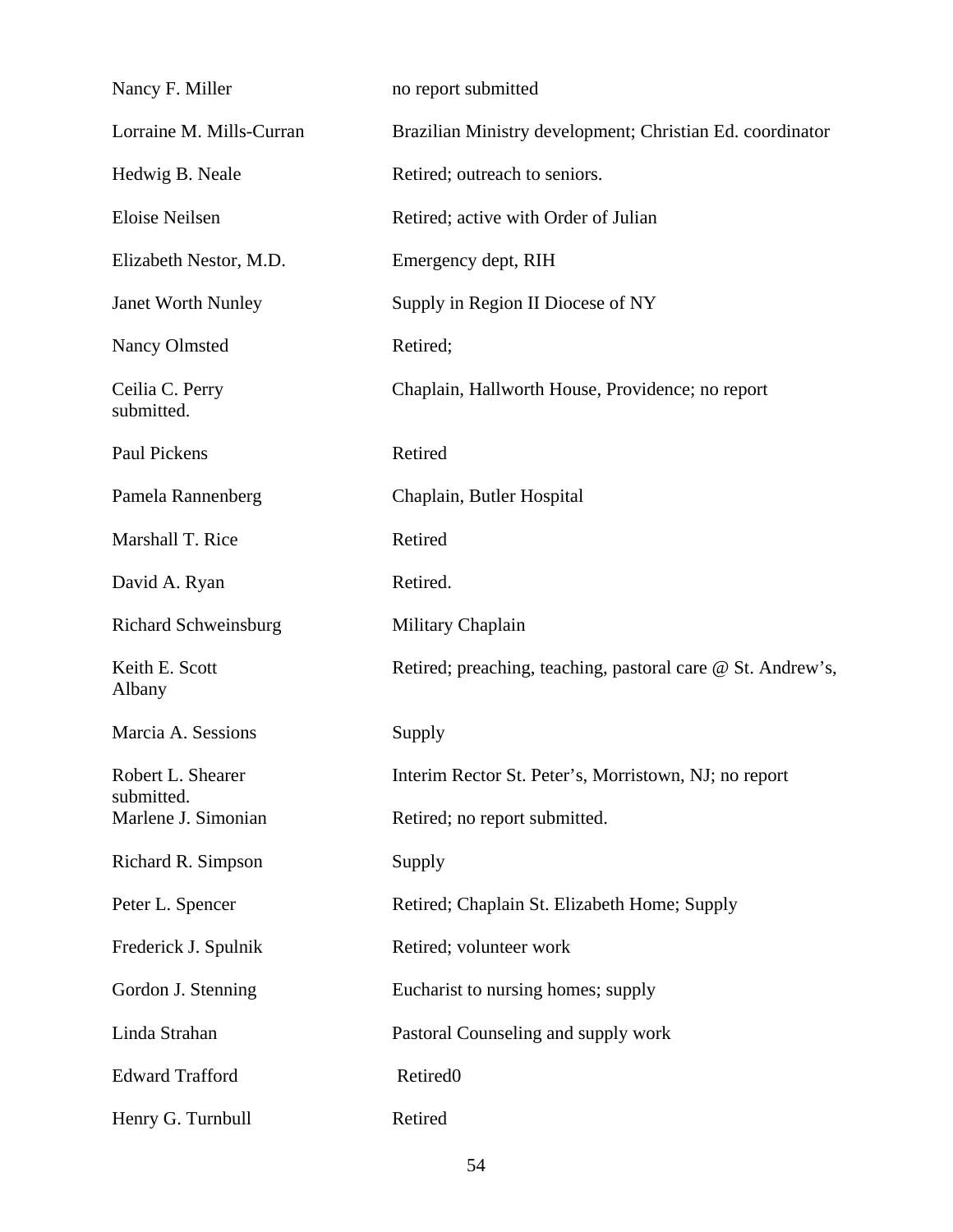| | |
|---|---|
| Nancy F. Miller | no report submitted |
| Lorraine M. Mills-Curran | Brazilian Ministry development; Christian Ed. coordinator |
| Hedwig B. Neale | Retired; outreach to seniors. |
| Eloise Neilsen | Retired; active with Order of Julian |
| Elizabeth Nestor, M.D. | Emergency dept, RIH |
| Janet Worth Nunley | Supply in Region II Diocese of NY |
| Nancy Olmsted | Retired; |
| Ceilia C. Perry | Chaplain, Hallworth House, Providence; no report submitted. |
| Paul Pickens | Retired |
| Pamela Rannenberg | Chaplain, Butler Hospital |
| Marshall T. Rice | Retired |
| David A. Ryan | Retired. |
| Richard Schweinsburg | Military Chaplain |
| Keith E. Scott | Retired; preaching, teaching, pastoral care @ St. Andrew's, Albany |
| Marcia A. Sessions | Supply |
| Robert L. Shearer | Interim Rector St. Peter's, Morristown, NJ; no report submitted. |
| Marlene J. Simonian | Retired; no report submitted. |
| Richard R. Simpson | Supply |
| Peter L. Spencer | Retired; Chaplain St. Elizabeth Home; Supply |
| Frederick J. Spulnik | Retired; volunteer work |
| Gordon J. Stenning | Eucharist to nursing homes; supply |
| Linda Strahan | Pastoral Counseling and supply work |
| Edward Trafford | Retired0 |
| Henry G. Turnbull | Retired |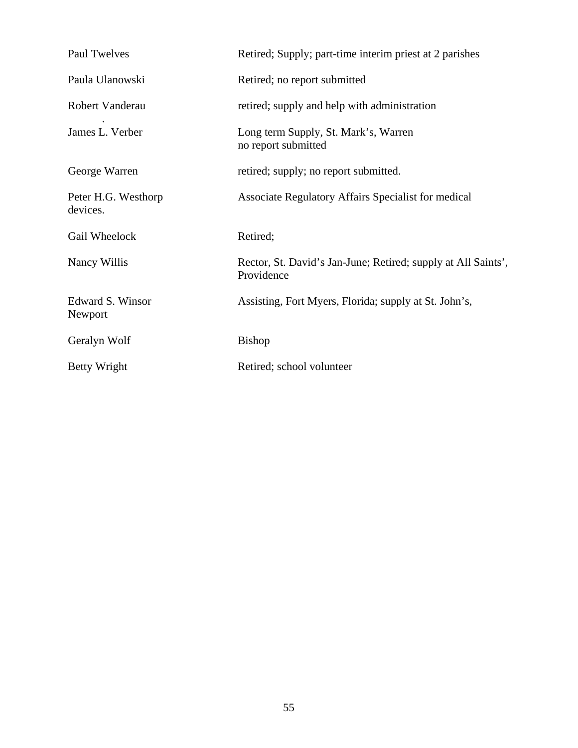| | |
|---|---|
| Paul Twelves | Retired; Supply; part-time interim priest at 2 parishes |
| Paula Ulanowski | Retired; no report submitted |
| Robert Vanderau | retired; supply and help with administration |
| James L. Verber | Long term Supply, St. Mark's, Warren no report submitted |
| George Warren | retired; supply; no report submitted. |
| Peter H.G. Westhorp | Associate Regulatory Affairs Specialist for medical devices. |
| Gail Wheelock | Retired; |
| Nancy Willis | Rector, St. David's Jan-June; Retired; supply at All Saints', Providence |
| Edward S. Winsor | Assisting, Fort Myers, Florida; supply at St. John's, Newport |
| Geralyn Wolf | Bishop |
| Betty Wright | Retired; school volunteer |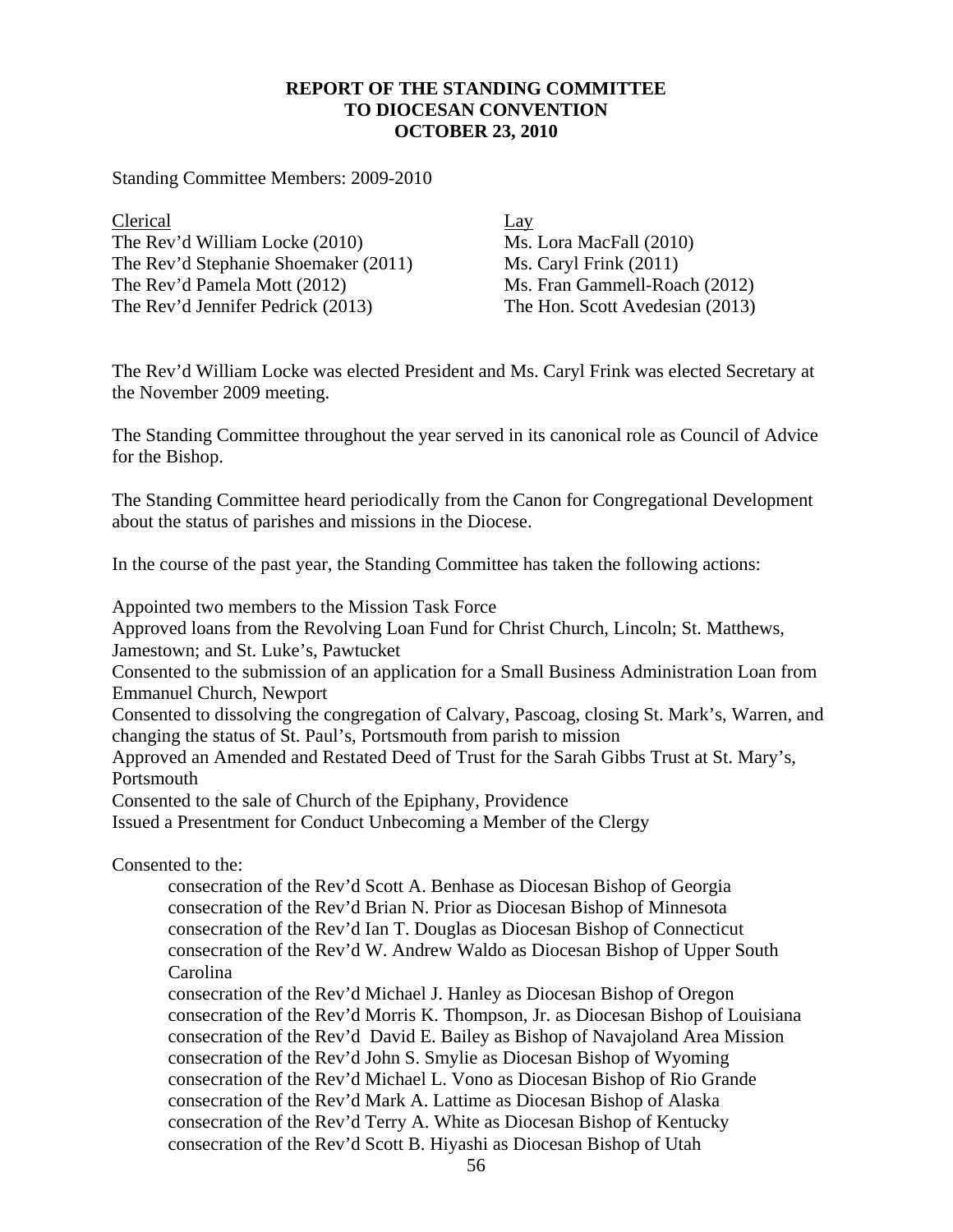**REPORT OF THE STANDING COMMITTEE**
**TO DIOCESAN CONVENTION**
**OCTOBER 23, 2010**

Standing Committee Members: 2009-2010

| Clerical | Lay |
|---|---|
| The Rev'd William Locke (2010) | Ms. Lora MacFall (2010) |
| The Rev'd Stephanie Shoemaker (2011) | Ms. Caryl Frink (2011) |
| The Rev'd Pamela Mott (2012) | Ms. Fran Gammell-Roach (2012) |
| The Rev'd Jennifer Pedrick (2013) | The Hon. Scott Avedesian (2013) |

The Rev'd William Locke was elected President and Ms. Caryl Frink was elected Secretary at the November 2009 meeting.

The Standing Committee throughout the year served in its canonical role as Council of Advice for the Bishop.

The Standing Committee heard periodically from the Canon for Congregational Development about the status of parishes and missions in the Diocese.

In the course of the past year, the Standing Committee has taken the following actions:

Appointed two members to the Mission Task Force
Approved loans from the Revolving Loan Fund for Christ Church, Lincoln; St. Matthews, Jamestown; and St. Luke's, Pawtucket
Consented to the submission of an application for a Small Business Administration Loan from Emmanuel Church, Newport
Consented to dissolving the congregation of Calvary, Pascoag, closing St. Mark's, Warren, and changing the status of St. Paul's, Portsmouth from parish to mission
Approved an Amended and Restated Deed of Trust for the Sarah Gibbs Trust at St. Mary's, Portsmouth
Consented to the sale of Church of the Epiphany, Providence
Issued a Presentment for Conduct Unbecoming a Member of the Clergy

Consented to the:

- consecration of the Rev'd Scott A. Benhase as Diocesan Bishop of Georgia
- consecration of the Rev'd Brian N. Prior as Diocesan Bishop of Minnesota
- consecration of the Rev'd Ian T. Douglas as Diocesan Bishop of Connecticut
- consecration of the Rev'd W. Andrew Waldo as Diocesan Bishop of Upper South Carolina
- consecration of the Rev'd Michael J. Hanley as Diocesan Bishop of Oregon
- consecration of the Rev'd Morris K. Thompson, Jr. as Diocesan Bishop of Louisiana
- consecration of the Rev'd David E. Bailey as Bishop of Navajoland Area Mission
- consecration of the Rev'd John S. Smylie as Diocesan Bishop of Wyoming
- consecration of the Rev'd Michael L. Vono as Diocesan Bishop of Rio Grande
- consecration of the Rev'd Mark A. Lattime as Diocesan Bishop of Alaska
- consecration of the Rev'd Terry A. White as Diocesan Bishop of Kentucky
- consecration of the Rev'd Scott B. Hiyashi as Diocesan Bishop of Utah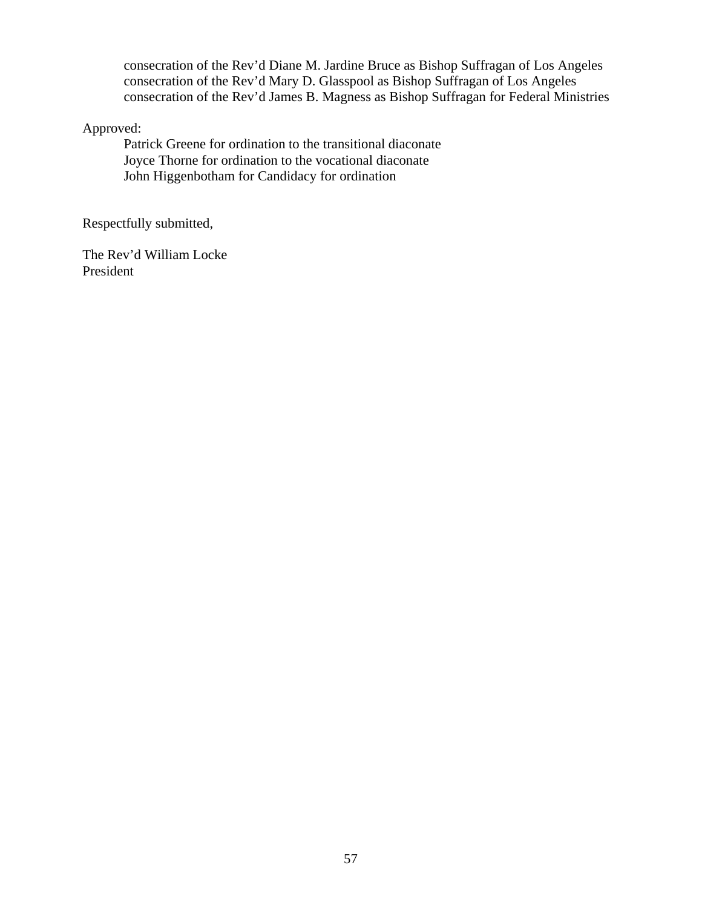consecration of the Rev'd Diane M. Jardine Bruce as Bishop Suffragan of Los Angeles
consecration of the Rev'd Mary D. Glasspool as Bishop Suffragan of Los Angeles
consecration of the Rev'd James B. Magness as Bishop Suffragan for Federal Ministries

Approved:

Patrick Greene for ordination to the transitional diaconate
Joyce Thorne for ordination to the vocational diaconate
John Higgenbotham for Candidacy for ordination

Respectfully submitted,

The Rev'd William Locke
President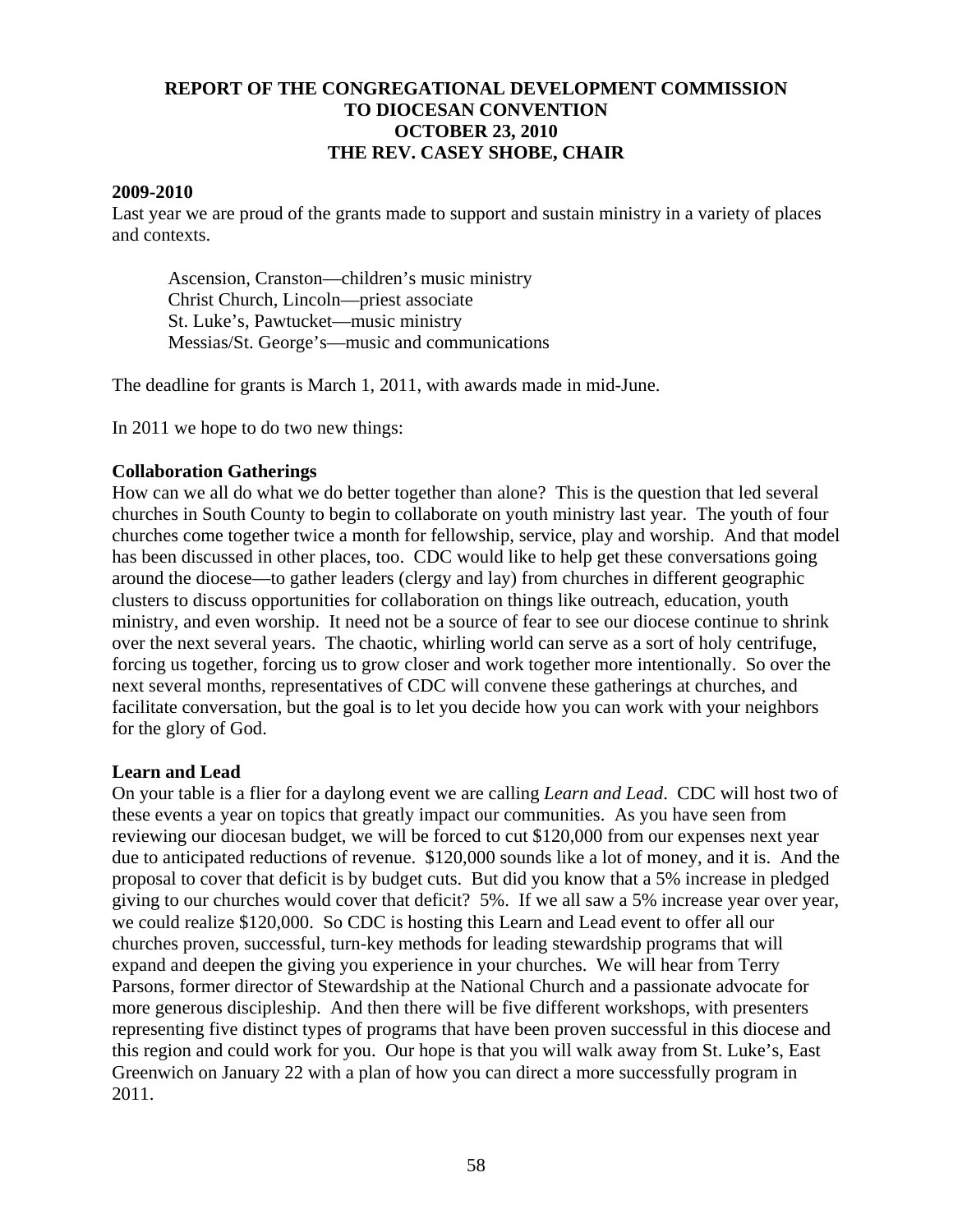# REPORT OF THE CONGREGATIONAL DEVELOPMENT COMMISSION TO DIOCESAN CONVENTION OCTOBER 23, 2010 THE REV. CASEY SHOBE, CHAIR

**2009-2010**

Last year we are proud of the grants made to support and sustain ministry in a variety of places and contexts.

Ascension, Cranston—children's music ministry
Christ Church, Lincoln—priest associate
St. Luke's, Pawtucket—music ministry
Messias/St. George's—music and communications

The deadline for grants is March 1, 2011, with awards made in mid-June.

In 2011 we hope to do two new things:

**Collaboration Gatherings**

How can we all do what we do better together than alone? This is the question that led several churches in South County to begin to collaborate on youth ministry last year. The youth of four churches come together twice a month for fellowship, service, play and worship. And that model has been discussed in other places, too. CDC would like to help get these conversations going around the diocese—to gather leaders (clergy and lay) from churches in different geographic clusters to discuss opportunities for collaboration on things like outreach, education, youth ministry, and even worship. It need not be a source of fear to see our diocese continue to shrink over the next several years. The chaotic, whirling world can serve as a sort of holy centrifuge, forcing us together, forcing us to grow closer and work together more intentionally. So over the next several months, representatives of CDC will convene these gatherings at churches, and facilitate conversation, but the goal is to let you decide how you can work with your neighbors for the glory of God.

**Learn and Lead**

On your table is a flier for a daylong event we are calling *Learn and Lead*. CDC will host two of these events a year on topics that greatly impact our communities. As you have seen from reviewing our diocesan budget, we will be forced to cut $120,000 from our expenses next year due to anticipated reductions of revenue. $120,000 sounds like a lot of money, and it is. And the proposal to cover that deficit is by budget cuts. But did you know that a 5% increase in pledged giving to our churches would cover that deficit? 5%. If we all saw a 5% increase year over year, we could realize $120,000. So CDC is hosting this Learn and Lead event to offer all our churches proven, successful, turn-key methods for leading stewardship programs that will expand and deepen the giving you experience in your churches. We will hear from Terry Parsons, former director of Stewardship at the National Church and a passionate advocate for more generous discipleship. And then there will be five different workshops, with presenters representing five distinct types of programs that have been proven successful in this diocese and this region and could work for you. Our hope is that you will walk away from St. Luke's, East Greenwich on January 22 with a plan of how you can direct a more successfully program in 2011.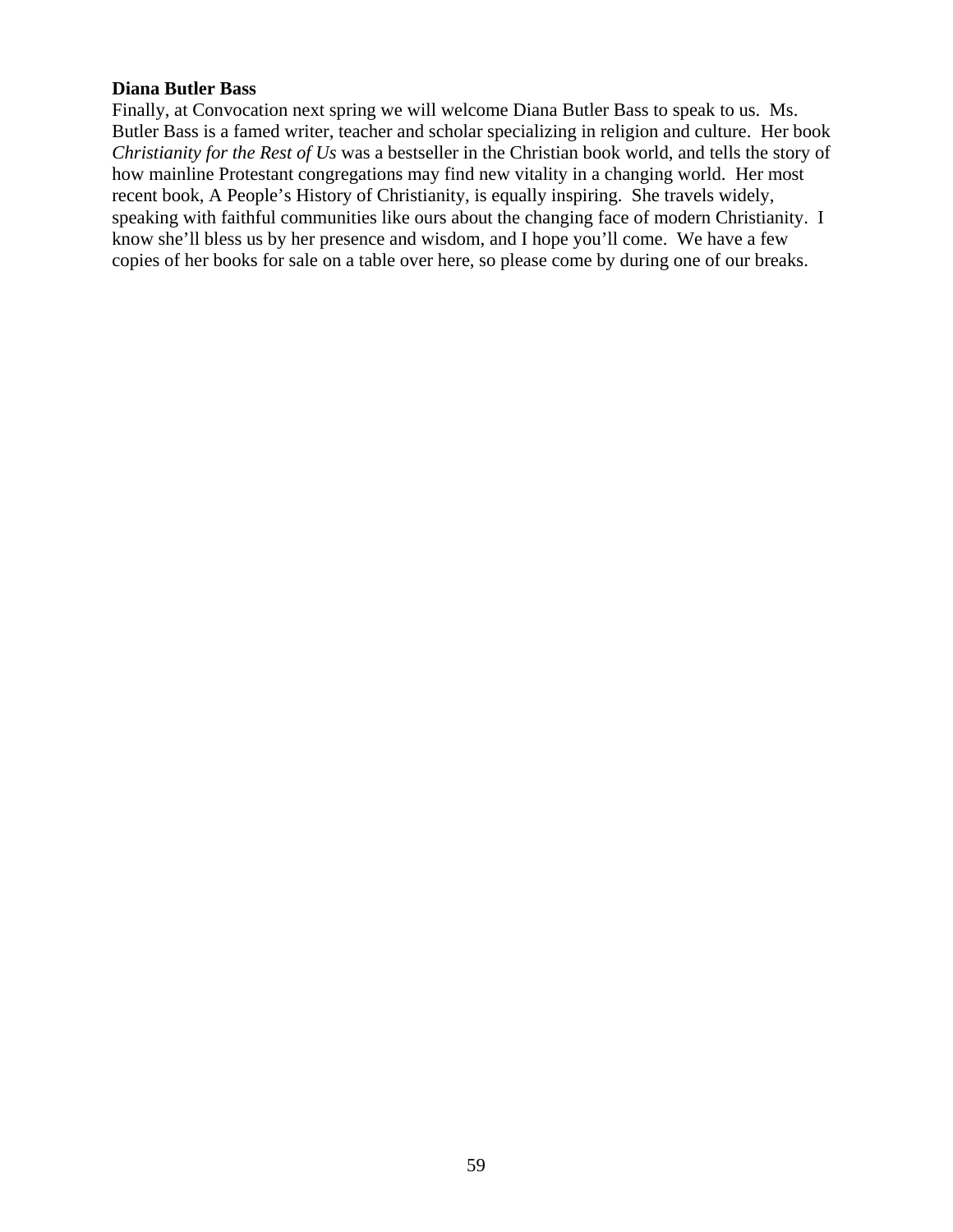**Diana Butler Bass**

Finally, at Convocation next spring we will welcome Diana Butler Bass to speak to us. Ms. Butler Bass is a famed writer, teacher and scholar specializing in religion and culture. Her book *Christianity for the Rest of Us* was a bestseller in the Christian book world, and tells the story of how mainline Protestant congregations may find new vitality in a changing world. Her most recent book, A People's History of Christianity, is equally inspiring. She travels widely, speaking with faithful communities like ours about the changing face of modern Christianity. I know she'll bless us by her presence and wisdom, and I hope you'll come. We have a few copies of her books for sale on a table over here, so please come by during one of our breaks.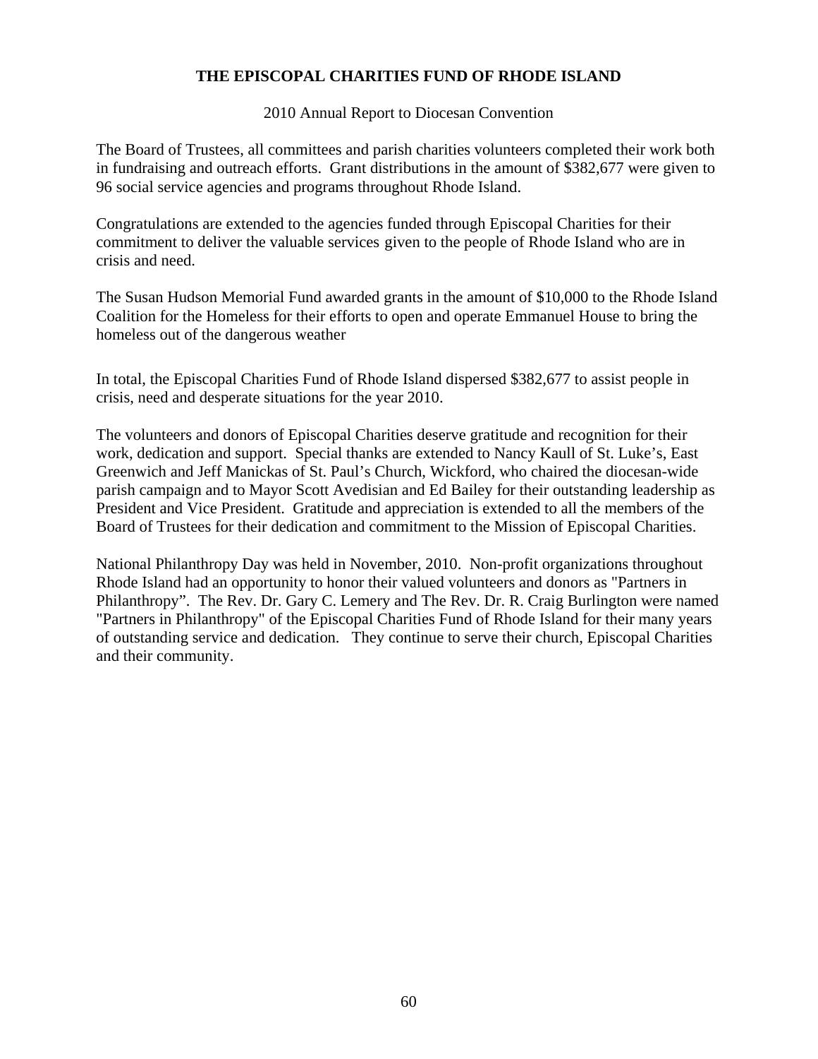# THE EPISCOPAL CHARITIES FUND OF RHODE ISLAND

2010 Annual Report to Diocesan Convention

The Board of Trustees, all committees and parish charities volunteers completed their work both in fundraising and outreach efforts. Grant distributions in the amount of $382,677 were given to 96 social service agencies and programs throughout Rhode Island.

Congratulations are extended to the agencies funded through Episcopal Charities for their commitment to deliver the valuable services given to the people of Rhode Island who are in crisis and need.

The Susan Hudson Memorial Fund awarded grants in the amount of $10,000 to the Rhode Island Coalition for the Homeless for their efforts to open and operate Emmanuel House to bring the homeless out of the dangerous weather

In total, the Episcopal Charities Fund of Rhode Island dispersed $382,677 to assist people in crisis, need and desperate situations for the year 2010.

The volunteers and donors of Episcopal Charities deserve gratitude and recognition for their work, dedication and support. Special thanks are extended to Nancy Kaull of St. Luke's, East Greenwich and Jeff Manickas of St. Paul's Church, Wickford, who chaired the diocesan-wide parish campaign and to Mayor Scott Avedisian and Ed Bailey for their outstanding leadership as President and Vice President. Gratitude and appreciation is extended to all the members of the Board of Trustees for their dedication and commitment to the Mission of Episcopal Charities.

National Philanthropy Day was held in November, 2010. Non-profit organizations throughout Rhode Island had an opportunity to honor their valued volunteers and donors as "Partners in Philanthropy". The Rev. Dr. Gary C. Lemery and The Rev. Dr. R. Craig Burlington were named "Partners in Philanthropy" of the Episcopal Charities Fund of Rhode Island for their many years of outstanding service and dedication. They continue to serve their church, Episcopal Charities and their community.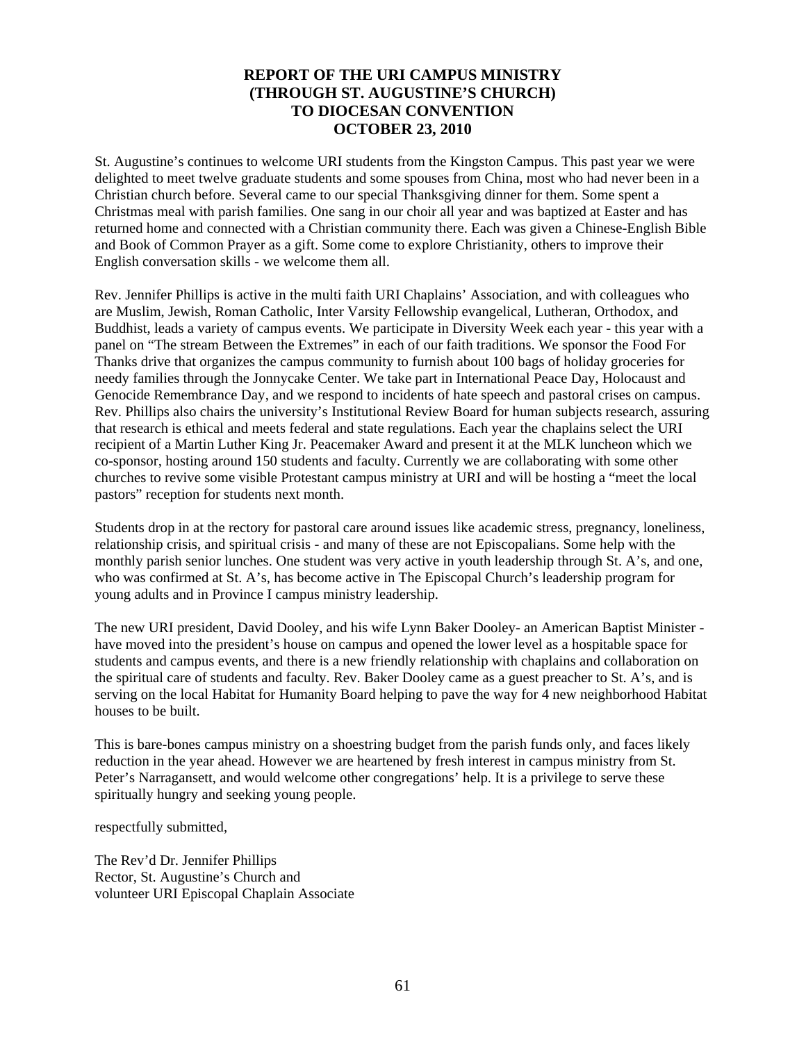**REPORT OF THE URI CAMPUS MINISTRY (THROUGH ST. AUGUSTINE'S CHURCH) TO DIOCESAN CONVENTION OCTOBER 23, 2010**

St. Augustine's continues to welcome URI students from the Kingston Campus. This past year we were delighted to meet twelve graduate students and some spouses from China, most who had never been in a Christian church before. Several came to our special Thanksgiving dinner for them. Some spent a Christmas meal with parish families. One sang in our choir all year and was baptized at Easter and has returned home and connected with a Christian community there. Each was given a Chinese-English Bible and Book of Common Prayer as a gift. Some come to explore Christianity, others to improve their English conversation skills - we welcome them all.

Rev. Jennifer Phillips is active in the multi faith URI Chaplains' Association, and with colleagues who are Muslim, Jewish, Roman Catholic, Inter Varsity Fellowship evangelical, Lutheran, Orthodox, and Buddhist, leads a variety of campus events. We participate in Diversity Week each year - this year with a panel on "The stream Between the Extremes" in each of our faith traditions. We sponsor the Food For Thanks drive that organizes the campus community to furnish about 100 bags of holiday groceries for needy families through the Jonnycake Center. We take part in International Peace Day, Holocaust and Genocide Remembrance Day, and we respond to incidents of hate speech and pastoral crises on campus. Rev. Phillips also chairs the university's Institutional Review Board for human subjects research, assuring that research is ethical and meets federal and state regulations. Each year the chaplains select the URI recipient of a Martin Luther King Jr. Peacemaker Award and present it at the MLK luncheon which we co-sponsor, hosting around 150 students and faculty. Currently we are collaborating with some other churches to revive some visible Protestant campus ministry at URI and will be hosting a "meet the local pastors" reception for students next month.

Students drop in at the rectory for pastoral care around issues like academic stress, pregnancy, loneliness, relationship crisis, and spiritual crisis - and many of these are not Episcopalians. Some help with the monthly parish senior lunches. One student was very active in youth leadership through St. A's, and one, who was confirmed at St. A's, has become active in The Episcopal Church's leadership program for young adults and in Province I campus ministry leadership.

The new URI president, David Dooley, and his wife Lynn Baker Dooley- an American Baptist Minister - have moved into the president's house on campus and opened the lower level as a hospitable space for students and campus events, and there is a new friendly relationship with chaplains and collaboration on the spiritual care of students and faculty. Rev. Baker Dooley came as a guest preacher to St. A's, and is serving on the local Habitat for Humanity Board helping to pave the way for 4 new neighborhood Habitat houses to be built.

This is bare-bones campus ministry on a shoestring budget from the parish funds only, and faces likely reduction in the year ahead. However we are heartened by fresh interest in campus ministry from St. Peter's Narragansett, and would welcome other congregations' help. It is a privilege to serve these spiritually hungry and seeking young people.

respectfully submitted,

The Rev'd Dr. Jennifer Phillips
Rector, St. Augustine's Church and
volunteer URI Episcopal Chaplain Associate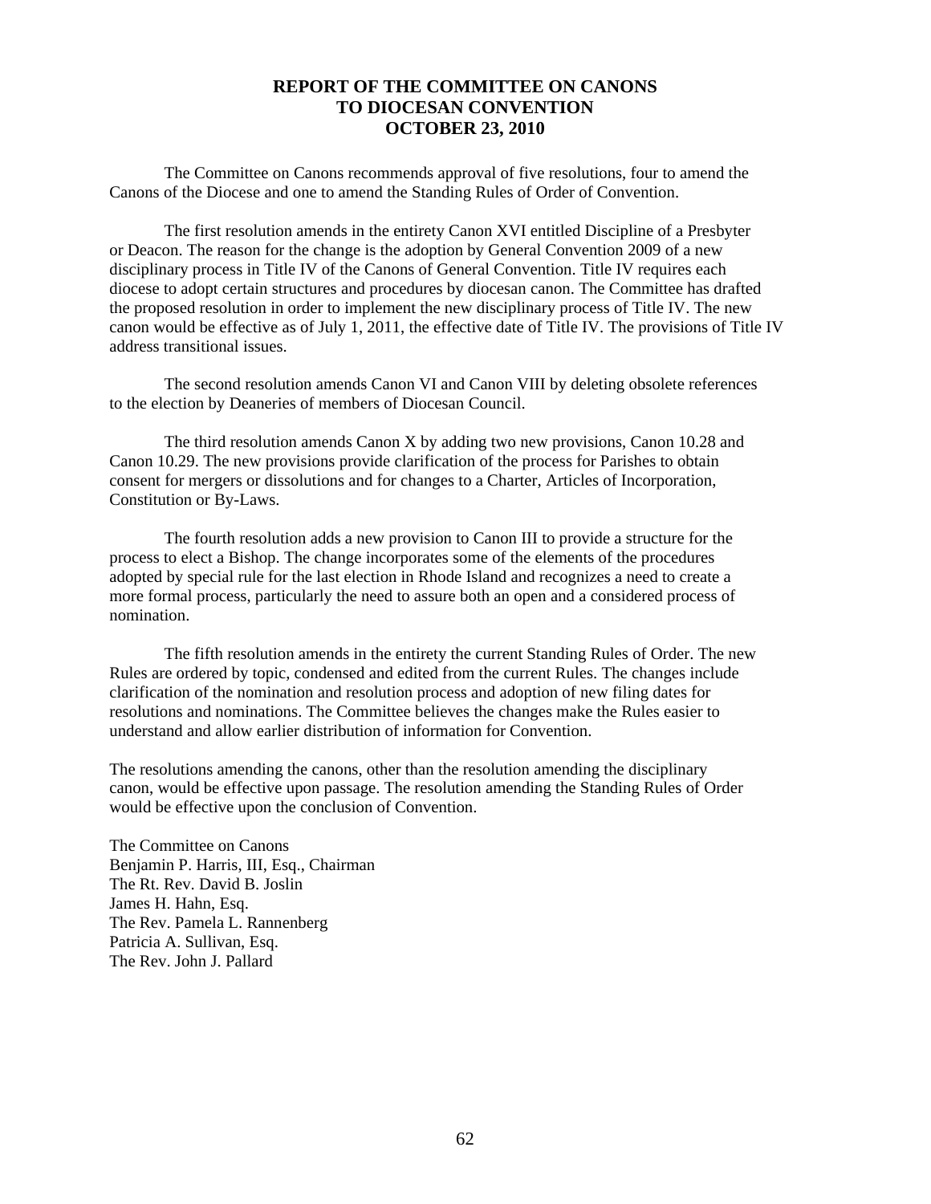# REPORT OF THE COMMITTEE ON CANONS TO DIOCESAN CONVENTION OCTOBER 23, 2010

The Committee on Canons recommends approval of five resolutions, four to amend the Canons of the Diocese and one to amend the Standing Rules of Order of Convention.

The first resolution amends in the entirety Canon XVI entitled Discipline of a Presbyter or Deacon. The reason for the change is the adoption by General Convention 2009 of a new disciplinary process in Title IV of the Canons of General Convention. Title IV requires each diocese to adopt certain structures and procedures by diocesan canon. The Committee has drafted the proposed resolution in order to implement the new disciplinary process of Title IV. The new canon would be effective as of July 1, 2011, the effective date of Title IV. The provisions of Title IV address transitional issues.

The second resolution amends Canon VI and Canon VIII by deleting obsolete references to the election by Deaneries of members of Diocesan Council.

The third resolution amends Canon X by adding two new provisions, Canon 10.28 and Canon 10.29. The new provisions provide clarification of the process for Parishes to obtain consent for mergers or dissolutions and for changes to a Charter, Articles of Incorporation, Constitution or By-Laws.

The fourth resolution adds a new provision to Canon III to provide a structure for the process to elect a Bishop. The change incorporates some of the elements of the procedures adopted by special rule for the last election in Rhode Island and recognizes a need to create a more formal process, particularly the need to assure both an open and a considered process of nomination.

The fifth resolution amends in the entirety the current Standing Rules of Order. The new Rules are ordered by topic, condensed and edited from the current Rules. The changes include clarification of the nomination and resolution process and adoption of new filing dates for resolutions and nominations. The Committee believes the changes make the Rules easier to understand and allow earlier distribution of information for Convention.

The resolutions amending the canons, other than the resolution amending the disciplinary canon, would be effective upon passage. The resolution amending the Standing Rules of Order would be effective upon the conclusion of Convention.

The Committee on Canons  
Benjamin P. Harris, III, Esq., Chairman  
The Rt. Rev. David B. Joslin  
James H. Hahn, Esq.  
The Rev. Pamela L. Rannenberg  
Patricia A. Sullivan, Esq.  
The Rev. John J. Pallard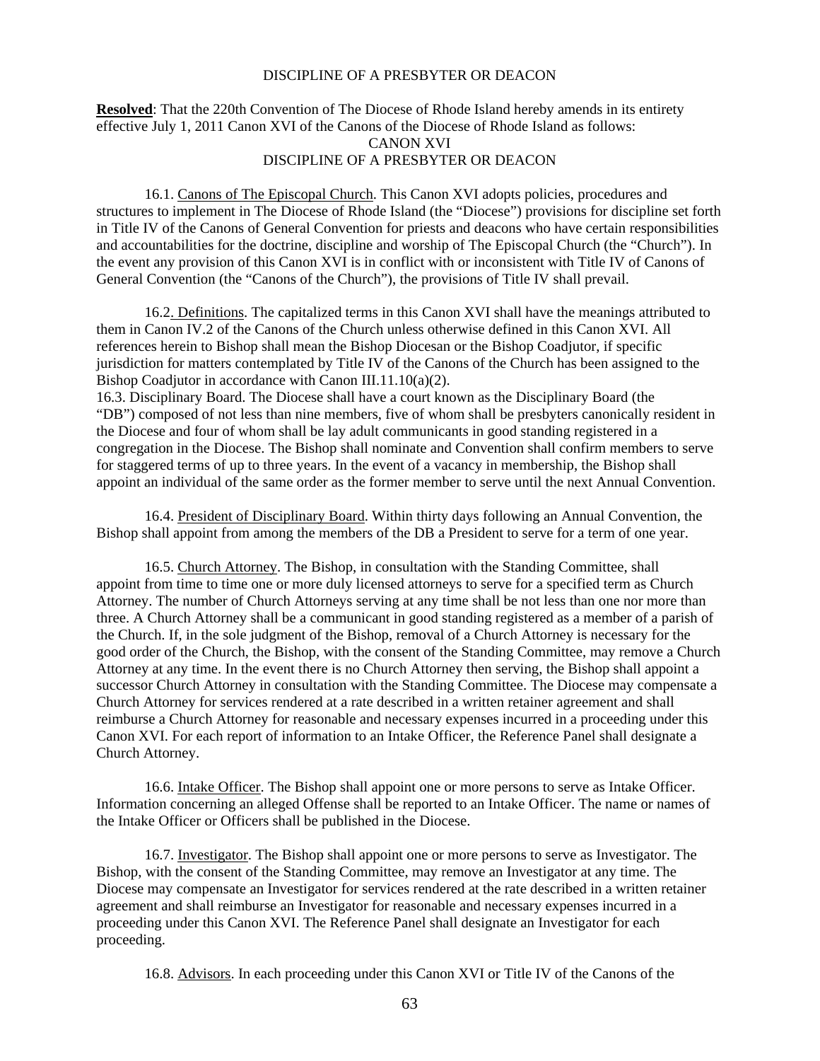DISCIPLINE OF A PRESBYTER OR DEACON

**Resolved**: That the 220th Convention of The Diocese of Rhode Island hereby amends in its entirety effective July 1, 2011 Canon XVI of the Canons of the Diocese of Rhode Island as follows:

CANON XVI

DISCIPLINE OF A PRESBYTER OR DEACON

16.1. Canons of The Episcopal Church. This Canon XVI adopts policies, procedures and structures to implement in The Diocese of Rhode Island (the "Diocese") provisions for discipline set forth in Title IV of the Canons of General Convention for priests and deacons who have certain responsibilities and accountabilities for the doctrine, discipline and worship of The Episcopal Church (the "Church"). In the event any provision of this Canon XVI is in conflict with or inconsistent with Title IV of Canons of General Convention (the "Canons of the Church"), the provisions of Title IV shall prevail.

16.2. Definitions. The capitalized terms in this Canon XVI shall have the meanings attributed to them in Canon IV.2 of the Canons of the Church unless otherwise defined in this Canon XVI. All references herein to Bishop shall mean the Bishop Diocesan or the Bishop Coadjutor, if specific jurisdiction for matters contemplated by Title IV of the Canons of the Church has been assigned to the Bishop Coadjutor in accordance with Canon III.11.10(a)(2).

16.3. Disciplinary Board. The Diocese shall have a court known as the Disciplinary Board (the "DB") composed of not less than nine members, five of whom shall be presbyters canonically resident in the Diocese and four of whom shall be lay adult communicants in good standing registered in a congregation in the Diocese. The Bishop shall nominate and Convention shall confirm members to serve for staggered terms of up to three years. In the event of a vacancy in membership, the Bishop shall appoint an individual of the same order as the former member to serve until the next Annual Convention.

16.4. President of Disciplinary Board. Within thirty days following an Annual Convention, the Bishop shall appoint from among the members of the DB a President to serve for a term of one year.

16.5. Church Attorney. The Bishop, in consultation with the Standing Committee, shall appoint from time to time one or more duly licensed attorneys to serve for a specified term as Church Attorney. The number of Church Attorneys serving at any time shall be not less than one nor more than three. A Church Attorney shall be a communicant in good standing registered as a member of a parish of the Church. If, in the sole judgment of the Bishop, removal of a Church Attorney is necessary for the good order of the Church, the Bishop, with the consent of the Standing Committee, may remove a Church Attorney at any time. In the event there is no Church Attorney then serving, the Bishop shall appoint a successor Church Attorney in consultation with the Standing Committee. The Diocese may compensate a Church Attorney for services rendered at a rate described in a written retainer agreement and shall reimburse a Church Attorney for reasonable and necessary expenses incurred in a proceeding under this Canon XVI. For each report of information to an Intake Officer, the Reference Panel shall designate a Church Attorney.

16.6. Intake Officer. The Bishop shall appoint one or more persons to serve as Intake Officer. Information concerning an alleged Offense shall be reported to an Intake Officer. The name or names of the Intake Officer or Officers shall be published in the Diocese.

16.7. Investigator. The Bishop shall appoint one or more persons to serve as Investigator. The Bishop, with the consent of the Standing Committee, may remove an Investigator at any time. The Diocese may compensate an Investigator for services rendered at the rate described in a written retainer agreement and shall reimburse an Investigator for reasonable and necessary expenses incurred in a proceeding under this Canon XVI. The Reference Panel shall designate an Investigator for each proceeding.

16.8. Advisors. In each proceeding under this Canon XVI or Title IV of the Canons of the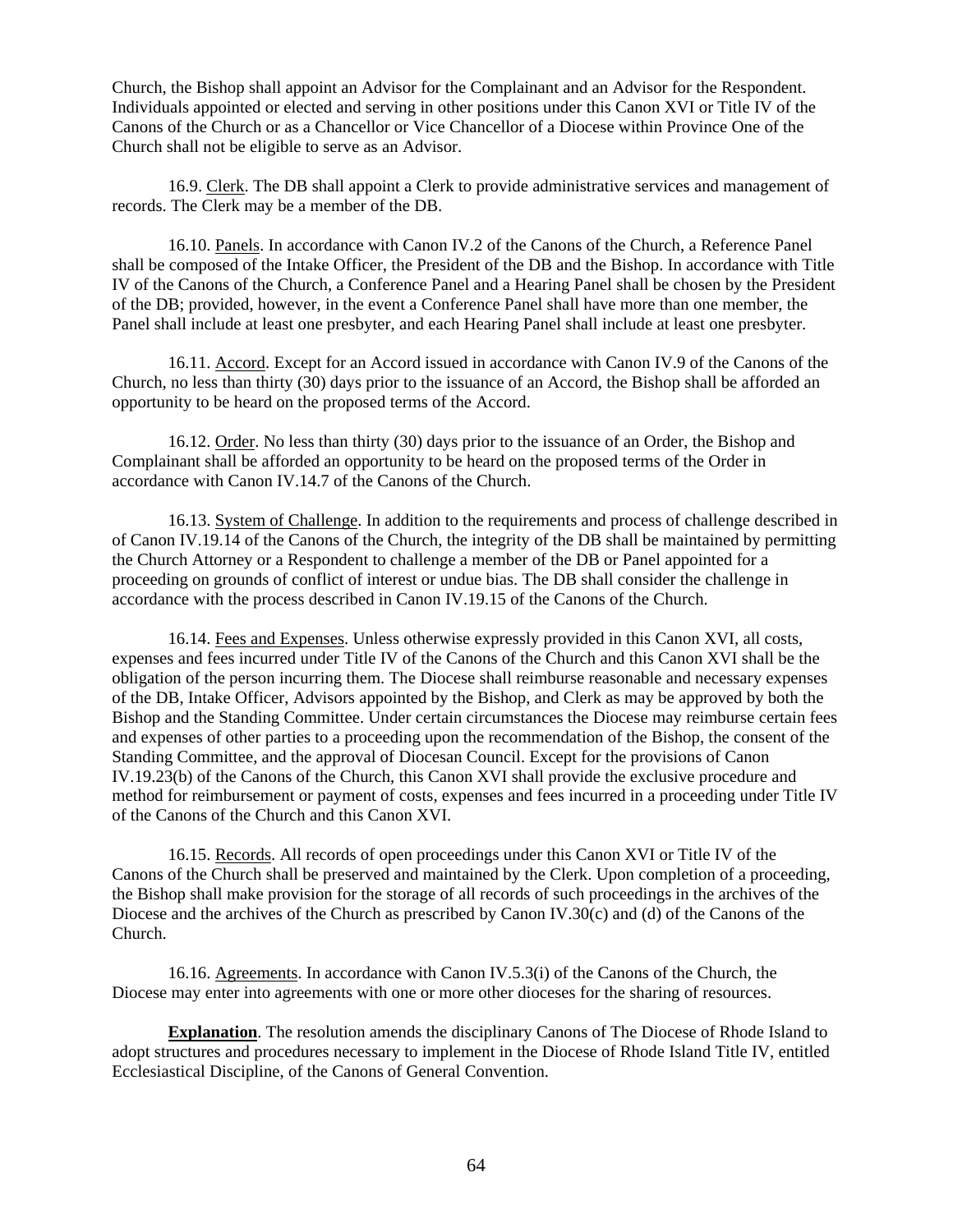Church, the Bishop shall appoint an Advisor for the Complainant and an Advisor for the Respondent. Individuals appointed or elected and serving in other positions under this Canon XVI or Title IV of the Canons of the Church or as a Chancellor or Vice Chancellor of a Diocese within Province One of the Church shall not be eligible to serve as an Advisor.

16.9. Clerk. The DB shall appoint a Clerk to provide administrative services and management of records. The Clerk may be a member of the DB.

16.10. Panels. In accordance with Canon IV.2 of the Canons of the Church, a Reference Panel shall be composed of the Intake Officer, the President of the DB and the Bishop. In accordance with Title IV of the Canons of the Church, a Conference Panel and a Hearing Panel shall be chosen by the President of the DB; provided, however, in the event a Conference Panel shall have more than one member, the Panel shall include at least one presbyter, and each Hearing Panel shall include at least one presbyter.

16.11. Accord. Except for an Accord issued in accordance with Canon IV.9 of the Canons of the Church, no less than thirty (30) days prior to the issuance of an Accord, the Bishop shall be afforded an opportunity to be heard on the proposed terms of the Accord.

16.12. Order. No less than thirty (30) days prior to the issuance of an Order, the Bishop and Complainant shall be afforded an opportunity to be heard on the proposed terms of the Order in accordance with Canon IV.14.7 of the Canons of the Church.

16.13. System of Challenge. In addition to the requirements and process of challenge described in of Canon IV.19.14 of the Canons of the Church, the integrity of the DB shall be maintained by permitting the Church Attorney or a Respondent to challenge a member of the DB or Panel appointed for a proceeding on grounds of conflict of interest or undue bias. The DB shall consider the challenge in accordance with the process described in Canon IV.19.15 of the Canons of the Church.

16.14. Fees and Expenses. Unless otherwise expressly provided in this Canon XVI, all costs, expenses and fees incurred under Title IV of the Canons of the Church and this Canon XVI shall be the obligation of the person incurring them. The Diocese shall reimburse reasonable and necessary expenses of the DB, Intake Officer, Advisors appointed by the Bishop, and Clerk as may be approved by both the Bishop and the Standing Committee. Under certain circumstances the Diocese may reimburse certain fees and expenses of other parties to a proceeding upon the recommendation of the Bishop, the consent of the Standing Committee, and the approval of Diocesan Council. Except for the provisions of Canon IV.19.23(b) of the Canons of the Church, this Canon XVI shall provide the exclusive procedure and method for reimbursement or payment of costs, expenses and fees incurred in a proceeding under Title IV of the Canons of the Church and this Canon XVI.

16.15. Records. All records of open proceedings under this Canon XVI or Title IV of the Canons of the Church shall be preserved and maintained by the Clerk. Upon completion of a proceeding, the Bishop shall make provision for the storage of all records of such proceedings in the archives of the Diocese and the archives of the Church as prescribed by Canon IV.30(c) and (d) of the Canons of the Church.

16.16. Agreements. In accordance with Canon IV.5.3(i) of the Canons of the Church, the Diocese may enter into agreements with one or more other dioceses for the sharing of resources.

**Explanation**. The resolution amends the disciplinary Canons of The Diocese of Rhode Island to adopt structures and procedures necessary to implement in the Diocese of Rhode Island Title IV, entitled Ecclesiastical Discipline, of the Canons of General Convention.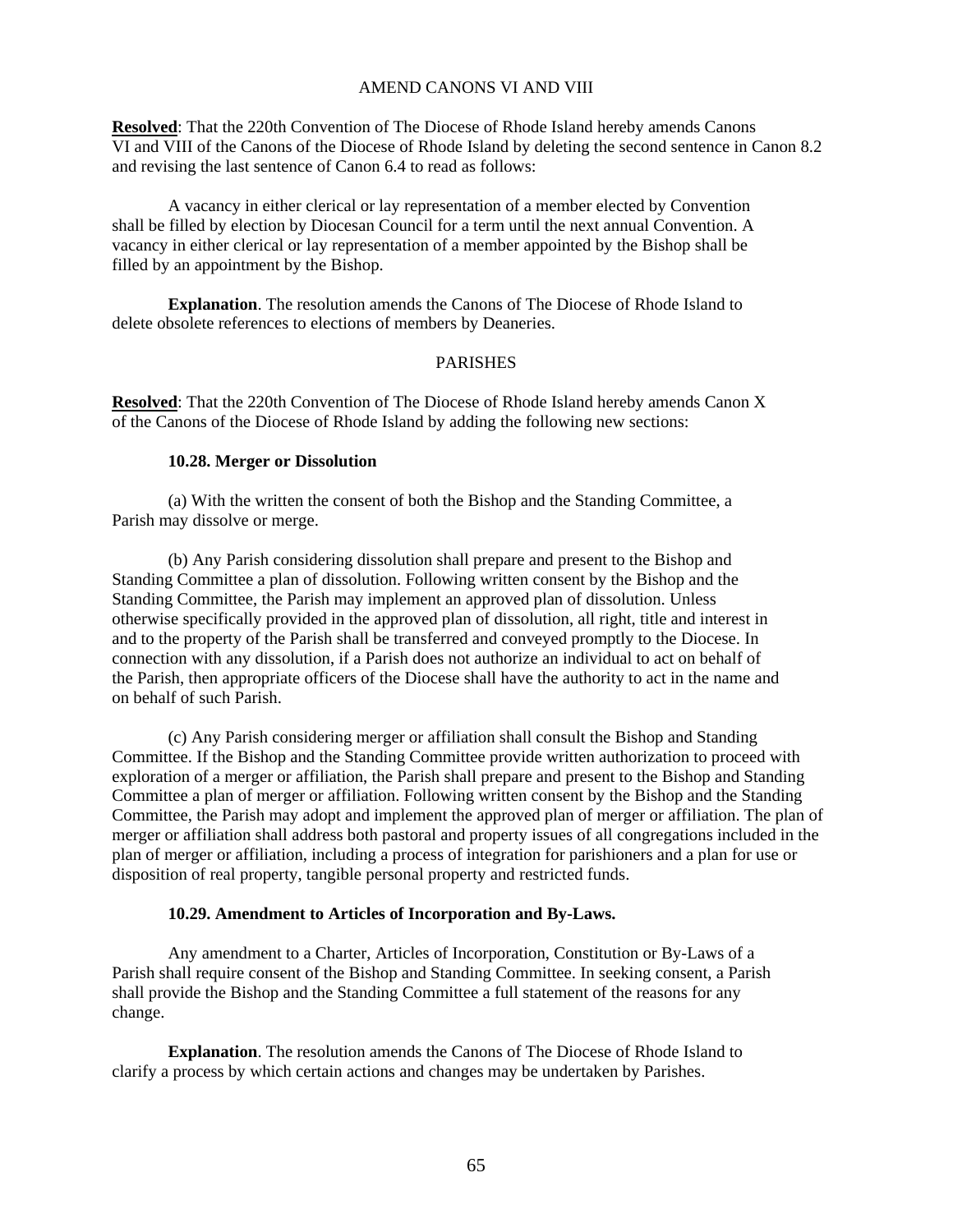## AMEND CANONS VI AND VIII

**Resolved**: That the 220th Convention of The Diocese of Rhode Island hereby amends Canons VI and VIII of the Canons of the Diocese of Rhode Island by deleting the second sentence in Canon 8.2 and revising the last sentence of Canon 6.4 to read as follows:

A vacancy in either clerical or lay representation of a member elected by Convention shall be filled by election by Diocesan Council for a term until the next annual Convention. A vacancy in either clerical or lay representation of a member appointed by the Bishop shall be filled by an appointment by the Bishop.

**Explanation**. The resolution amends the Canons of The Diocese of Rhode Island to delete obsolete references to elections of members by Deaneries.

## PARISHES

**Resolved**: That the 220th Convention of The Diocese of Rhode Island hereby amends Canon X of the Canons of the Diocese of Rhode Island by adding the following new sections:

**10.28. Merger or Dissolution**

(a) With the written the consent of both the Bishop and the Standing Committee, a Parish may dissolve or merge.

(b) Any Parish considering dissolution shall prepare and present to the Bishop and Standing Committee a plan of dissolution. Following written consent by the Bishop and the Standing Committee, the Parish may implement an approved plan of dissolution. Unless otherwise specifically provided in the approved plan of dissolution, all right, title and interest in and to the property of the Parish shall be transferred and conveyed promptly to the Diocese. In connection with any dissolution, if a Parish does not authorize an individual to act on behalf of the Parish, then appropriate officers of the Diocese shall have the authority to act in the name and on behalf of such Parish.

(c) Any Parish considering merger or affiliation shall consult the Bishop and Standing Committee. If the Bishop and the Standing Committee provide written authorization to proceed with exploration of a merger or affiliation, the Parish shall prepare and present to the Bishop and Standing Committee a plan of merger or affiliation. Following written consent by the Bishop and the Standing Committee, the Parish may adopt and implement the approved plan of merger or affiliation. The plan of merger or affiliation shall address both pastoral and property issues of all congregations included in the plan of merger or affiliation, including a process of integration for parishioners and a plan for use or disposition of real property, tangible personal property and restricted funds.

**10.29. Amendment to Articles of Incorporation and By-Laws.**

Any amendment to a Charter, Articles of Incorporation, Constitution or By-Laws of a Parish shall require consent of the Bishop and Standing Committee. In seeking consent, a Parish shall provide the Bishop and the Standing Committee a full statement of the reasons for any change.

**Explanation**. The resolution amends the Canons of The Diocese of Rhode Island to clarify a process by which certain actions and changes may be undertaken by Parishes.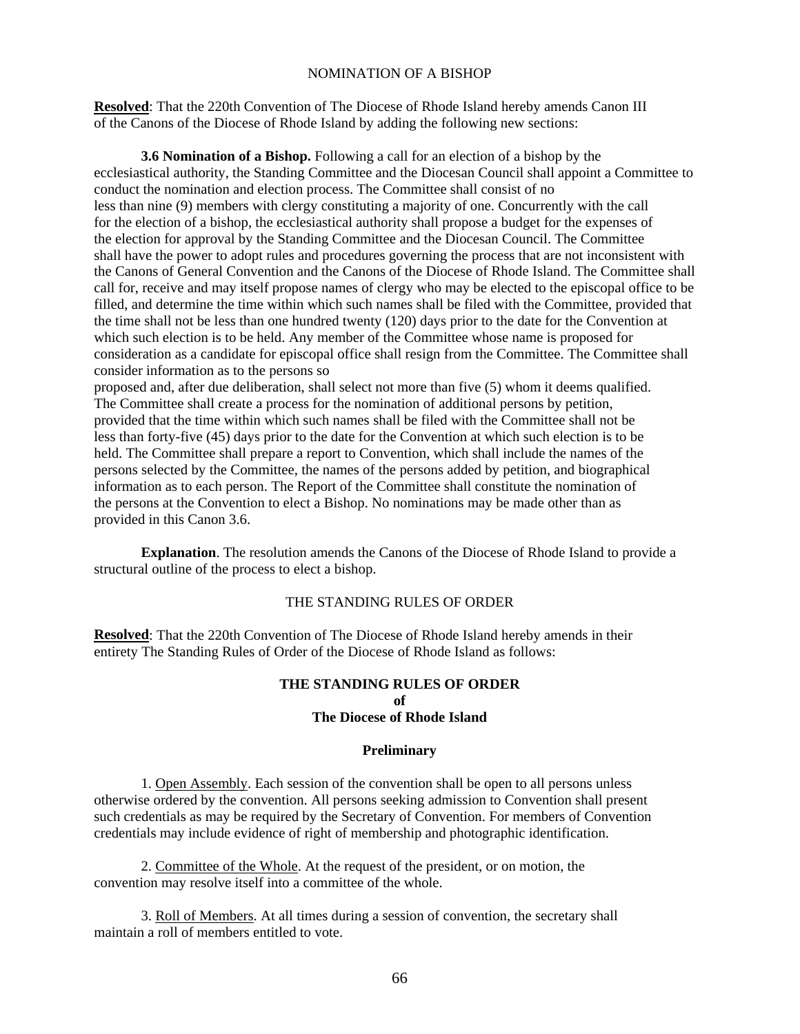## NOMINATION OF A BISHOP

**Resolved**: That the 220th Convention of The Diocese of Rhode Island hereby amends Canon III of the Canons of the Diocese of Rhode Island by adding the following new sections:

**3.6 Nomination of a Bishop.** Following a call for an election of a bishop by the ecclesiastical authority, the Standing Committee and the Diocesan Council shall appoint a Committee to conduct the nomination and election process. The Committee shall consist of no less than nine (9) members with clergy constituting a majority of one. Concurrently with the call for the election of a bishop, the ecclesiastical authority shall propose a budget for the expenses of the election for approval by the Standing Committee and the Diocesan Council. The Committee shall have the power to adopt rules and procedures governing the process that are not inconsistent with the Canons of General Convention and the Canons of the Diocese of Rhode Island. The Committee shall call for, receive and may itself propose names of clergy who may be elected to the episcopal office to be filled, and determine the time within which such names shall be filed with the Committee, provided that the time shall not be less than one hundred twenty (120) days prior to the date for the Convention at which such election is to be held. Any member of the Committee whose name is proposed for consideration as a candidate for episcopal office shall resign from the Committee. The Committee shall consider information as to the persons so proposed and, after due deliberation, shall select not more than five (5) whom it deems qualified. The Committee shall create a process for the nomination of additional persons by petition, provided that the time within which such names shall be filed with the Committee shall not be less than forty-five (45) days prior to the date for the Convention at which such election is to be held. The Committee shall prepare a report to Convention, which shall include the names of the persons selected by the Committee, the names of the persons added by petition, and biographical information as to each person. The Report of the Committee shall constitute the nomination of the persons at the Convention to elect a Bishop. No nominations may be made other than as provided in this Canon 3.6.

**Explanation**. The resolution amends the Canons of the Diocese of Rhode Island to provide a structural outline of the process to elect a bishop.

## THE STANDING RULES OF ORDER

**Resolved**: That the 220th Convention of The Diocese of Rhode Island hereby amends in their entirety The Standing Rules of Order of the Diocese of Rhode Island as follows:

### THE STANDING RULES OF ORDER
### of
### The Diocese of Rhode Island

#### Preliminary

1. Open Assembly. Each session of the convention shall be open to all persons unless otherwise ordered by the convention. All persons seeking admission to Convention shall present such credentials as may be required by the Secretary of Convention. For members of Convention credentials may include evidence of right of membership and photographic identification.

2. Committee of the Whole. At the request of the president, or on motion, the convention may resolve itself into a committee of the whole.

3. Roll of Members. At all times during a session of convention, the secretary shall maintain a roll of members entitled to vote.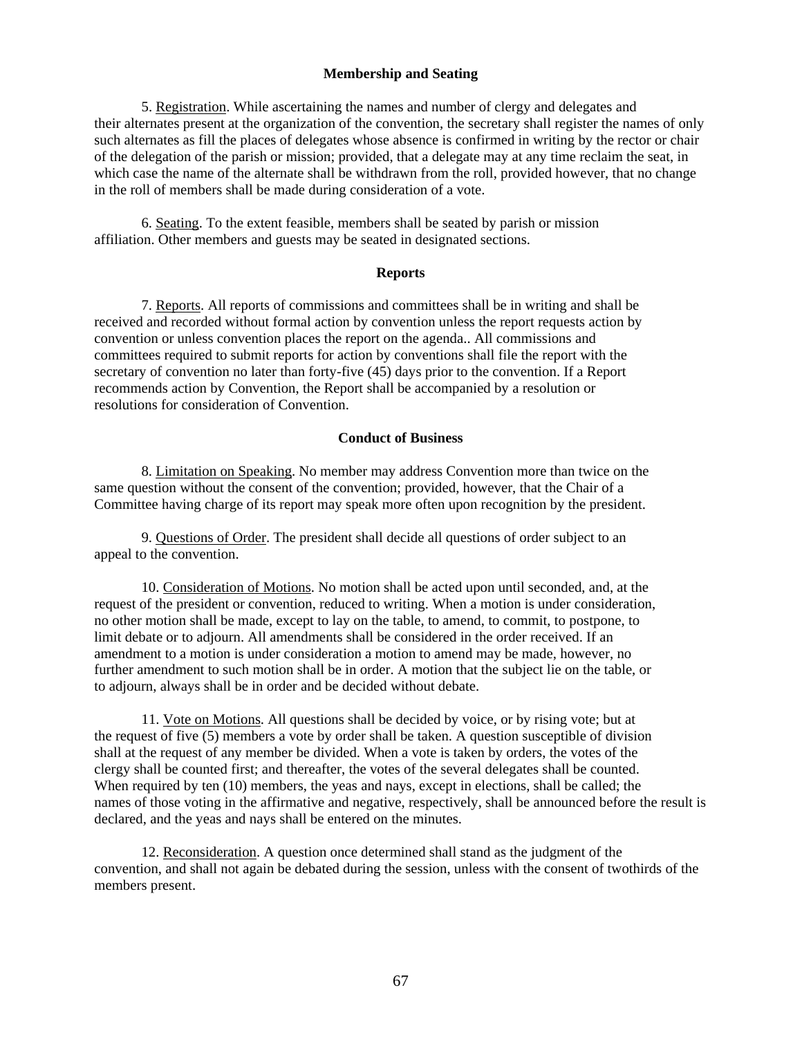### Membership and Seating

5. Registration. While ascertaining the names and number of clergy and delegates and their alternates present at the organization of the convention, the secretary shall register the names of only such alternates as fill the places of delegates whose absence is confirmed in writing by the rector or chair of the delegation of the parish or mission; provided, that a delegate may at any time reclaim the seat, in which case the name of the alternate shall be withdrawn from the roll, provided however, that no change in the roll of members shall be made during consideration of a vote.

6. Seating. To the extent feasible, members shall be seated by parish or mission affiliation. Other members and guests may be seated in designated sections.

### Reports

7. Reports. All reports of commissions and committees shall be in writing and shall be received and recorded without formal action by convention unless the report requests action by convention or unless convention places the report on the agenda.. All commissions and committees required to submit reports for action by conventions shall file the report with the secretary of convention no later than forty-five (45) days prior to the convention. If a Report recommends action by Convention, the Report shall be accompanied by a resolution or resolutions for consideration of Convention.

### Conduct of Business

8. Limitation on Speaking. No member may address Convention more than twice on the same question without the consent of the convention; provided, however, that the Chair of a Committee having charge of its report may speak more often upon recognition by the president.

9. Questions of Order. The president shall decide all questions of order subject to an appeal to the convention.

10. Consideration of Motions. No motion shall be acted upon until seconded, and, at the request of the president or convention, reduced to writing. When a motion is under consideration, no other motion shall be made, except to lay on the table, to amend, to commit, to postpone, to limit debate or to adjourn. All amendments shall be considered in the order received. If an amendment to a motion is under consideration a motion to amend may be made, however, no further amendment to such motion shall be in order. A motion that the subject lie on the table, or to adjourn, always shall be in order and be decided without debate.

11. Vote on Motions. All questions shall be decided by voice, or by rising vote; but at the request of five (5) members a vote by order shall be taken. A question susceptible of division shall at the request of any member be divided. When a vote is taken by orders, the votes of the clergy shall be counted first; and thereafter, the votes of the several delegates shall be counted. When required by ten (10) members, the yeas and nays, except in elections, shall be called; the names of those voting in the affirmative and negative, respectively, shall be announced before the result is declared, and the yeas and nays shall be entered on the minutes.

12. Reconsideration. A question once determined shall stand as the judgment of the convention, and shall not again be debated during the session, unless with the consent of twothirds of the members present.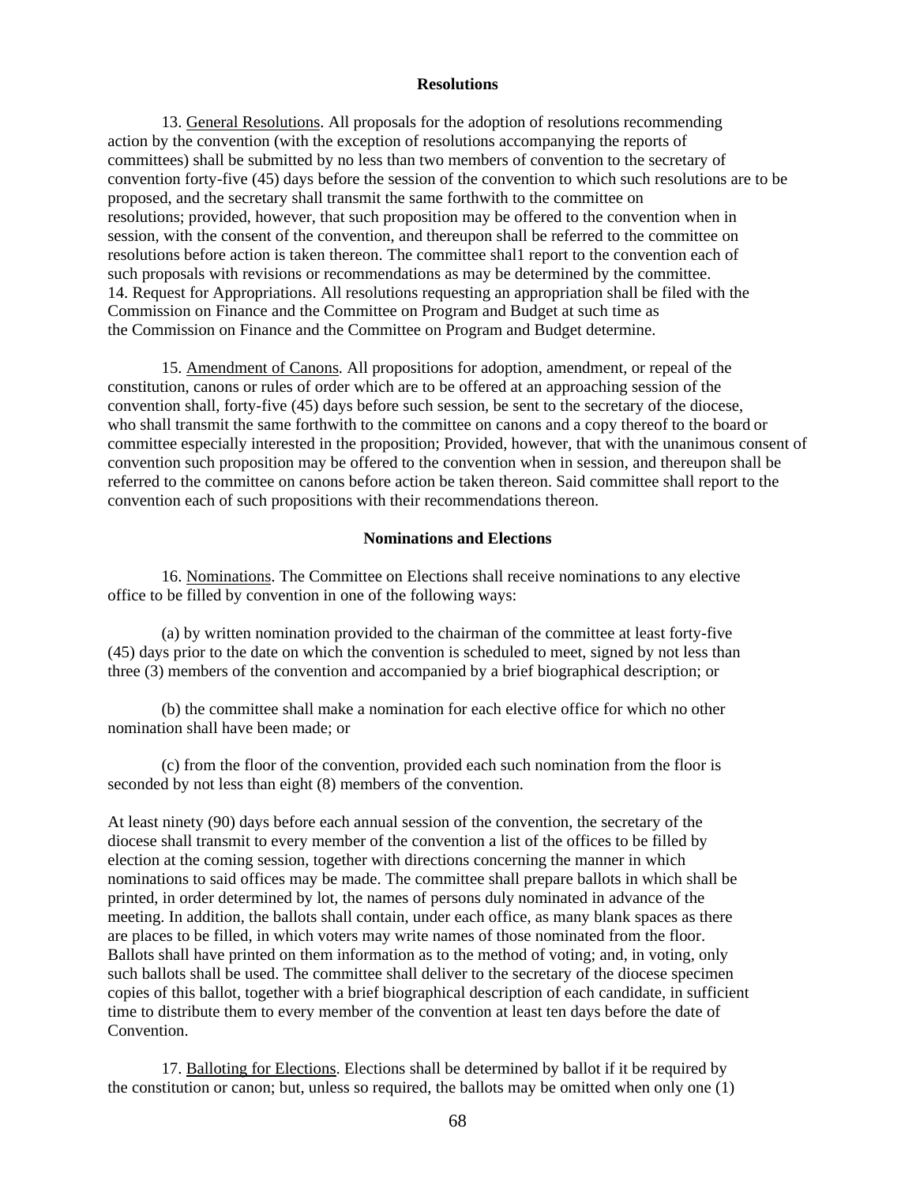## Resolutions

13. General Resolutions. All proposals for the adoption of resolutions recommending action by the convention (with the exception of resolutions accompanying the reports of committees) shall be submitted by no less than two members of convention to the secretary of convention forty-five (45) days before the session of the convention to which such resolutions are to be proposed, and the secretary shall transmit the same forthwith to the committee on resolutions; provided, however, that such proposition may be offered to the convention when in session, with the consent of the convention, and thereupon shall be referred to the committee on resolutions before action is taken thereon. The committee shal1 report to the convention each of such proposals with revisions or recommendations as may be determined by the committee.
14. Request for Appropriations. All resolutions requesting an appropriation shall be filed with the Commission on Finance and the Committee on Program and Budget at such time as the Commission on Finance and the Committee on Program and Budget determine.

15. Amendment of Canons. All propositions for adoption, amendment, or repeal of the constitution, canons or rules of order which are to be offered at an approaching session of the convention shall, forty-five (45) days before such session, be sent to the secretary of the diocese, who shall transmit the same forthwith to the committee on canons and a copy thereof to the board or committee especially interested in the proposition; Provided, however, that with the unanimous consent of convention such proposition may be offered to the convention when in session, and thereupon shall be referred to the committee on canons before action be taken thereon. Said committee shall report to the convention each of such propositions with their recommendations thereon.

## Nominations and Elections

16. Nominations. The Committee on Elections shall receive nominations to any elective office to be filled by convention in one of the following ways:

(a) by written nomination provided to the chairman of the committee at least forty-five (45) days prior to the date on which the convention is scheduled to meet, signed by not less than three (3) members of the convention and accompanied by a brief biographical description; or

(b) the committee shall make a nomination for each elective office for which no other nomination shall have been made; or

(c) from the floor of the convention, provided each such nomination from the floor is seconded by not less than eight (8) members of the convention.

At least ninety (90) days before each annual session of the convention, the secretary of the diocese shall transmit to every member of the convention a list of the offices to be filled by election at the coming session, together with directions concerning the manner in which nominations to said offices may be made. The committee shall prepare ballots in which shall be printed, in order determined by lot, the names of persons duly nominated in advance of the meeting. In addition, the ballots shall contain, under each office, as many blank spaces as there are places to be filled, in which voters may write names of those nominated from the floor. Ballots shall have printed on them information as to the method of voting; and, in voting, only such ballots shall be used. The committee shall deliver to the secretary of the diocese specimen copies of this ballot, together with a brief biographical description of each candidate, in sufficient time to distribute them to every member of the convention at least ten days before the date of Convention.

17. Balloting for Elections. Elections shall be determined by ballot if it be required by the constitution or canon; but, unless so required, the ballots may be omitted when only one (1)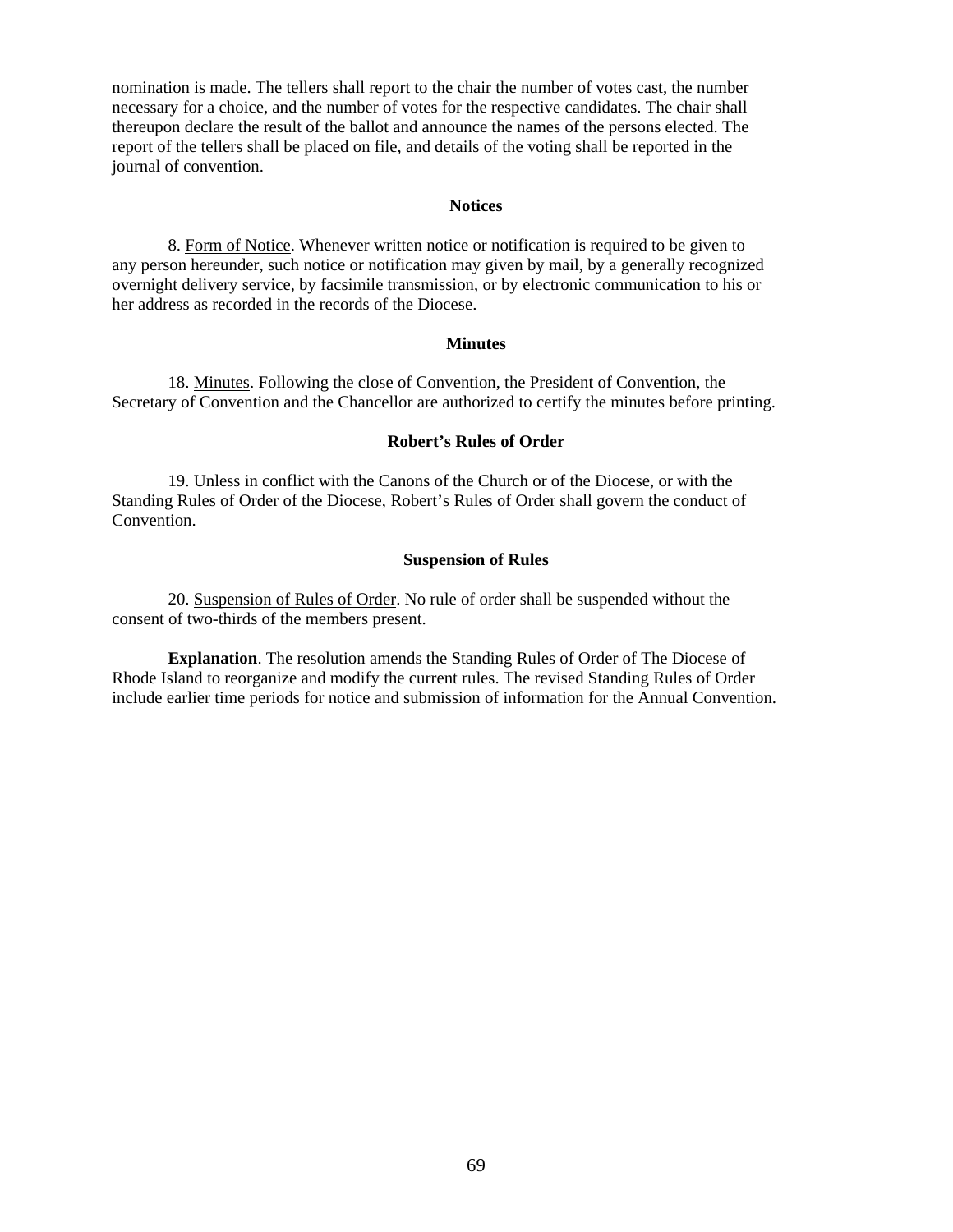nomination is made. The tellers shall report to the chair the number of votes cast, the number necessary for a choice, and the number of votes for the respective candidates. The chair shall thereupon declare the result of the ballot and announce the names of the persons elected. The report of the tellers shall be placed on file, and details of the voting shall be reported in the journal of convention.

### Notices

8. Form of Notice. Whenever written notice or notification is required to be given to any person hereunder, such notice or notification may given by mail, by a generally recognized overnight delivery service, by facsimile transmission, or by electronic communication to his or her address as recorded in the records of the Diocese.

### Minutes

18. Minutes. Following the close of Convention, the President of Convention, the Secretary of Convention and the Chancellor are authorized to certify the minutes before printing.

### Robert's Rules of Order

19. Unless in conflict with the Canons of the Church or of the Diocese, or with the Standing Rules of Order of the Diocese, Robert's Rules of Order shall govern the conduct of Convention.

### Suspension of Rules

20. Suspension of Rules of Order. No rule of order shall be suspended without the consent of two-thirds of the members present.

**Explanation**. The resolution amends the Standing Rules of Order of The Diocese of Rhode Island to reorganize and modify the current rules. The revised Standing Rules of Order include earlier time periods for notice and submission of information for the Annual Convention.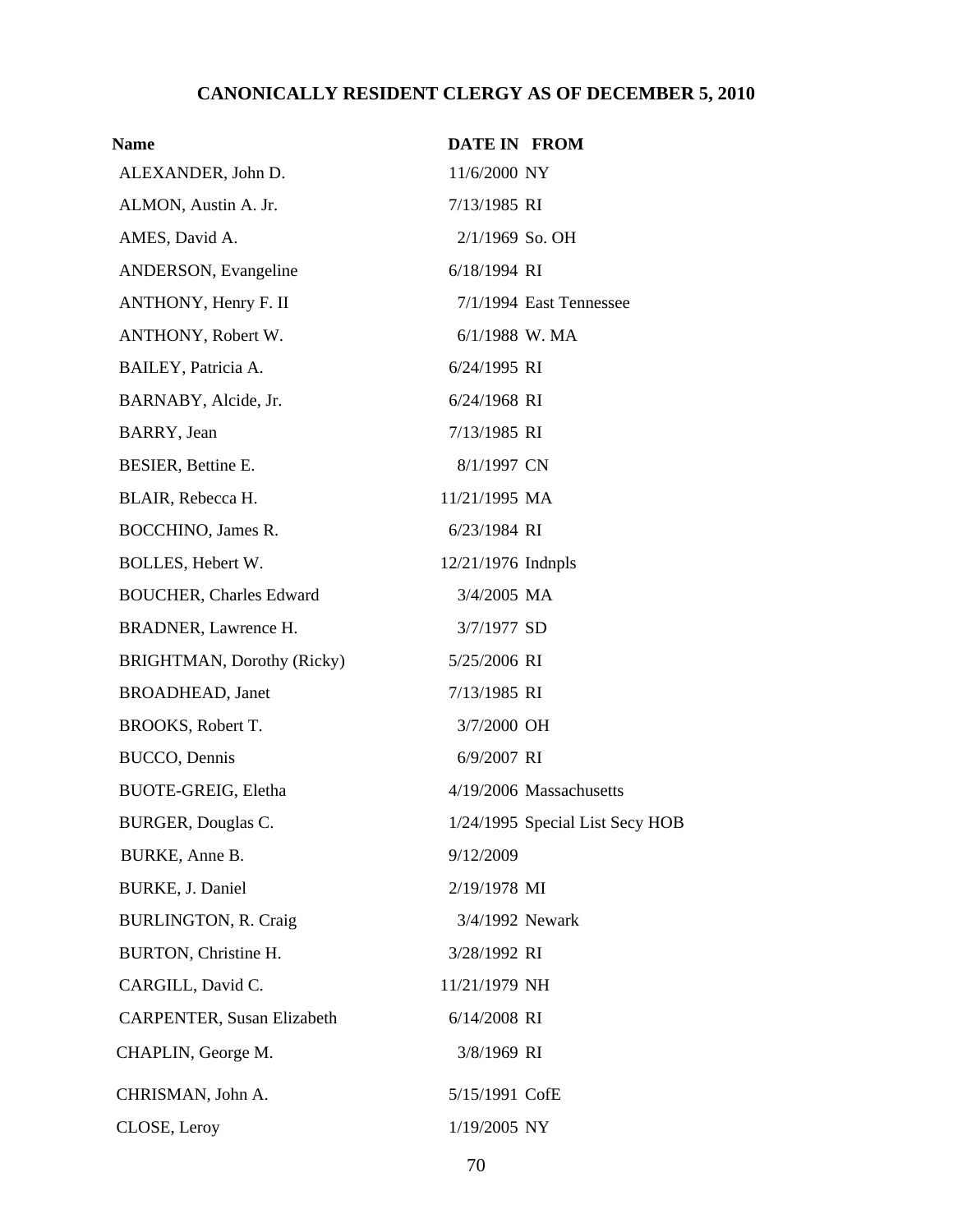# CANONICALLY RESIDENT CLERGY AS OF DECEMBER 5, 2010

| Name | DATE IN | FROM |
|---|---|---|
| ALEXANDER, John D. | 11/6/2000 | NY |
| ALMON, Austin A. Jr. | 7/13/1985 | RI |
| AMES, David A. | 2/1/1969 | So. OH |
| ANDERSON, Evangeline | 6/18/1994 | RI |
| ANTHONY, Henry F. II | 7/1/1994 | East Tennessee |
| ANTHONY, Robert W. | 6/1/1988 | W. MA |
| BAILEY, Patricia A. | 6/24/1995 | RI |
| BARNABY, Alcide, Jr. | 6/24/1968 | RI |
| BARRY, Jean | 7/13/1985 | RI |
| BESIER, Bettine E. | 8/1/1997 | CN |
| BLAIR, Rebecca H. | 11/21/1995 | MA |
| BOCCHINO, James R. | 6/23/1984 | RI |
| BOLLES, Hebert W. | 12/21/1976 | Indnpls |
| BOUCHER, Charles Edward | 3/4/2005 | MA |
| BRADNER, Lawrence H. | 3/7/1977 | SD |
| BRIGHTMAN, Dorothy (Ricky) | 5/25/2006 | RI |
| BROADHEAD, Janet | 7/13/1985 | RI |
| BROOKS, Robert T. | 3/7/2000 | OH |
| BUCCO, Dennis | 6/9/2007 | RI |
| BUOTE-GREIG, Eletha | 4/19/2006 | Massachusetts |
| BURGER, Douglas C. | 1/24/1995 | Special List Secy HOB |
| BURKE, Anne B. | 9/12/2009 | |
| BURKE, J. Daniel | 2/19/1978 | MI |
| BURLINGTON, R. Craig | 3/4/1992 | Newark |
| BURTON, Christine H. | 3/28/1992 | RI |
| CARGILL, David C. | 11/21/1979 | NH |
| CARPENTER, Susan Elizabeth | 6/14/2008 | RI |
| CHAPLIN, George M. | 3/8/1969 | RI |
| CHRISMAN, John A. | 5/15/1991 | CofE |
| CLOSE, Leroy | 1/19/2005 | NY |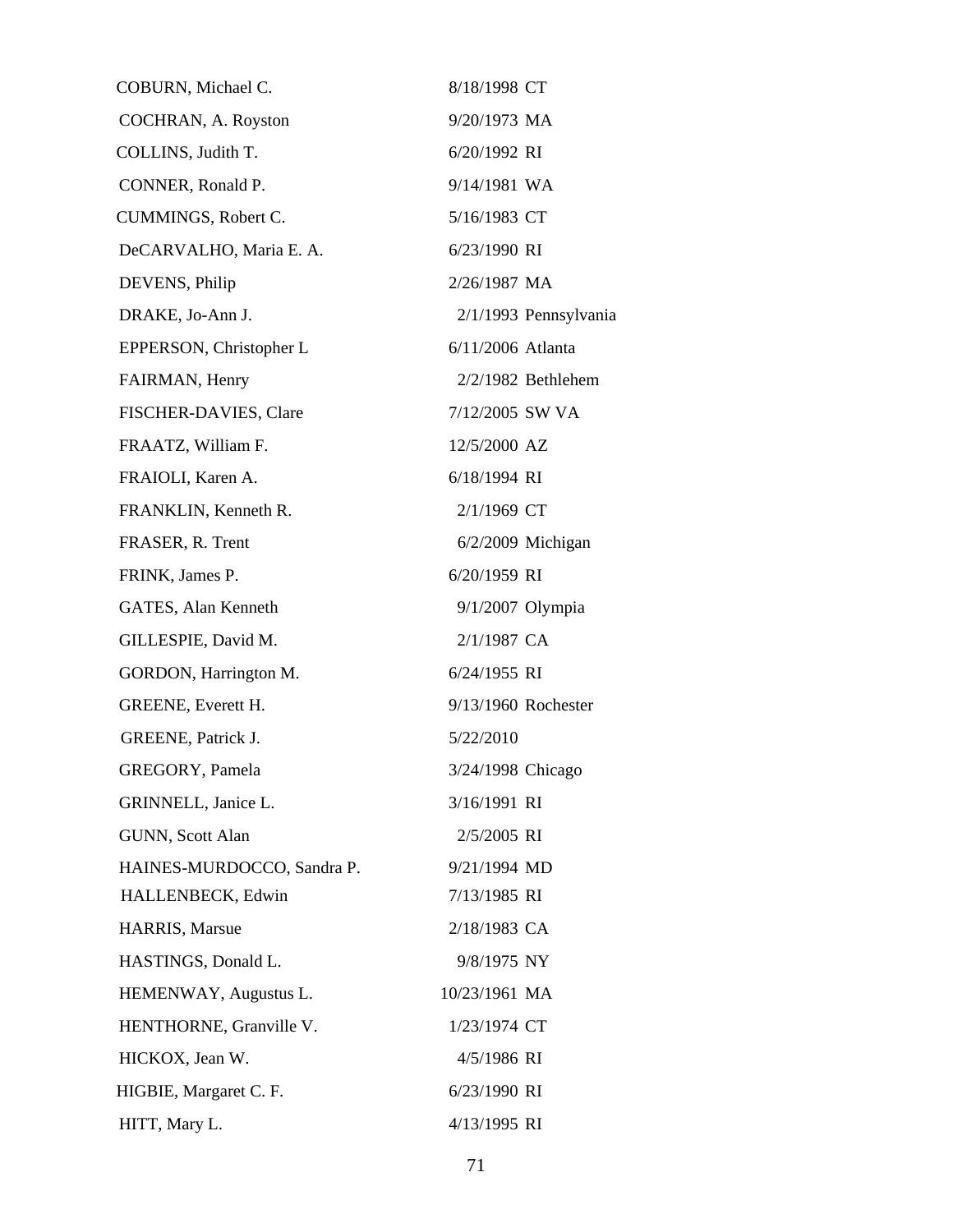| | | |
|---|---|---|
| COBURN, Michael C. | 8/18/1998 | CT |
| COCHRAN, A. Royston | 9/20/1973 | MA |
| COLLINS, Judith T. | 6/20/1992 | RI |
| CONNER, Ronald P. | 9/14/1981 | WA |
| CUMMINGS, Robert C. | 5/16/1983 | CT |
| DeCARVALHO, Maria E. A. | 6/23/1990 | RI |
| DEVENS, Philip | 2/26/1987 | MA |
| DRAKE, Jo-Ann J. | 2/1/1993 | Pennsylvania |
| EPPERSON, Christopher L | 6/11/2006 | Atlanta |
| FAIRMAN, Henry | 2/2/1982 | Bethlehem |
| FISCHER-DAVIES, Clare | 7/12/2005 | SW VA |
| FRAATZ, William F. | 12/5/2000 | AZ |
| FRAIOLI, Karen A. | 6/18/1994 | RI |
| FRANKLIN, Kenneth R. | 2/1/1969 | CT |
| FRASER, R. Trent | 6/2/2009 | Michigan |
| FRINK, James P. | 6/20/1959 | RI |
| GATES, Alan Kenneth | 9/1/2007 | Olympia |
| GILLESPIE, David M. | 2/1/1987 | CA |
| GORDON, Harrington M. | 6/24/1955 | RI |
| GREENE, Everett H. | 9/13/1960 | Rochester |
| GREENE, Patrick J. | 5/22/2010 | |
| GREGORY, Pamela | 3/24/1998 | Chicago |
| GRINNELL, Janice L. | 3/16/1991 | RI |
| GUNN, Scott Alan | 2/5/2005 | RI |
| HAINES-MURDOCCO, Sandra P. | 9/21/1994 | MD |
| HALLENBECK, Edwin | 7/13/1985 | RI |
| HARRIS, Marsue | 2/18/1983 | CA |
| HASTINGS, Donald L. | 9/8/1975 | NY |
| HEMENWAY, Augustus L. | 10/23/1961 | MA |
| HENTHORNE, Granville V. | 1/23/1974 | CT |
| HICKOX, Jean W. | 4/5/1986 | RI |
| HIGBIE, Margaret C. F. | 6/23/1990 | RI |
| HITT, Mary L. | 4/13/1995 | RI |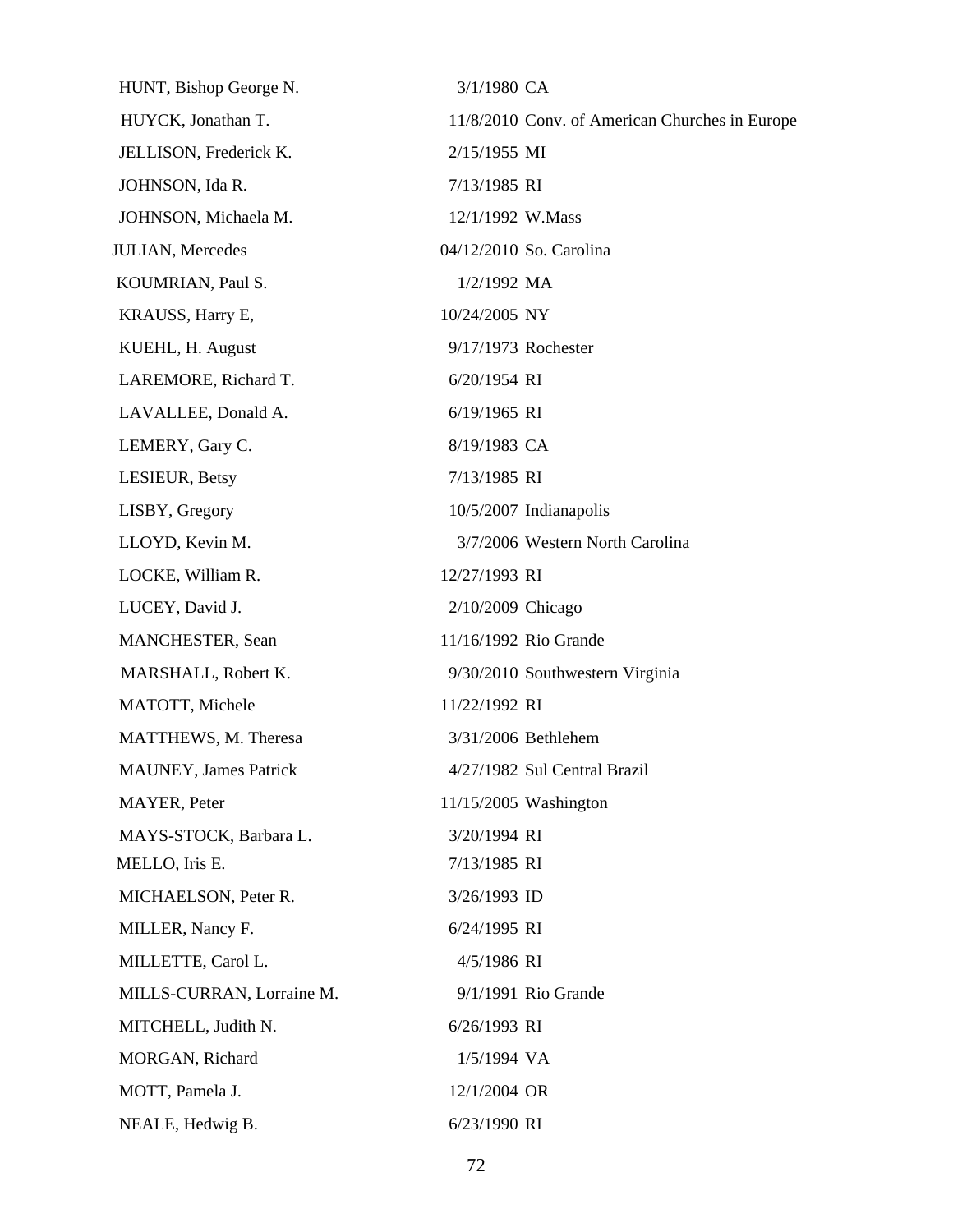| | | |
|---|---|---|
| HUNT, Bishop George N. | 3/1/1980 | CA |
| HUYCK, Jonathan T. | 11/8/2010 | Conv. of American Churches in Europe |
| JELLISON, Frederick K. | 2/15/1955 | MI |
| JOHNSON, Ida R. | 7/13/1985 | RI |
| JOHNSON, Michaela M. | 12/1/1992 | W.Mass |
| JULIAN, Mercedes | 04/12/2010 | So. Carolina |
| KOUMRIAN, Paul S. | 1/2/1992 | MA |
| KRAUSS, Harry E, | 10/24/2005 | NY |
| KUEHL, H. August | 9/17/1973 | Rochester |
| LAREMORE, Richard T. | 6/20/1954 | RI |
| LAVALLEE, Donald A. | 6/19/1965 | RI |
| LEMERY, Gary C. | 8/19/1983 | CA |
| LESIEUR, Betsy | 7/13/1985 | RI |
| LISBY, Gregory | 10/5/2007 | Indianapolis |
| LLOYD, Kevin M. | 3/7/2006 | Western North Carolina |
| LOCKE, William R. | 12/27/1993 | RI |
| LUCEY, David J. | 2/10/2009 | Chicago |
| MANCHESTER, Sean | 11/16/1992 | Rio Grande |
| MARSHALL, Robert K. | 9/30/2010 | Southwestern Virginia |
| MATOTT, Michele | 11/22/1992 | RI |
| MATTHEWS, M. Theresa | 3/31/2006 | Bethlehem |
| MAUNEY, James Patrick | 4/27/1982 | Sul Central Brazil |
| MAYER, Peter | 11/15/2005 | Washington |
| MAYS-STOCK, Barbara L. | 3/20/1994 | RI |
| MELLO, Iris E. | 7/13/1985 | RI |
| MICHAELSON, Peter R. | 3/26/1993 | ID |
| MILLER, Nancy F. | 6/24/1995 | RI |
| MILLETTE, Carol L. | 4/5/1986 | RI |
| MILLS-CURRAN, Lorraine M. | 9/1/1991 | Rio Grande |
| MITCHELL, Judith N. | 6/26/1993 | RI |
| MORGAN, Richard | 1/5/1994 | VA |
| MOTT, Pamela J. | 12/1/2004 | OR |
| NEALE, Hedwig B. | 6/23/1990 | RI |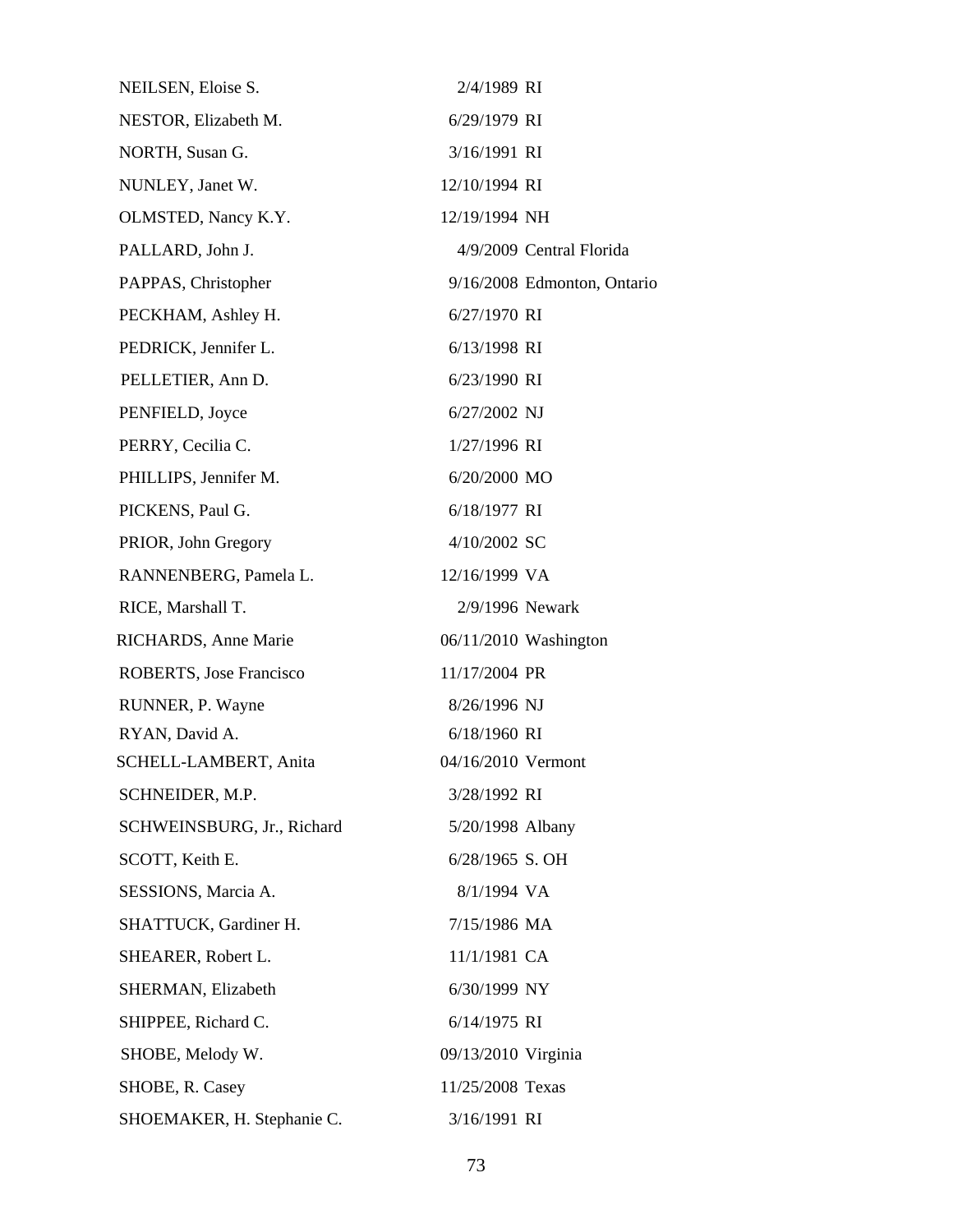| | | |
|---|---|---|
| NEILSEN, Eloise S. | 2/4/1989 | RI |
| NESTOR, Elizabeth M. | 6/29/1979 | RI |
| NORTH, Susan G. | 3/16/1991 | RI |
| NUNLEY, Janet W. | 12/10/1994 | RI |
| OLMSTED, Nancy K.Y. | 12/19/1994 | NH |
| PALLARD, John J. | 4/9/2009 | Central Florida |
| PAPPAS, Christopher | 9/16/2008 | Edmonton, Ontario |
| PECKHAM, Ashley H. | 6/27/1970 | RI |
| PEDRICK, Jennifer L. | 6/13/1998 | RI |
| PELLETIER, Ann D. | 6/23/1990 | RI |
| PENFIELD, Joyce | 6/27/2002 | NJ |
| PERRY, Cecilia C. | 1/27/1996 | RI |
| PHILLIPS, Jennifer M. | 6/20/2000 | MO |
| PICKENS, Paul G. | 6/18/1977 | RI |
| PRIOR, John Gregory | 4/10/2002 | SC |
| RANNENBERG, Pamela L. | 12/16/1999 | VA |
| RICE, Marshall T. | 2/9/1996 | Newark |
| RICHARDS, Anne Marie | 06/11/2010 | Washington |
| ROBERTS, Jose Francisco | 11/17/2004 | PR |
| RUNNER, P. Wayne | 8/26/1996 | NJ |
| RYAN, David A. | 6/18/1960 | RI |
| SCHELL-LAMBERT, Anita | 04/16/2010 | Vermont |
| SCHNEIDER, M.P. | 3/28/1992 | RI |
| SCHWEINSBURG, Jr., Richard | 5/20/1998 | Albany |
| SCOTT, Keith E. | 6/28/1965 | S. OH |
| SESSIONS, Marcia A. | 8/1/1994 | VA |
| SHATTUCK, Gardiner H. | 7/15/1986 | MA |
| SHEARER, Robert L. | 11/1/1981 | CA |
| SHERMAN, Elizabeth | 6/30/1999 | NY |
| SHIPPEE, Richard C. | 6/14/1975 | RI |
| SHOBE, Melody W. | 09/13/2010 | Virginia |
| SHOBE, R. Casey | 11/25/2008 | Texas |
| SHOEMAKER, H. Stephanie C. | 3/16/1991 | RI |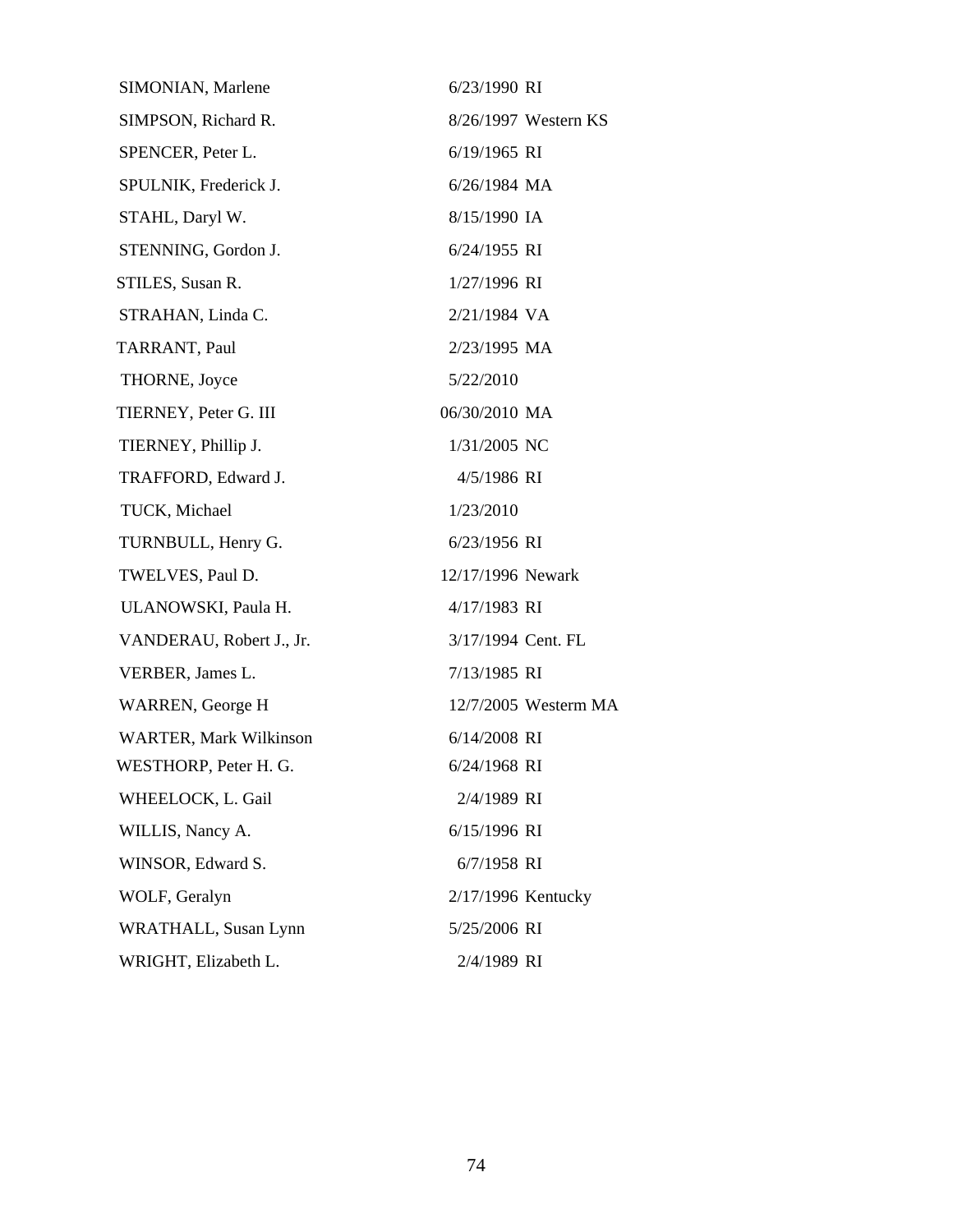| | | |
|---|---|---|
| SIMONIAN, Marlene | 6/23/1990 | RI |
| SIMPSON, Richard R. | 8/26/1997 | Western KS |
| SPENCER, Peter L. | 6/19/1965 | RI |
| SPULNIK, Frederick J. | 6/26/1984 | MA |
| STAHL, Daryl W. | 8/15/1990 | IA |
| STENNING, Gordon J. | 6/24/1955 | RI |
| STILES, Susan R. | 1/27/1996 | RI |
| STRAHAN, Linda C. | 2/21/1984 | VA |
| TARRANT, Paul | 2/23/1995 | MA |
| THORNE, Joyce | 5/22/2010 | |
| TIERNEY, Peter G. III | 06/30/2010 | MA |
| TIERNEY, Phillip J. | 1/31/2005 | NC |
| TRAFFORD, Edward J. | 4/5/1986 | RI |
| TUCK, Michael | 1/23/2010 | |
| TURNBULL, Henry G. | 6/23/1956 | RI |
| TWELVES, Paul D. | 12/17/1996 | Newark |
| ULANOWSKI, Paula H. | 4/17/1983 | RI |
| VANDERAU, Robert J., Jr. | 3/17/1994 | Cent. FL |
| VERBER, James L. | 7/13/1985 | RI |
| WARREN, George H | 12/7/2005 | Westerm MA |
| WARTER, Mark Wilkinson | 6/14/2008 | RI |
| WESTHORP, Peter H. G. | 6/24/1968 | RI |
| WHEELOCK, L. Gail | 2/4/1989 | RI |
| WILLIS, Nancy A. | 6/15/1996 | RI |
| WINSOR, Edward S. | 6/7/1958 | RI |
| WOLF, Geralyn | 2/17/1996 | Kentucky |
| WRATHALL, Susan Lynn | 5/25/2006 | RI |
| WRIGHT, Elizabeth L. | 2/4/1989 | RI |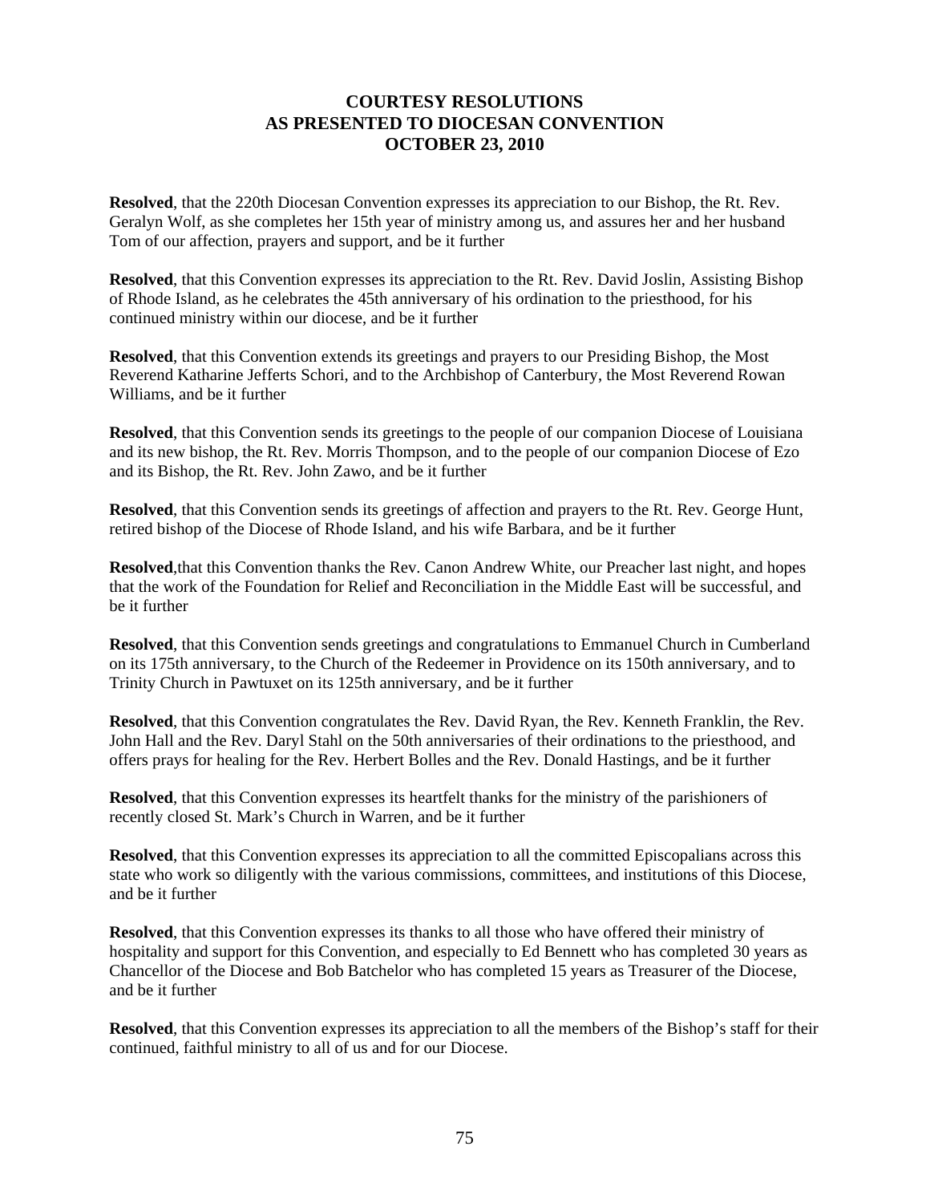# COURTESY RESOLUTIONS
# AS PRESENTED TO DIOCESAN CONVENTION
# OCTOBER 23, 2010

**Resolved**, that the 220th Diocesan Convention expresses its appreciation to our Bishop, the Rt. Rev. Geralyn Wolf, as she completes her 15th year of ministry among us, and assures her and her husband Tom of our affection, prayers and support, and be it further

**Resolved**, that this Convention expresses its appreciation to the Rt. Rev. David Joslin, Assisting Bishop of Rhode Island, as he celebrates the 45th anniversary of his ordination to the priesthood, for his continued ministry within our diocese, and be it further

**Resolved**, that this Convention extends its greetings and prayers to our Presiding Bishop, the Most Reverend Katharine Jefferts Schori, and to the Archbishop of Canterbury, the Most Reverend Rowan Williams, and be it further

**Resolved**, that this Convention sends its greetings to the people of our companion Diocese of Louisiana and its new bishop, the Rt. Rev. Morris Thompson, and to the people of our companion Diocese of Ezo and its Bishop, the Rt. Rev. John Zawo, and be it further

**Resolved**, that this Convention sends its greetings of affection and prayers to the Rt. Rev. George Hunt, retired bishop of the Diocese of Rhode Island, and his wife Barbara, and be it further

**Resolved**,that this Convention thanks the Rev. Canon Andrew White, our Preacher last night, and hopes that the work of the Foundation for Relief and Reconciliation in the Middle East will be successful, and be it further

**Resolved**, that this Convention sends greetings and congratulations to Emmanuel Church in Cumberland on its 175th anniversary, to the Church of the Redeemer in Providence on its 150th anniversary, and to Trinity Church in Pawtuxet on its 125th anniversary, and be it further

**Resolved**, that this Convention congratulates the Rev. David Ryan, the Rev. Kenneth Franklin, the Rev. John Hall and the Rev. Daryl Stahl on the 50th anniversaries of their ordinations to the priesthood, and offers prays for healing for the Rev. Herbert Bolles and the Rev. Donald Hastings, and be it further

**Resolved**, that this Convention expresses its heartfelt thanks for the ministry of the parishioners of recently closed St. Mark's Church in Warren, and be it further

**Resolved**, that this Convention expresses its appreciation to all the committed Episcopalians across this state who work so diligently with the various commissions, committees, and institutions of this Diocese, and be it further

**Resolved**, that this Convention expresses its thanks to all those who have offered their ministry of hospitality and support for this Convention, and especially to Ed Bennett who has completed 30 years as Chancellor of the Diocese and Bob Batchelor who has completed 15 years as Treasurer of the Diocese, and be it further

**Resolved**, that this Convention expresses its appreciation to all the members of the Bishop's staff for their continued, faithful ministry to all of us and for our Diocese.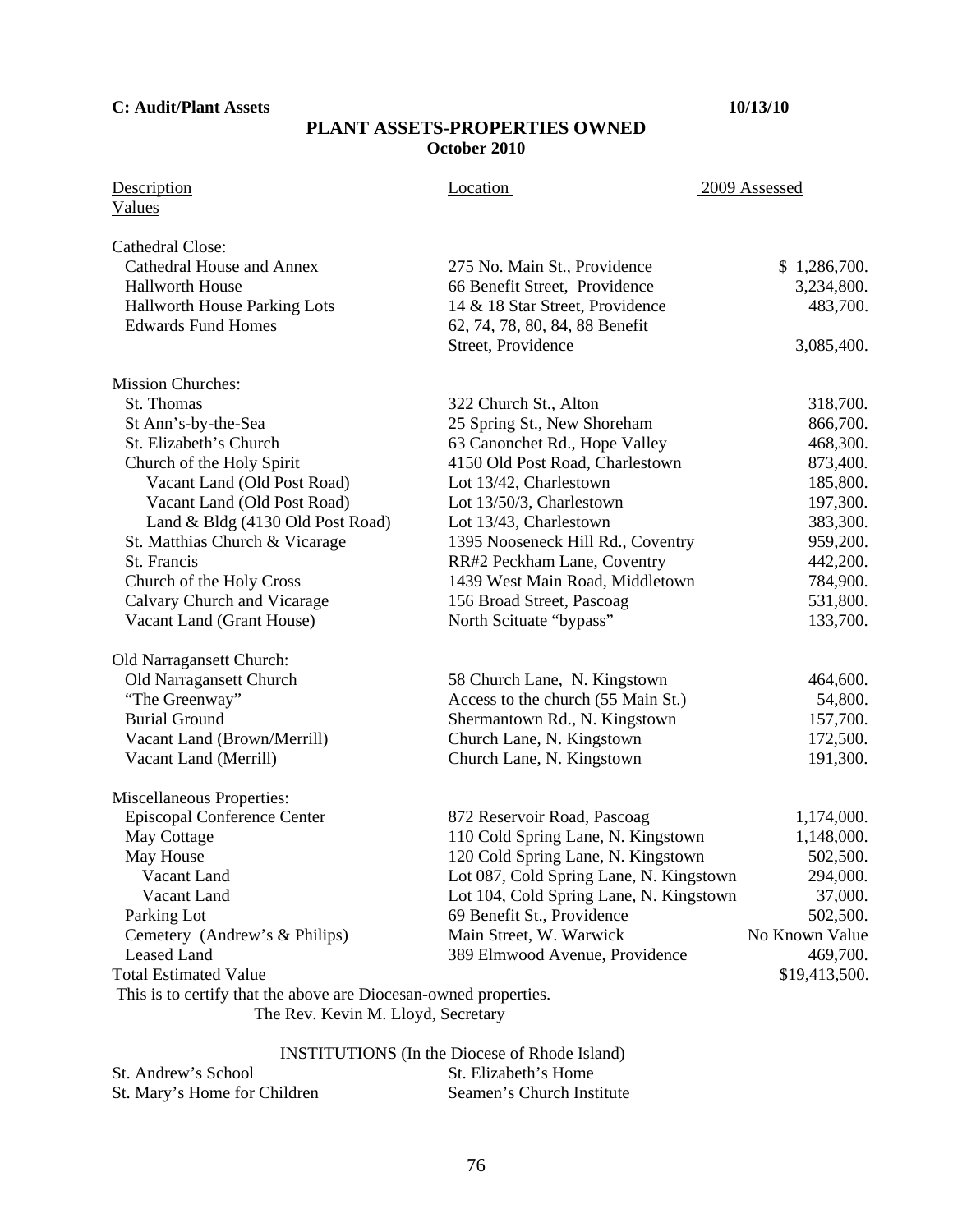**C: Audit/Plant Assets** **10/13/10**

## PLANT ASSETS-PROPERTIES OWNED
**October 2010**

| Description Values | Location | 2009 Assessed |
|---|---|---|
| Cathedral Close: | | |
| Cathedral House and Annex | 275 No. Main St., Providence | $ 1,286,700. |
| Hallworth House | 66 Benefit Street, Providence | 3,234,800. |
| Hallworth House Parking Lots | 14 & 18 Star Street, Providence | 483,700. |
| Edwards Fund Homes | 62, 74, 78, 80, 84, 88 Benefit Street, Providence | 3,085,400. |
| Mission Churches: | | |
| St. Thomas | 322 Church St., Alton | 318,700. |
| St Ann's-by-the-Sea | 25 Spring St., New Shoreham | 866,700. |
| St. Elizabeth's Church | 63 Canonchet Rd., Hope Valley | 468,300. |
| Church of the Holy Spirit | 4150 Old Post Road, Charlestown | 873,400. |
| Vacant Land (Old Post Road) | Lot 13/42, Charlestown | 185,800. |
| Vacant Land (Old Post Road) | Lot 13/50/3, Charlestown | 197,300. |
| Land & Bldg (4130 Old Post Road) | Lot 13/43, Charlestown | 383,300. |
| St. Matthias Church & Vicarage | 1395 Nooseneck Hill Rd., Coventry | 959,200. |
| St. Francis | RR#2 Peckham Lane, Coventry | 442,200. |
| Church of the Holy Cross | 1439 West Main Road, Middletown | 784,900. |
| Calvary Church and Vicarage | 156 Broad Street, Pascoag | 531,800. |
| Vacant Land (Grant House) | North Scituate "bypass" | 133,700. |
| Old Narragansett Church: | | |
| Old Narragansett Church | 58 Church Lane, N. Kingstown | 464,600. |
| "The Greenway" | Access to the church (55 Main St.) | 54,800. |
| Burial Ground | Shermantown Rd., N. Kingstown | 157,700. |
| Vacant Land (Brown/Merrill) | Church Lane, N. Kingstown | 172,500. |
| Vacant Land (Merrill) | Church Lane, N. Kingstown | 191,300. |
| Miscellaneous Properties: | | |
| Episcopal Conference Center | 872 Reservoir Road, Pascoag | 1,174,000. |
| May Cottage | 110 Cold Spring Lane, N. Kingstown | 1,148,000. |
| May House | 120 Cold Spring Lane, N. Kingstown | 502,500. |
| Vacant Land | Lot 087, Cold Spring Lane, N. Kingstown | 294,000. |
| Vacant Land | Lot 104, Cold Spring Lane, N. Kingstown | 37,000. |
| Parking Lot | 69 Benefit St., Providence | 502,500. |
| Cemetery (Andrew's & Philips) | Main Street, W. Warwick | No Known Value |
| Leased Land | 389 Elmwood Avenue, Providence | 469,700. |
| Total Estimated Value | | $19,413,500. |

This is to certify that the above are Diocesan-owned properties.
The Rev. Kevin M. Lloyd, Secretary

INSTITUTIONS (In the Diocese of Rhode Island)

| | |
|---|---|
| St. Andrew's School | St. Elizabeth's Home |
| St. Mary's Home for Children | Seamen's Church Institute |